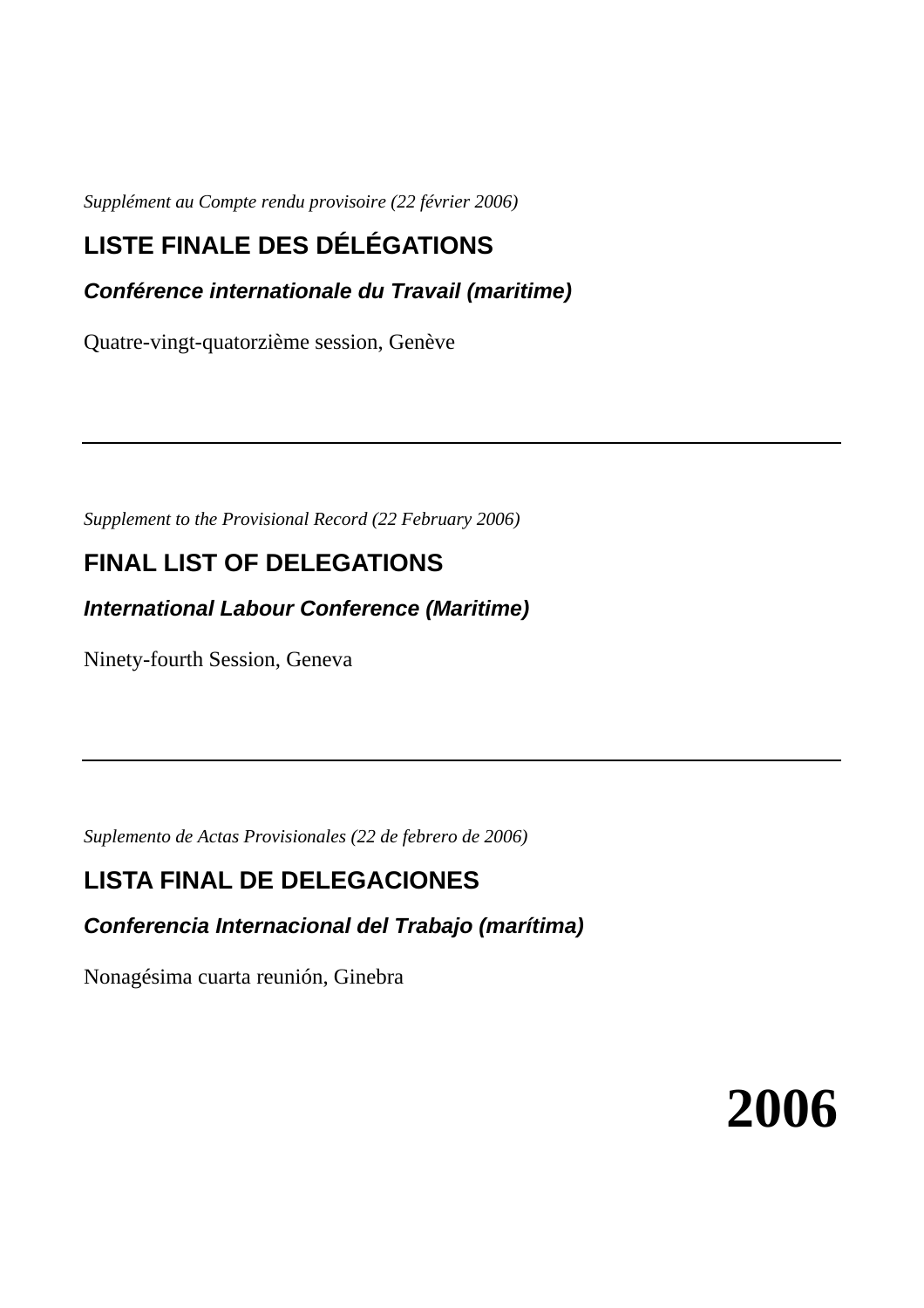*Supplément au Compte rendu provisoire (22 février 2006)*

# LISTE FINALE DES DÉLÉGATIONS

## *Conférence internationale du Travail (maritime)*

Quatre-vingt-quatorzième session, Genève

---

*Supplement to the Provisional Record (22 February 2006)*

# FINAL LIST OF DELEGATIONS

## *International Labour Conference (Maritime)*

Ninety-fourth Session, Geneva

---

*Suplemento de Actas Provisionales (22 de febrero de 2006)*

# LISTA FINAL DE DELEGACIONES

## *Conferencia Internacional del Trabajo (marítima)*

Nonagésima cuarta reunión, Ginebra

**2006**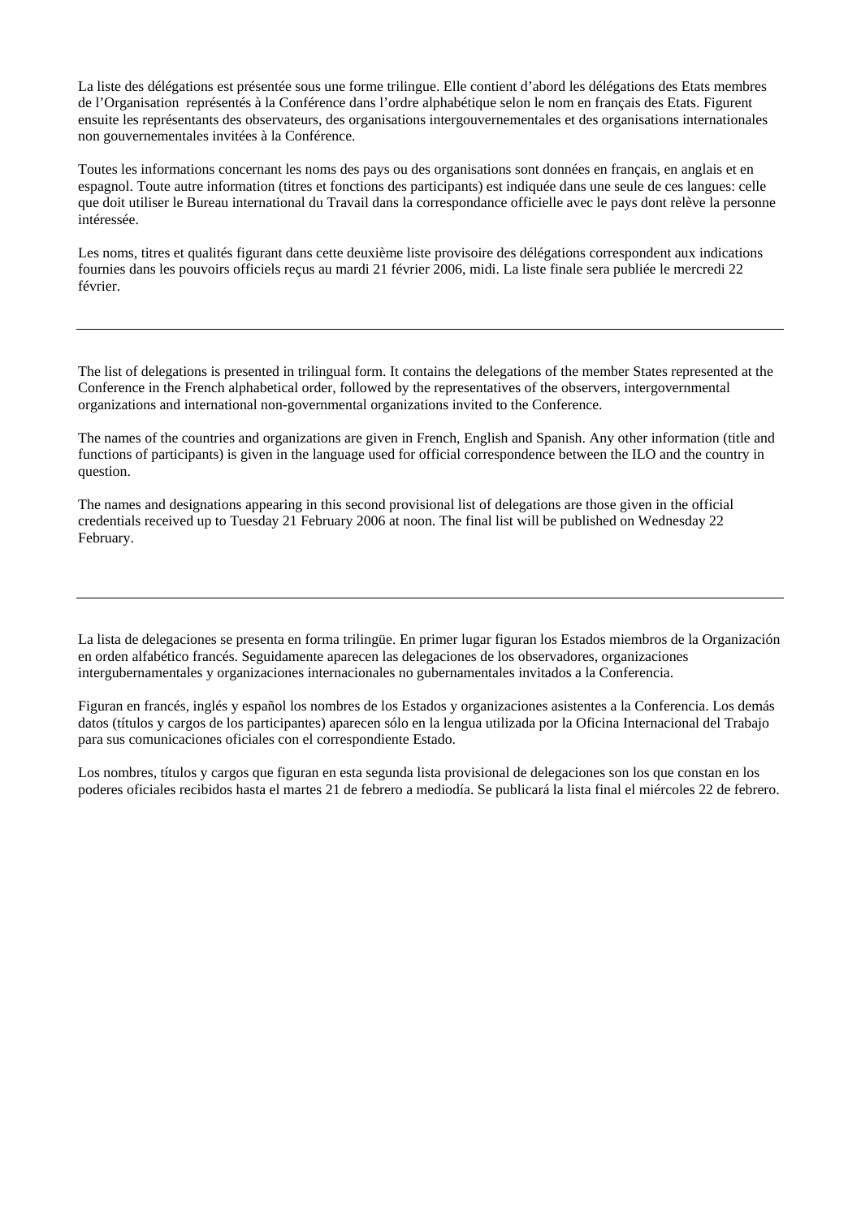La liste des délégations est présentée sous une forme trilingue. Elle contient d'abord les délégations des Etats membres de l'Organisation représentés à la Conférence dans l'ordre alphabétique selon le nom en français des Etats. Figurent ensuite les représentants des observateurs, des organisations intergouvernementales et des organisations internationales non gouvernementales invitées à la Conférence.

Toutes les informations concernant les noms des pays ou des organisations sont données en français, en anglais et en espagnol. Toute autre information (titres et fonctions des participants) est indiquée dans une seule de ces langues: celle que doit utiliser le Bureau international du Travail dans la correspondance officielle avec le pays dont relève la personne intéressée.

Les noms, titres et qualités figurant dans cette deuxième liste provisoire des délégations correspondent aux indications fournies dans les pouvoirs officiels reçus au mardi 21 février 2006, midi. La liste finale sera publiée le mercredi 22 février.

---

The list of delegations is presented in trilingual form. It contains the delegations of the member States represented at the Conference in the French alphabetical order, followed by the representatives of the observers, intergovernmental organizations and international non-governmental organizations invited to the Conference.

The names of the countries and organizations are given in French, English and Spanish. Any other information (title and functions of participants) is given in the language used for official correspondence between the ILO and the country in question.

The names and designations appearing in this second provisional list of delegations are those given in the official credentials received up to Tuesday 21 February 2006 at noon. The final list will be published on Wednesday 22 February.

---

La lista de delegaciones se presenta en forma trilingüe. En primer lugar figuran los Estados miembros de la Organización en orden alfabético francés. Seguidamente aparecen las delegaciones de los observadores, organizaciones intergubernamentales y organizaciones internacionales no gubernamentales invitados a la Conferencia.

Figuran en francés, inglés y español los nombres de los Estados y organizaciones asistentes a la Conferencia. Los demás datos (títulos y cargos de los participantes) aparecen sólo en la lengua utilizada por la Oficina Internacional del Trabajo para sus comunicaciones oficiales con el correspondiente Estado.

Los nombres, títulos y cargos que figuran en esta segunda lista provisional de delegaciones son los que constan en los poderes oficiales recibidos hasta el martes 21 de febrero a mediodía. Se publicará la lista final el miércoles 22 de febrero.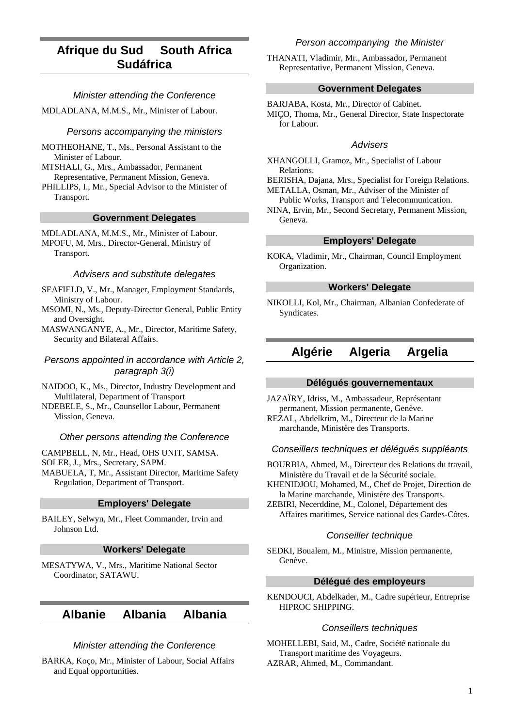# Afrique du Sud South Africa Sudáfrica

### Minister attending the Conference

MDLADLANA, M.M.S., Mr., Minister of Labour.

### Persons accompanying the ministers

MOTHEOHANE, T., Ms., Personal Assistant to the Minister of Labour.
MTSHALI, G., Mrs., Ambassador, Permanent Representative, Permanent Mission, Geneva.
PHILLIPS, I., Mr., Special Advisor to the Minister of Transport.

## Government Delegates

MDLADLANA, M.M.S., Mr., Minister of Labour.
MPOFU, M, Mrs., Director-General, Ministry of Transport.

### Advisers and substitute delegates

SEAFIELD, V., Mr., Manager, Employment Standards, Ministry of Labour.
MSOMI, N., Ms., Deputy-Director General, Public Entity and Oversight.
MASWANGANYE, A., Mr., Director, Maritime Safety, Security and Bilateral Affairs.

### Persons appointed in accordance with Article 2, paragraph 3(i)

NAIDOO, K., Ms., Director, Industry Development and Multilateral, Department of Transport
NDEBELE, S., Mr., Counsellor Labour, Permanent Mission, Geneva.

### Other persons attending the Conference

CAMPBELL, N, Mr., Head, OHS UNIT, SAMSA.
SOLER, J., Mrs., Secretary, SAPM.
MABUELA, T, Mr., Assistant Director, Maritime Safety Regulation, Department of Transport.

## Employers' Delegate

BAILEY, Selwyn, Mr., Fleet Commander, Irvin and Johnson Ltd.

## Workers' Delegate

MESATYWA, V., Mrs., Maritime National Sector Coordinator, SATAWU.

# Albanie Albania Albania

### Minister attending the Conference

BARKA, Koço, Mr., Minister of Labour, Social Affairs and Equal opportunities.

### Person accompanying the Minister

THANATI, Vladimir, Mr., Ambassador, Permanent Representative, Permanent Mission, Geneva.

## Government Delegates

BARJABA, Kosta, Mr., Director of Cabinet.
MIÇO, Thoma, Mr., General Director, State Inspectorate for Labour.

### Advisers

XHANGOLLI, Gramoz, Mr., Specialist of Labour Relations.
BERISHA, Dajana, Mrs., Specialist for Foreign Relations.
METALLA, Osman, Mr., Adviser of the Minister of Public Works, Transport and Telecommunication.
NINA, Ervin, Mr., Second Secretary, Permanent Mission, Geneva.

## Employers' Delegate

KOKA, Vladimir, Mr., Chairman, Council Employment Organization.

## Workers' Delegate

NIKOLLI, Kol, Mr., Chairman, Albanian Confederate of Syndicates.

# Algérie Algeria Argelia

## Délégués gouvernementaux

JAZAÏRY, Idriss, M., Ambassadeur, Représentant permanent, Mission permanente, Genève.
REZAL, Abdelkrim, M., Directeur de la Marine marchande, Ministère des Transports.

### Conseillers techniques et délégués suppléants

BOURBIA, Ahmed, M., Directeur des Relations du travail, Ministère du Travail et de la Sécurité sociale.
KHENIDJOU, Mohamed, M., Chef de Projet, Direction de la Marine marchande, Ministère des Transports.
ZEBIRI, Necerddine, M., Colonel, Département des Affaires maritimes, Service national des Gardes-Côtes.

### Conseiller technique

SEDKI, Boualem, M., Ministre, Mission permanente, Genève.

## Délégué des employeurs

KENDOUCI, Abdelkader, M., Cadre supérieur, Entreprise HIPROC SHIPPING.

### Conseillers techniques

MOHELLEBI, Said, M., Cadre, Société nationale du Transport maritime des Voyageurs.
AZRAR, Ahmed, M., Commandant.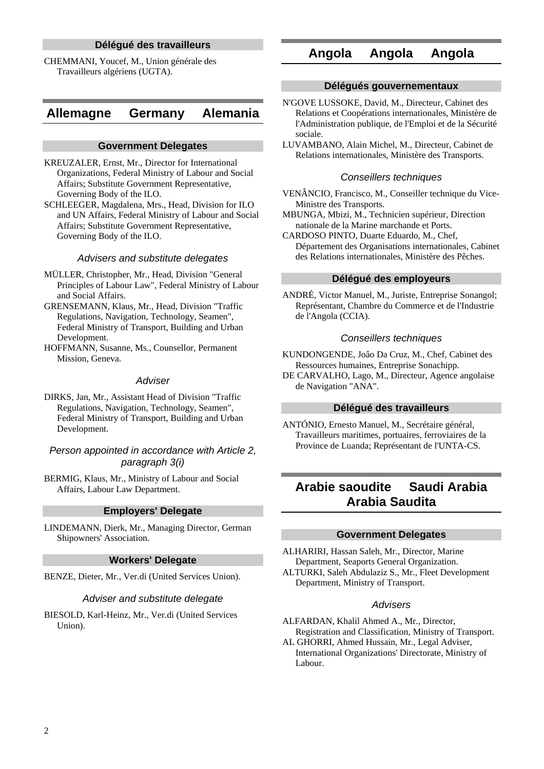### Délégué des travailleurs

CHEMMANI, Youcef, M., Union générale des Travailleurs algériens (UGTA).

## Allemagne Germany Alemania

### Government Delegates

KREUZALER, Ernst, Mr., Director for International Organizations, Federal Ministry of Labour and Social Affairs; Substitute Government Representative, Governing Body of the ILO.

SCHLEEGER, Magdalena, Mrs., Head, Division for ILO and UN Affairs, Federal Ministry of Labour and Social Affairs; Substitute Government Representative, Governing Body of the ILO.

*Advisers and substitute delegates*

MÜLLER, Christopher, Mr., Head, Division "General Principles of Labour Law", Federal Ministry of Labour and Social Affairs.

GRENSEMANN, Klaus, Mr., Head, Division "Traffic Regulations, Navigation, Technology, Seamen", Federal Ministry of Transport, Building and Urban Development.

HOFFMANN, Susanne, Ms., Counsellor, Permanent Mission, Geneva.

*Adviser*

DIRKS, Jan, Mr., Assistant Head of Division "Traffic Regulations, Navigation, Technology, Seamen", Federal Ministry of Transport, Building and Urban Development.

*Person appointed in accordance with Article 2, paragraph 3(i)*

BERMIG, Klaus, Mr., Ministry of Labour and Social Affairs, Labour Law Department.

### Employers' Delegate

LINDEMANN, Dierk, Mr., Managing Director, German Shipowners' Association.

### Workers' Delegate

BENZE, Dieter, Mr., Ver.di (United Services Union).

*Adviser and substitute delegate*

BIESOLD, Karl-Heinz, Mr., Ver.di (United Services Union).

## Angola Angola Angola

### Délégués gouvernementaux

N'GOVE LUSSOKE, David, M., Directeur, Cabinet des Relations et Coopérations internationales, Ministère de l'Administration publique, de l'Emploi et de la Sécurité sociale.

LUVAMBANO, Alain Michel, M., Directeur, Cabinet de Relations internationales, Ministère des Transports.

*Conseillers techniques*

VENÂNCIO, Francisco, M., Conseiller technique du Vice-Ministre des Transports.

MBUNGA, Mbizi, M., Technicien supérieur, Direction nationale de la Marine marchande et Ports.

CARDOSO PINTO, Duarte Eduardo, M., Chef, Département des Organisations internationales, Cabinet des Relations internationales, Ministère des Pêches.

### Délégué des employeurs

ANDRÉ, Victor Manuel, M., Juriste, Entreprise Sonangol; Représentant, Chambre du Commerce et de l'Industrie de l'Angola (CCIA).

*Conseillers techniques*

KUNDONGENDE, Joâo Da Cruz, M., Chef, Cabinet des Ressources humaines, Entreprise Sonachipp.

DE CARVALHO, Lago, M., Directeur, Agence angolaise de Navigation "ANA".

### Délégué des travailleurs

ANTÓNIO, Ernesto Manuel, M., Secrétaire général, Travailleurs maritimes, portuaires, ferroviaires de la Province de Luanda; Représentant de l'UNTA-CS.

## Arabie saoudite Saudi Arabia Arabia Saudita

### Government Delegates

ALHARIRI, Hassan Saleh, Mr., Director, Marine Department, Seaports General Organization.

ALTURKI, Saleh Abdulaziz S., Mr., Fleet Development Department, Ministry of Transport.

*Advisers*

ALFARDAN, Khalil Ahmed A., Mr., Director, Registration and Classification, Ministry of Transport.

AL GHORRI, Ahmed Hussain, Mr., Legal Adviser, International Organizations' Directorate, Ministry of Labour.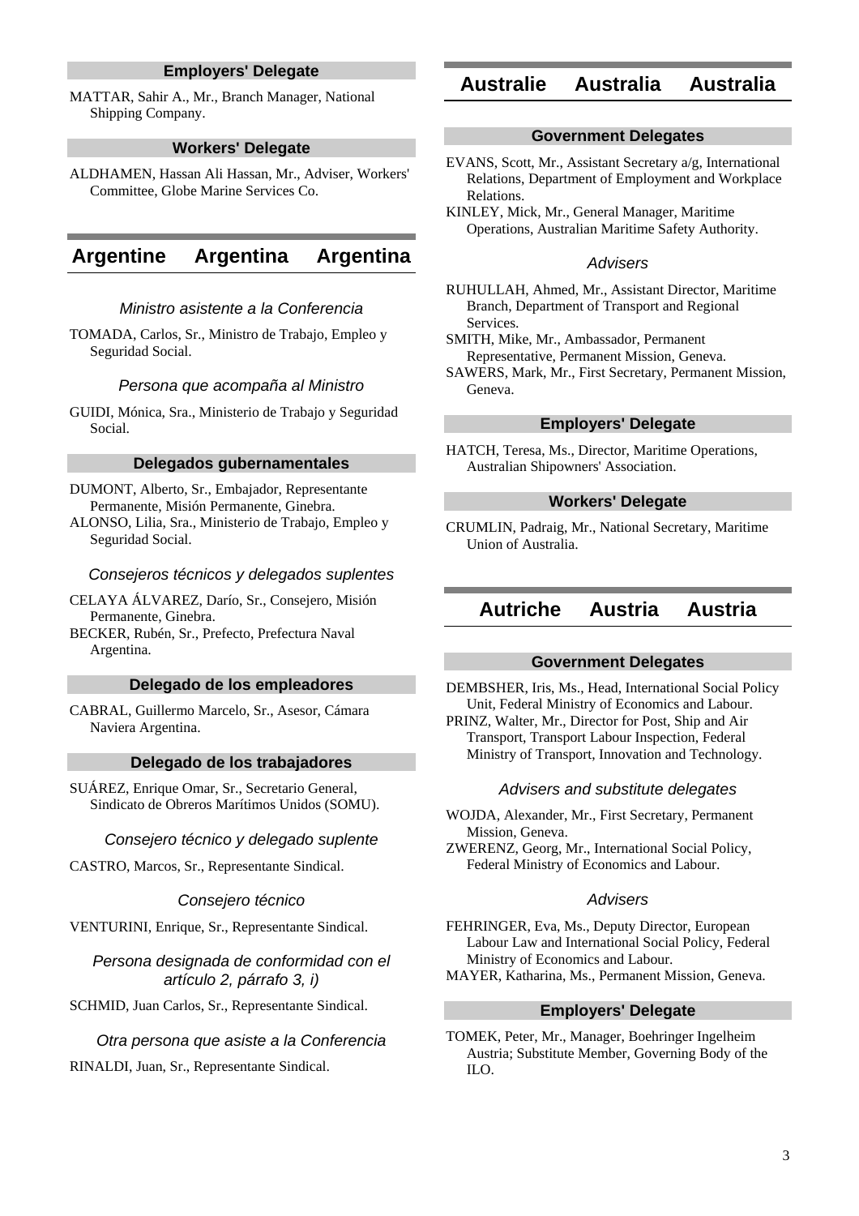### Employers' Delegate

MATTAR, Sahir A., Mr., Branch Manager, National Shipping Company.

### Workers' Delegate

ALDHAMEN, Hassan Ali Hassan, Mr., Adviser, Workers' Committee, Globe Marine Services Co.

## Argentine Argentina Argentina

*Ministro asistente a la Conferencia*

TOMADA, Carlos, Sr., Ministro de Trabajo, Empleo y Seguridad Social.

*Persona que acompaña al Ministro*

GUIDI, Mónica, Sra., Ministerio de Trabajo y Seguridad Social.

### Delegados gubernamentales

DUMONT, Alberto, Sr., Embajador, Representante Permanente, Misión Permanente, Ginebra.

ALONSO, Lilia, Sra., Ministerio de Trabajo, Empleo y Seguridad Social.

*Consejeros técnicos y delegados suplentes*

CELAYA ÁLVAREZ, Darío, Sr., Consejero, Misión Permanente, Ginebra.

BECKER, Rubén, Sr., Prefecto, Prefectura Naval Argentina.

### Delegado de los empleadores

CABRAL, Guillermo Marcelo, Sr., Asesor, Cámara Naviera Argentina.

### Delegado de los trabajadores

SUÁREZ, Enrique Omar, Sr., Secretario General, Sindicato de Obreros Marítimos Unidos (SOMU).

*Consejero técnico y delegado suplente*

CASTRO, Marcos, Sr., Representante Sindical.

*Consejero técnico*

VENTURINI, Enrique, Sr., Representante Sindical.

*Persona designada de conformidad con el artículo 2, párrafo 3, i)*

SCHMID, Juan Carlos, Sr., Representante Sindical.

*Otra persona que asiste a la Conferencia*

RINALDI, Juan, Sr., Representante Sindical.

## Australie Australia Australia

### Government Delegates

EVANS, Scott, Mr., Assistant Secretary a/g, International Relations, Department of Employment and Workplace Relations.

KINLEY, Mick, Mr., General Manager, Maritime Operations, Australian Maritime Safety Authority.

*Advisers*

RUHULLAH, Ahmed, Mr., Assistant Director, Maritime Branch, Department of Transport and Regional Services.

SMITH, Mike, Mr., Ambassador, Permanent Representative, Permanent Mission, Geneva.

SAWERS, Mark, Mr., First Secretary, Permanent Mission, Geneva.

### Employers' Delegate

HATCH, Teresa, Ms., Director, Maritime Operations, Australian Shipowners' Association.

### Workers' Delegate

CRUMLIN, Padraig, Mr., National Secretary, Maritime Union of Australia.

## Autriche Austria Austria

### Government Delegates

DEMBSHER, Iris, Ms., Head, International Social Policy Unit, Federal Ministry of Economics and Labour.

PRINZ, Walter, Mr., Director for Post, Ship and Air Transport, Transport Labour Inspection, Federal Ministry of Transport, Innovation and Technology.

*Advisers and substitute delegates*

WOJDA, Alexander, Mr., First Secretary, Permanent Mission, Geneva.

ZWERENZ, Georg, Mr., International Social Policy, Federal Ministry of Economics and Labour.

*Advisers*

FEHRINGER, Eva, Ms., Deputy Director, European Labour Law and International Social Policy, Federal Ministry of Economics and Labour.

MAYER, Katharina, Ms., Permanent Mission, Geneva.

### Employers' Delegate

TOMEK, Peter, Mr., Manager, Boehringer Ingelheim Austria; Substitute Member, Governing Body of the ILO.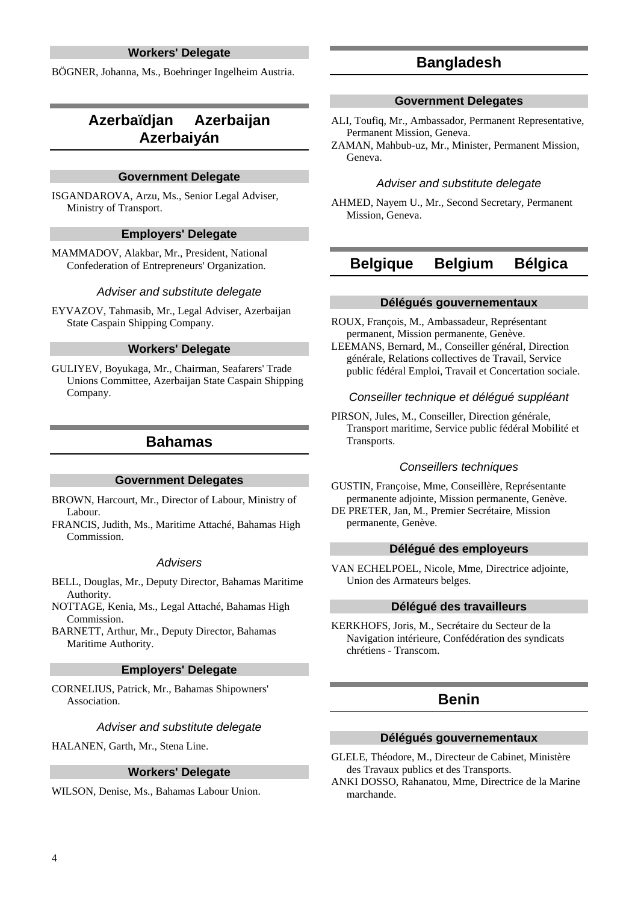### Workers' Delegate

BÖGNER, Johanna, Ms., Boehringer Ingelheim Austria.

## Azerbaïdjan Azerbaijan Azerbaiyán

### Government Delegate

ISGANDAROVA, Arzu, Ms., Senior Legal Adviser, Ministry of Transport.

### Employers' Delegate

MAMMADOV, Alakbar, Mr., President, National Confederation of Entrepreneurs' Organization.

*Adviser and substitute delegate*

EYVAZOV, Tahmasib, Mr., Legal Adviser, Azerbaijan State Caspain Shipping Company.

### Workers' Delegate

GULIYEV, Boyukaga, Mr., Chairman, Seafarers' Trade Unions Committee, Azerbaijan State Caspain Shipping Company.

## Bahamas

### Government Delegates

BROWN, Harcourt, Mr., Director of Labour, Ministry of Labour.

FRANCIS, Judith, Ms., Maritime Attaché, Bahamas High Commission.

*Advisers*

BELL, Douglas, Mr., Deputy Director, Bahamas Maritime Authority.

NOTTAGE, Kenia, Ms., Legal Attaché, Bahamas High Commission.

BARNETT, Arthur, Mr., Deputy Director, Bahamas Maritime Authority.

### Employers' Delegate

CORNELIUS, Patrick, Mr., Bahamas Shipowners' Association.

*Adviser and substitute delegate*

HALANEN, Garth, Mr., Stena Line.

### Workers' Delegate

WILSON, Denise, Ms., Bahamas Labour Union.

## Bangladesh

### Government Delegates

ALI, Toufiq, Mr., Ambassador, Permanent Representative, Permanent Mission, Geneva.

ZAMAN, Mahbub-uz, Mr., Minister, Permanent Mission, Geneva.

*Adviser and substitute delegate*

AHMED, Nayem U., Mr., Second Secretary, Permanent Mission, Geneva.

## Belgique Belgium Bélgica

### Délégués gouvernementaux

ROUX, François, M., Ambassadeur, Représentant permanent, Mission permanente, Genève.

LEEMANS, Bernard, M., Conseiller général, Direction générale, Relations collectives de Travail, Service public fédéral Emploi, Travail et Concertation sociale.

*Conseiller technique et délégué suppléant*

PIRSON, Jules, M., Conseiller, Direction générale, Transport maritime, Service public fédéral Mobilité et Transports.

*Conseillers techniques*

GUSTIN, Françoise, Mme, Conseillère, Représentante permanente adjointe, Mission permanente, Genève.

DE PRETER, Jan, M., Premier Secrétaire, Mission permanente, Genève.

### Délégué des employeurs

VAN ECHELPOEL, Nicole, Mme, Directrice adjointe, Union des Armateurs belges.

### Délégué des travailleurs

KERKHOFS, Joris, M., Secrétaire du Secteur de la Navigation intérieure, Confédération des syndicats chrétiens - Transcom.

## Benin

### Délégués gouvernementaux

GLELE, Théodore, M., Directeur de Cabinet, Ministère des Travaux publics et des Transports.

ANKI DOSSO, Rahanatou, Mme, Directrice de la Marine marchande.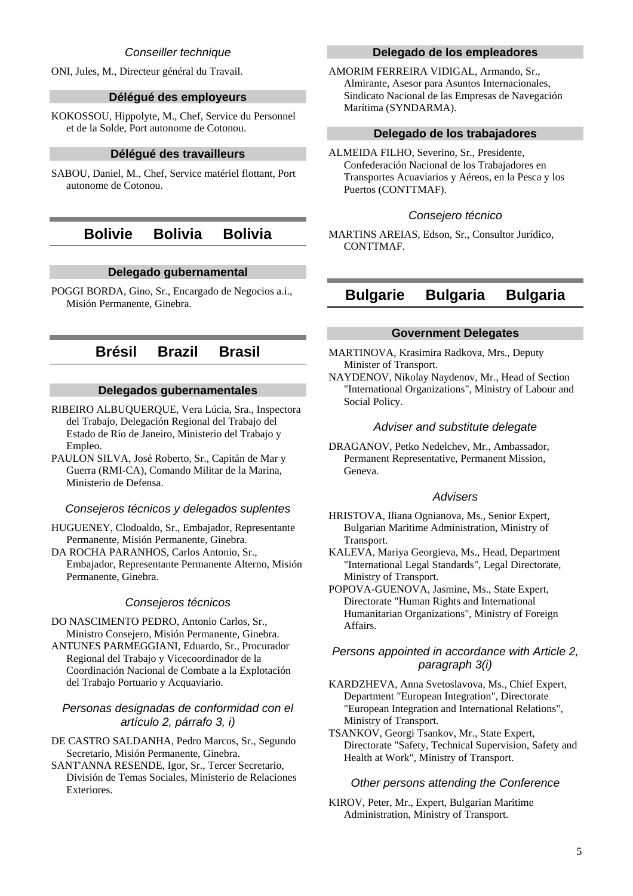### *Conseiller technique*

ONI, Jules, M., Directeur général du Travail.

### Délégué des employeurs

KOKOSSOU, Hippolyte, M., Chef, Service du Personnel et de la Solde, Port autonome de Cotonou.

### Délégué des travailleurs

SABOU, Daniel, M., Chef, Service matériel flottant, Port autonome de Cotonou.

## Bolivie Bolivia Bolivia

### Delegado gubernamental

POGGI BORDA, Gino, Sr., Encargado de Negocios a.i., Misión Permanente, Ginebra.

## Brésil Brazil Brasil

### Delegados gubernamentales

RIBEIRO ALBUQUERQUE, Vera Lúcia, Sra., Inspectora del Trabajo, Delegación Regional del Trabajo del Estado de Río de Janeiro, Ministerio del Trabajo y Empleo.

PAULON SILVA, José Roberto, Sr., Capitán de Mar y Guerra (RMI-CA), Comando Militar de la Marina, Ministerio de Defensa.

### *Consejeros técnicos y delegados suplentes*

HUGUENEY, Clodoaldo, Sr., Embajador, Representante Permanente, Misión Permanente, Ginebra.

DA ROCHA PARANHOS, Carlos Antonio, Sr., Embajador, Representante Permanente Alterno, Misión Permanente, Ginebra.

### *Consejeros técnicos*

DO NASCIMENTO PEDRO, Antonio Carlos, Sr., Ministro Consejero, Misión Permanente, Ginebra.

ANTUNES PARMEGGIANI, Eduardo, Sr., Procurador Regional del Trabajo y Vicecoordinador de la Coordinación Nacional de Combate a la Explotación del Trabajo Portuario y Acquaviario.

### *Personas designadas de conformidad con el artículo 2, párrafo 3, i)*

DE CASTRO SALDANHA, Pedro Marcos, Sr., Segundo Secretario, Misión Permanente, Ginebra.

SANT'ANNA RESENDE, Igor, Sr., Tercer Secretario, División de Temas Sociales, Ministerio de Relaciones Exteriores.

### Delegado de los empleadores

AMORIM FERREIRA VIDIGAL, Armando, Sr., Almirante, Asesor para Asuntos Internacionales, Sindicato Nacional de las Empresas de Navegación Marítima (SYNDARMA).

### Delegado de los trabajadores

ALMEIDA FILHO, Severino, Sr., Presidente, Confederación Nacional de los Trabajadores en Transportes Acuaviarios y Aéreos, en la Pesca y los Puertos (CONTTMAF).

### *Consejero técnico*

MARTINS AREIAS, Edson, Sr., Consultor Jurídico, CONTTMAF.

## Bulgarie Bulgaria Bulgaria

### Government Delegates

MARTINOVA, Krasimira Radkova, Mrs., Deputy Minister of Transport.

NAYDENOV, Nikolay Naydenov, Mr., Head of Section "International Organizations", Ministry of Labour and Social Policy.

### *Adviser and substitute delegate*

DRAGANOV, Petko Nedelchev, Mr., Ambassador, Permanent Representative, Permanent Mission, Geneva.

### *Advisers*

HRISTOVA, Iliana Ognianova, Ms., Senior Expert, Bulgarian Maritime Administration, Ministry of Transport.

KALEVA, Mariya Georgieva, Ms., Head, Department "International Legal Standards", Legal Directorate, Ministry of Transport.

POPOVA-GUENOVA, Jasmine, Ms., State Expert, Directorate "Human Rights and International Humanitarian Organizations", Ministry of Foreign Affairs.

### *Persons appointed in accordance with Article 2, paragraph 3(i)*

KARDZHEVA, Anna Svetoslavova, Ms., Chief Expert, Department "European Integration", Directorate "European Integration and International Relations", Ministry of Transport.

TSANKOV, Georgi Tsankov, Mr., State Expert, Directorate "Safety, Technical Supervision, Safety and Health at Work", Ministry of Transport.

### *Other persons attending the Conference*

KIROV, Peter, Mr., Expert, Bulgarian Maritime Administration, Ministry of Transport.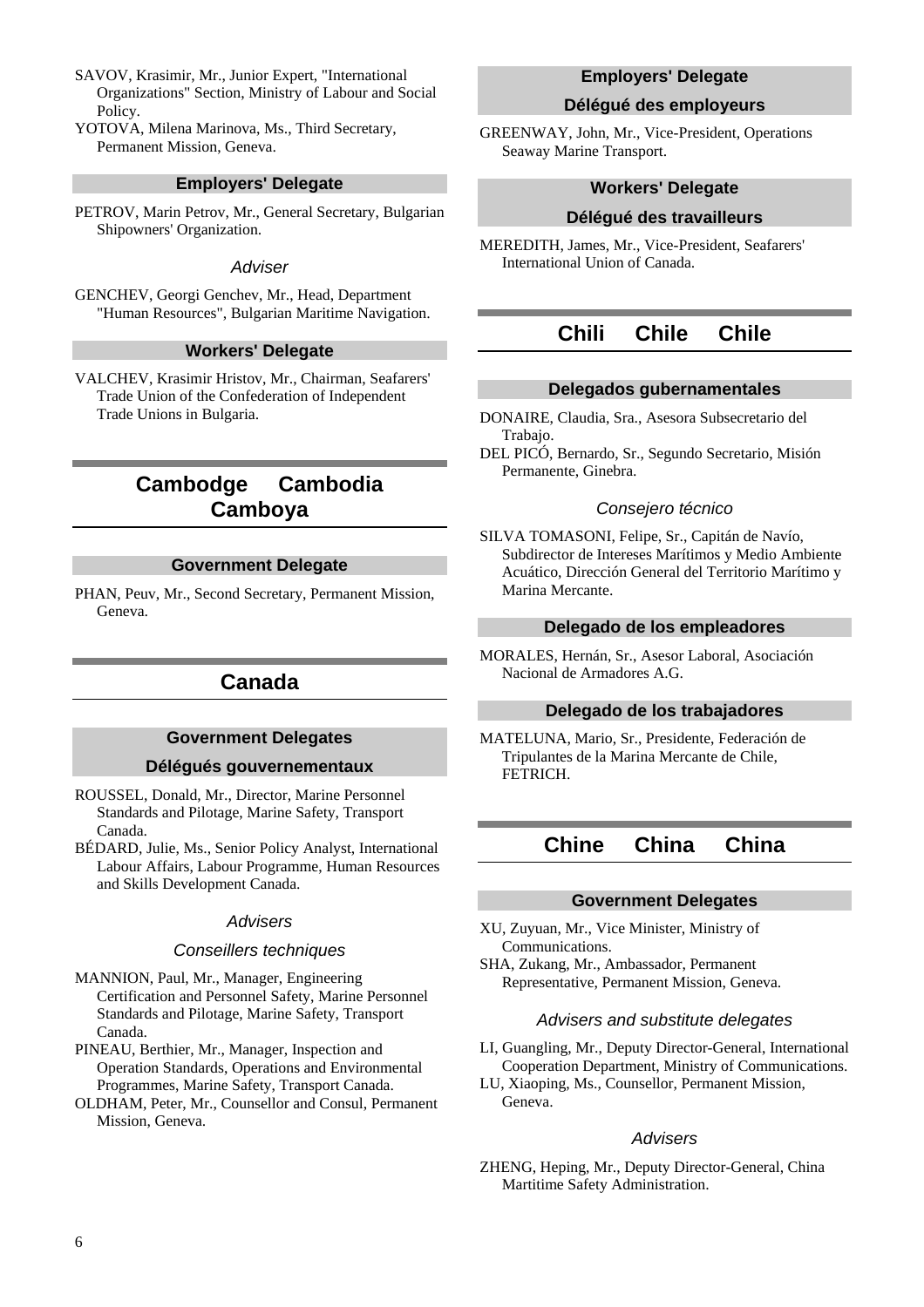SAVOV, Krasimir, Mr., Junior Expert, "International Organizations" Section, Ministry of Labour and Social Policy.

YOTOVA, Milena Marinova, Ms., Third Secretary, Permanent Mission, Geneva.

### Employers' Delegate

PETROV, Marin Petrov, Mr., General Secretary, Bulgarian Shipowners' Organization.

*Adviser*

GENCHEV, Georgi Genchev, Mr., Head, Department "Human Resources", Bulgarian Maritime Navigation.

### Workers' Delegate

VALCHEV, Krasimir Hristov, Mr., Chairman, Seafarers' Trade Union of the Confederation of Independent Trade Unions in Bulgaria.

## Cambodge Cambodia Camboya

### Government Delegate

PHAN, Peuv, Mr., Second Secretary, Permanent Mission, Geneva.

## Canada

### Government Delegates
### Délégués gouvernementaux

ROUSSEL, Donald, Mr., Director, Marine Personnel Standards and Pilotage, Marine Safety, Transport Canada.

BÉDARD, Julie, Ms., Senior Policy Analyst, International Labour Affairs, Labour Programme, Human Resources and Skills Development Canada.

*Advisers*

*Conseillers techniques*

MANNION, Paul, Mr., Manager, Engineering Certification and Personnel Safety, Marine Personnel Standards and Pilotage, Marine Safety, Transport Canada.

PINEAU, Berthier, Mr., Manager, Inspection and Operation Standards, Operations and Environmental Programmes, Marine Safety, Transport Canada.

OLDHAM, Peter, Mr., Counsellor and Consul, Permanent Mission, Geneva.

### Employers' Delegate
### Délégué des employeurs

GREENWAY, John, Mr., Vice-President, Operations Seaway Marine Transport.

### Workers' Delegate
### Délégué des travailleurs

MEREDITH, James, Mr., Vice-President, Seafarers' International Union of Canada.

## Chili Chile Chile

### Delegados gubernamentales

DONAIRE, Claudia, Sra., Asesora Subsecretario del Trabajo.

DEL PICÓ, Bernardo, Sr., Segundo Secretario, Misión Permanente, Ginebra.

*Consejero técnico*

SILVA TOMASONI, Felipe, Sr., Capitán de Navío, Subdirector de Intereses Marítimos y Medio Ambiente Acuático, Dirección General del Territorio Marítimo y Marina Mercante.

### Delegado de los empleadores

MORALES, Hernán, Sr., Asesor Laboral, Asociación Nacional de Armadores A.G.

### Delegado de los trabajadores

MATELUNA, Mario, Sr., Presidente, Federación de Tripulantes de la Marina Mercante de Chile, FETRICH.

## Chine China China

### Government Delegates

XU, Zuyuan, Mr., Vice Minister, Ministry of Communications.

SHA, Zukang, Mr., Ambassador, Permanent Representative, Permanent Mission, Geneva.

*Advisers and substitute delegates*

LI, Guangling, Mr., Deputy Director-General, International Cooperation Department, Ministry of Communications.

LU, Xiaoping, Ms., Counsellor, Permanent Mission, Geneva.

*Advisers*

ZHENG, Heping, Mr., Deputy Director-General, China Martitime Safety Administration.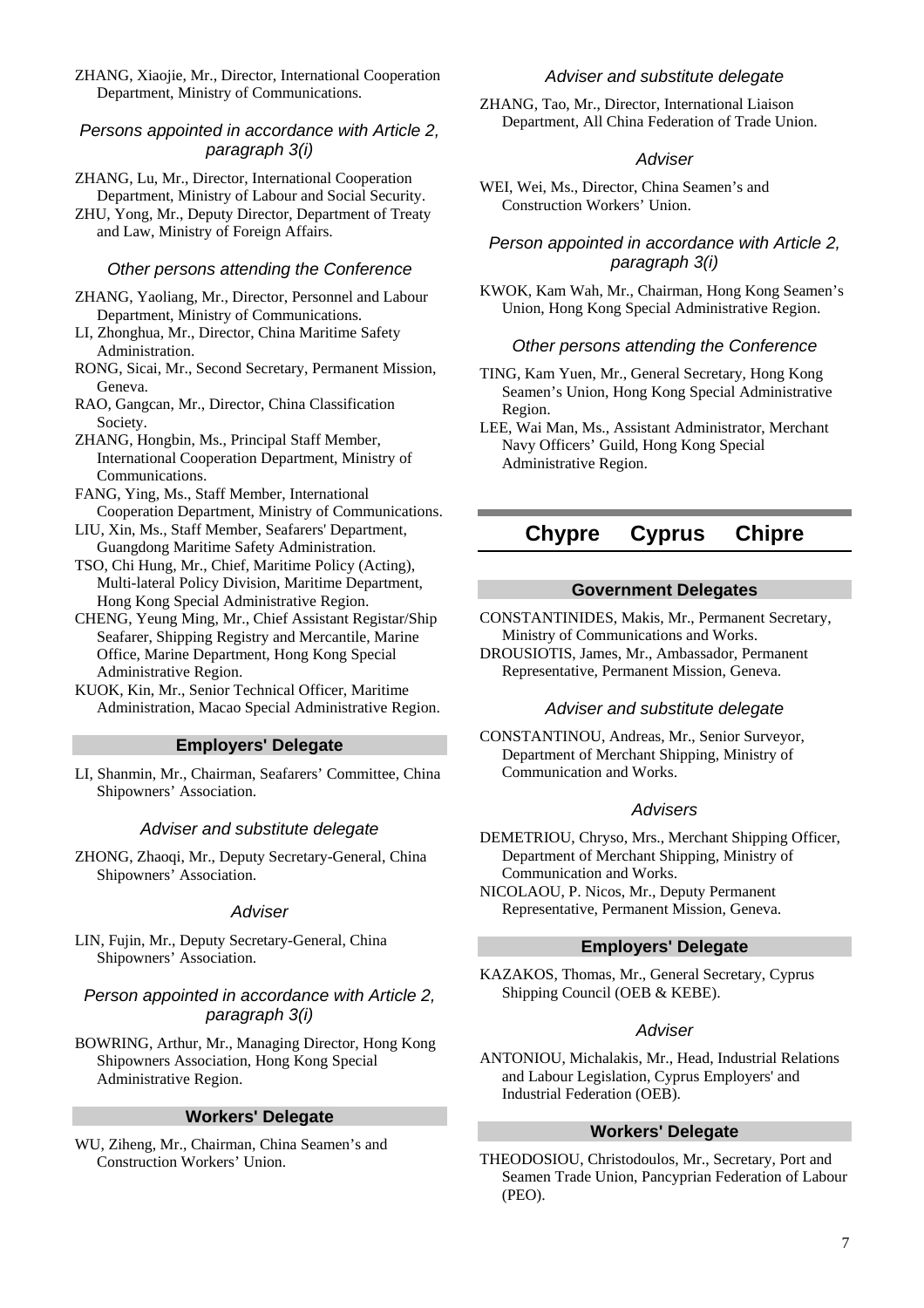ZHANG, Xiaojie, Mr., Director, International Cooperation Department, Ministry of Communications.

*Persons appointed in accordance with Article 2, paragraph 3(i)*

ZHANG, Lu, Mr., Director, International Cooperation Department, Ministry of Labour and Social Security.

ZHU, Yong, Mr., Deputy Director, Department of Treaty and Law, Ministry of Foreign Affairs.

*Other persons attending the Conference*

ZHANG, Yaoliang, Mr., Director, Personnel and Labour Department, Ministry of Communications.

LI, Zhonghua, Mr., Director, China Maritime Safety Administration.

RONG, Sicai, Mr., Second Secretary, Permanent Mission, Geneva.

RAO, Gangcan, Mr., Director, China Classification Society.

ZHANG, Hongbin, Ms., Principal Staff Member, International Cooperation Department, Ministry of Communications.

FANG, Ying, Ms., Staff Member, International Cooperation Department, Ministry of Communications.

LIU, Xin, Ms., Staff Member, Seafarers' Department, Guangdong Maritime Safety Administration.

TSO, Chi Hung, Mr., Chief, Maritime Policy (Acting), Multi-lateral Policy Division, Maritime Department, Hong Kong Special Administrative Region.

CHENG, Yeung Ming, Mr., Chief Assistant Registar/Ship Seafarer, Shipping Registry and Mercantile, Marine Office, Marine Department, Hong Kong Special Administrative Region.

KUOK, Kin, Mr., Senior Technical Officer, Maritime Administration, Macao Special Administrative Region.

**Employers' Delegate**

LI, Shanmin, Mr., Chairman, Seafarers' Committee, China Shipowners' Association.

*Adviser and substitute delegate*

ZHONG, Zhaoqi, Mr., Deputy Secretary-General, China Shipowners' Association.

*Adviser*

LIN, Fujin, Mr., Deputy Secretary-General, China Shipowners' Association.

*Person appointed in accordance with Article 2, paragraph 3(i)*

BOWRING, Arthur, Mr., Managing Director, Hong Kong Shipowners Association, Hong Kong Special Administrative Region.

**Workers' Delegate**

WU, Ziheng, Mr., Chairman, China Seamen's and Construction Workers' Union.

*Adviser and substitute delegate*

ZHANG, Tao, Mr., Director, International Liaison Department, All China Federation of Trade Union.

*Adviser*

WEI, Wei, Ms., Director, China Seamen's and Construction Workers' Union.

*Person appointed in accordance with Article 2, paragraph 3(i)*

KWOK, Kam Wah, Mr., Chairman, Hong Kong Seamen's Union, Hong Kong Special Administrative Region.

*Other persons attending the Conference*

TING, Kam Yuen, Mr., General Secretary, Hong Kong Seamen's Union, Hong Kong Special Administrative Region.

LEE, Wai Man, Ms., Assistant Administrator, Merchant Navy Officers' Guild, Hong Kong Special Administrative Region.

## Chypre Cyprus Chipre

**Government Delegates**

CONSTANTINIDES, Makis, Mr., Permanent Secretary, Ministry of Communications and Works.

DROUSIOTIS, James, Mr., Ambassador, Permanent Representative, Permanent Mission, Geneva.

*Adviser and substitute delegate*

CONSTANTINOU, Andreas, Mr., Senior Surveyor, Department of Merchant Shipping, Ministry of Communication and Works.

*Advisers*

DEMETRIOU, Chryso, Mrs., Merchant Shipping Officer, Department of Merchant Shipping, Ministry of Communication and Works.

NICOLAOU, P. Nicos, Mr., Deputy Permanent Representative, Permanent Mission, Geneva.

**Employers' Delegate**

KAZAKOS, Thomas, Mr., General Secretary, Cyprus Shipping Council (OEB & KEBE).

*Adviser*

ANTONIOU, Michalakis, Mr., Head, Industrial Relations and Labour Legislation, Cyprus Employers' and Industrial Federation (OEB).

**Workers' Delegate**

THEODOSIOU, Christodoulos, Mr., Secretary, Port and Seamen Trade Union, Pancyprian Federation of Labour (PEO).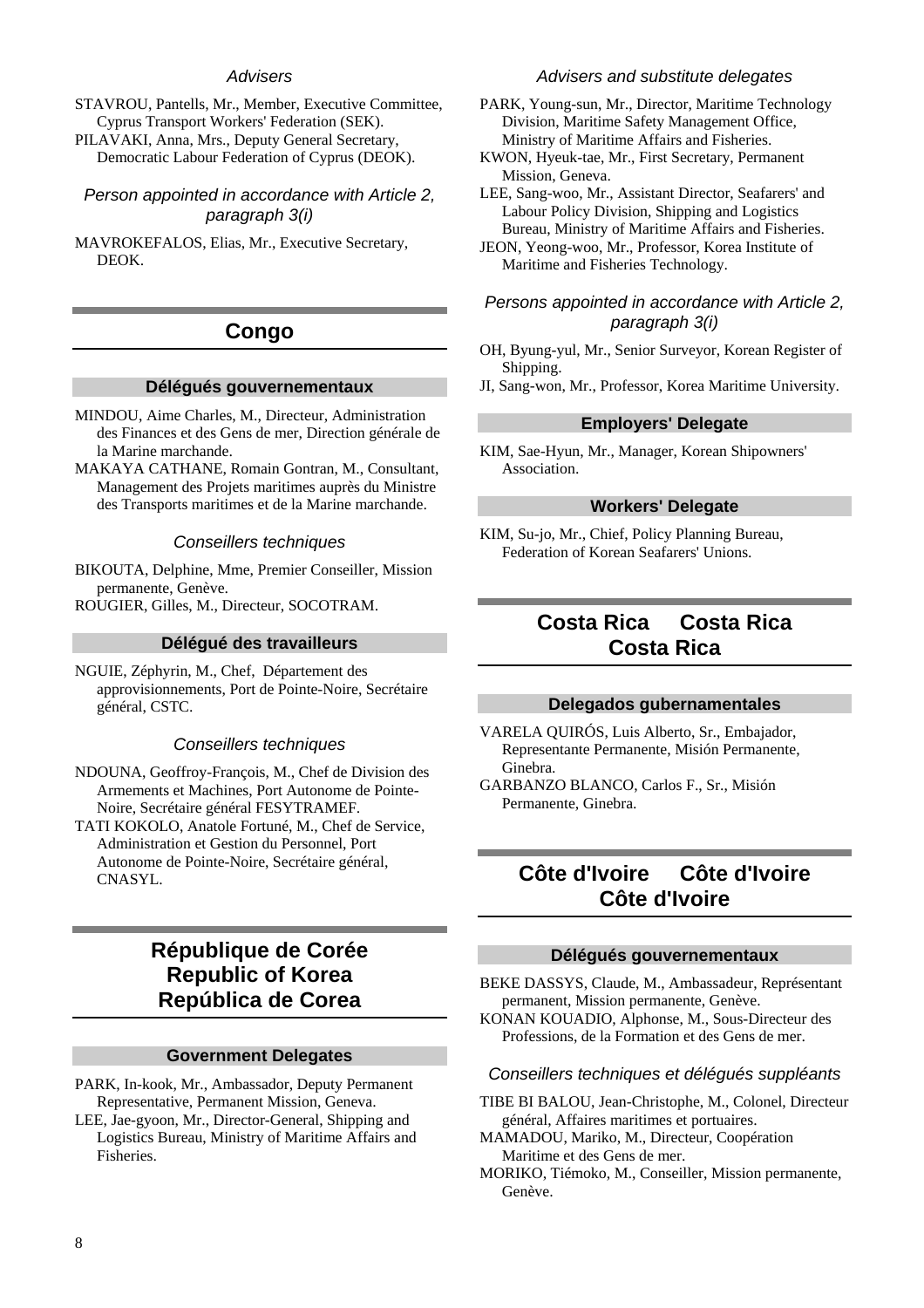### *Advisers*

STAVROU, Pantells, Mr., Member, Executive Committee, Cyprus Transport Workers' Federation (SEK).

PILAVAKI, Anna, Mrs., Deputy General Secretary, Democratic Labour Federation of Cyprus (DEOK).

### *Person appointed in accordance with Article 2, paragraph 3(i)*

MAVROKEFALOS, Elias, Mr., Executive Secretary, DEOK.

## Congo

### Délégués gouvernementaux

MINDOU, Aime Charles, M., Directeur, Administration des Finances et des Gens de mer, Direction générale de la Marine marchande.

MAKAYA CATHANE, Romain Gontran, M., Consultant, Management des Projets maritimes auprès du Ministre des Transports maritimes et de la Marine marchande.

### *Conseillers techniques*

BIKOUTA, Delphine, Mme, Premier Conseiller, Mission permanente, Genève.

ROUGIER, Gilles, M., Directeur, SOCOTRAM.

### Délégué des travailleurs

NGUIE, Zéphyrin, M., Chef, Département des approvisionnements, Port de Pointe-Noire, Secrétaire général, CSTC.

### *Conseillers techniques*

NDOUNA, Geoffroy-François, M., Chef de Division des Armements et Machines, Port Autonome de Pointe-Noire, Secrétaire général FESYTRAMEF.

TATI KOKOLO, Anatole Fortuné, M., Chef de Service, Administration et Gestion du Personnel, Port Autonome de Pointe-Noire, Secrétaire général, CNASYL.

## République de Corée
## Republic of Korea
## República de Corea

### Government Delegates

PARK, In-kook, Mr., Ambassador, Deputy Permanent Representative, Permanent Mission, Geneva.

LEE, Jae-gyoon, Mr., Director-General, Shipping and Logistics Bureau, Ministry of Maritime Affairs and Fisheries.

### *Advisers and substitute delegates*

PARK, Young-sun, Mr., Director, Maritime Technology Division, Maritime Safety Management Office, Ministry of Maritime Affairs and Fisheries.

KWON, Hyeuk-tae, Mr., First Secretary, Permanent Mission, Geneva.

LEE, Sang-woo, Mr., Assistant Director, Seafarers' and Labour Policy Division, Shipping and Logistics Bureau, Ministry of Maritime Affairs and Fisheries.

JEON, Yeong-woo, Mr., Professor, Korea Institute of Maritime and Fisheries Technology.

### *Persons appointed in accordance with Article 2, paragraph 3(i)*

OH, Byung-yul, Mr., Senior Surveyor, Korean Register of Shipping.

JI, Sang-won, Mr., Professor, Korea Maritime University.

### Employers' Delegate

KIM, Sae-Hyun, Mr., Manager, Korean Shipowners' Association.

### Workers' Delegate

KIM, Su-jo, Mr., Chief, Policy Planning Bureau, Federation of Korean Seafarers' Unions.

## Costa Rica Costa Rica
## Costa Rica

### Delegados gubernamentales

VARELA QUIRÓS, Luis Alberto, Sr., Embajador, Representante Permanente, Misión Permanente, Ginebra.

GARBANZO BLANCO, Carlos F., Sr., Misión Permanente, Ginebra.

## Côte d'Ivoire Côte d'Ivoire
## Côte d'Ivoire

### Délégués gouvernementaux

BEKE DASSYS, Claude, M., Ambassadeur, Représentant permanent, Mission permanente, Genève.

KONAN KOUADIO, Alphonse, M., Sous-Directeur des Professions, de la Formation et des Gens de mer.

### *Conseillers techniques et délégués suppléants*

TIBE BI BALOU, Jean-Christophe, M., Colonel, Directeur général, Affaires maritimes et portuaires.

MAMADOU, Mariko, M., Directeur, Coopération Maritime et des Gens de mer.

MORIKO, Tiémoko, M., Conseiller, Mission permanente, Genève.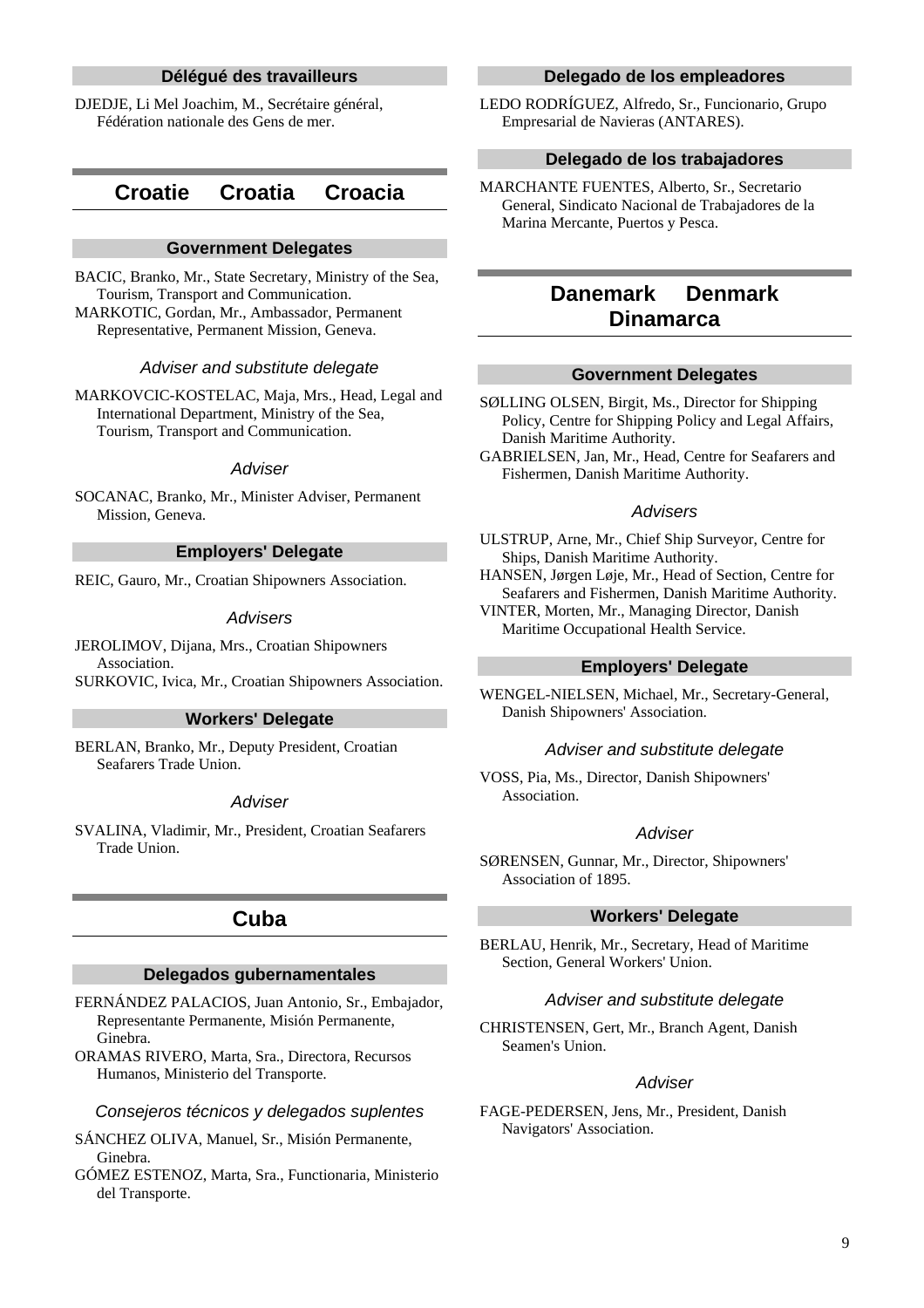### Délégué des travailleurs

DJEDJE, Li Mel Joachim, M., Secrétaire général, Fédération nationale des Gens de mer.

## Croatie Croatia Croacia

### Government Delegates

BACIC, Branko, Mr., State Secretary, Ministry of the Sea, Tourism, Transport and Communication.

MARKOTIC, Gordan, Mr., Ambassador, Permanent Representative, Permanent Mission, Geneva.

*Adviser and substitute delegate*

MARKOVCIC-KOSTELAC, Maja, Mrs., Head, Legal and International Department, Ministry of the Sea, Tourism, Transport and Communication.

*Adviser*

SOCANAC, Branko, Mr., Minister Adviser, Permanent Mission, Geneva.

### Employers' Delegate

REIC, Gauro, Mr., Croatian Shipowners Association.

*Advisers*

JEROLIMOV, Dijana, Mrs., Croatian Shipowners Association.

SURKOVIC, Ivica, Mr., Croatian Shipowners Association.

### Workers' Delegate

BERLAN, Branko, Mr., Deputy President, Croatian Seafarers Trade Union.

*Adviser*

SVALINA, Vladimir, Mr., President, Croatian Seafarers Trade Union.

## Cuba

### Delegados gubernamentales

FERNÁNDEZ PALACIOS, Juan Antonio, Sr., Embajador, Representante Permanente, Misión Permanente, Ginebra.

ORAMAS RIVERO, Marta, Sra., Directora, Recursos Humanos, Ministerio del Transporte.

*Consejeros técnicos y delegados suplentes*

SÁNCHEZ OLIVA, Manuel, Sr., Misión Permanente, Ginebra.

GÓMEZ ESTENOZ, Marta, Sra., Functionaria, Ministerio del Transporte.

### Delegado de los empleadores

LEDO RODRÍGUEZ, Alfredo, Sr., Funcionario, Grupo Empresarial de Navieras (ANTARES).

### Delegado de los trabajadores

MARCHANTE FUENTES, Alberto, Sr., Secretario General, Sindicato Nacional de Trabajadores de la Marina Mercante, Puertos y Pesca.

## Danemark Denmark Dinamarca

### Government Delegates

SØLLING OLSEN, Birgit, Ms., Director for Shipping Policy, Centre for Shipping Policy and Legal Affairs, Danish Maritime Authority.

GABRIELSEN, Jan, Mr., Head, Centre for Seafarers and Fishermen, Danish Maritime Authority.

*Advisers*

ULSTRUP, Arne, Mr., Chief Ship Surveyor, Centre for Ships, Danish Maritime Authority.

HANSEN, Jørgen Løje, Mr., Head of Section, Centre for Seafarers and Fishermen, Danish Maritime Authority.

VINTER, Morten, Mr., Managing Director, Danish Maritime Occupational Health Service.

### Employers' Delegate

WENGEL-NIELSEN, Michael, Mr., Secretary-General, Danish Shipowners' Association.

*Adviser and substitute delegate*

VOSS, Pia, Ms., Director, Danish Shipowners' Association.

*Adviser*

SØRENSEN, Gunnar, Mr., Director, Shipowners' Association of 1895.

### Workers' Delegate

BERLAU, Henrik, Mr., Secretary, Head of Maritime Section, General Workers' Union.

*Adviser and substitute delegate*

CHRISTENSEN, Gert, Mr., Branch Agent, Danish Seamen's Union.

*Adviser*

FAGE-PEDERSEN, Jens, Mr., President, Danish Navigators' Association.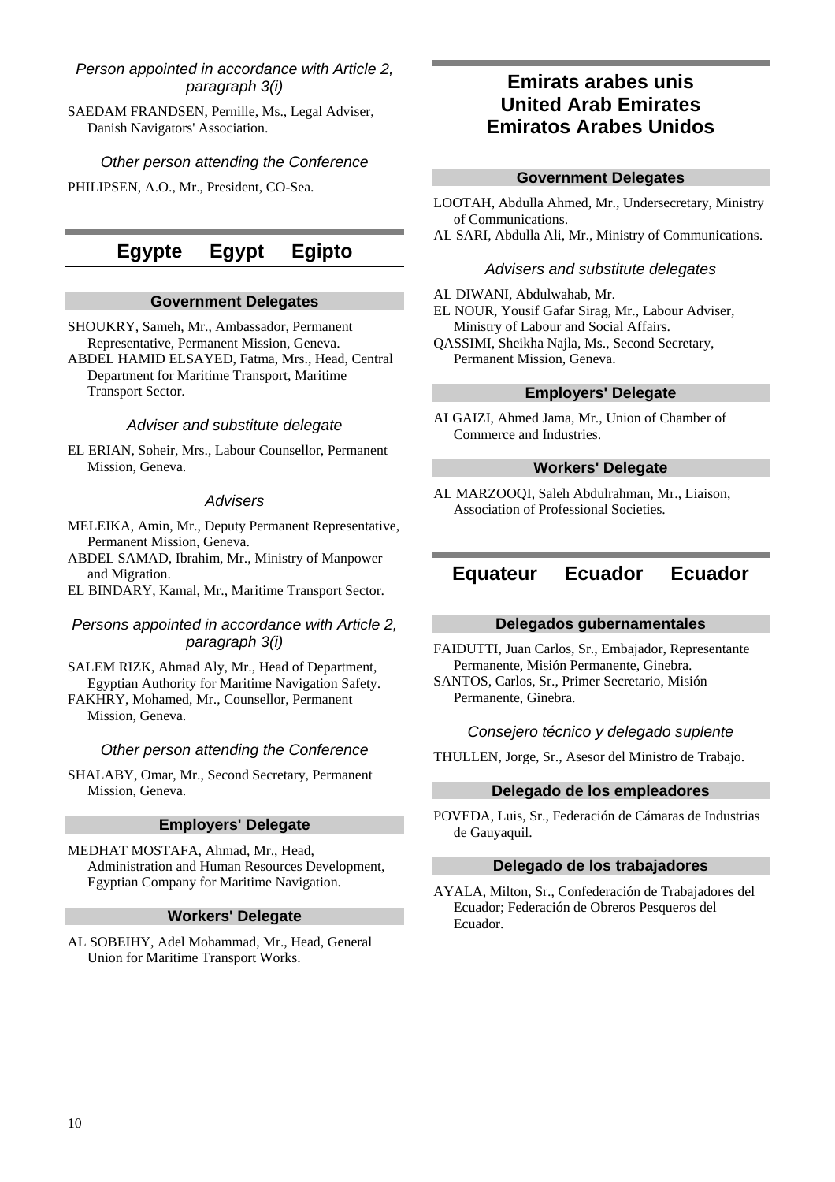*Person appointed in accordance with Article 2, paragraph 3(i)*

SAEDAM FRANDSEN, Pernille, Ms., Legal Adviser, Danish Navigators' Association.

*Other person attending the Conference*

PHILIPSEN, A.O., Mr., President, CO-Sea.

## Egypte Egypt Egipto

### Government Delegates

SHOUKRY, Sameh, Mr., Ambassador, Permanent Representative, Permanent Mission, Geneva.

ABDEL HAMID ELSAYED, Fatma, Mrs., Head, Central Department for Maritime Transport, Maritime Transport Sector.

*Adviser and substitute delegate*

EL ERIAN, Soheir, Mrs., Labour Counsellor, Permanent Mission, Geneva.

*Advisers*

MELEIKA, Amin, Mr., Deputy Permanent Representative, Permanent Mission, Geneva.

ABDEL SAMAD, Ibrahim, Mr., Ministry of Manpower and Migration.

EL BINDARY, Kamal, Mr., Maritime Transport Sector.

*Persons appointed in accordance with Article 2, paragraph 3(i)*

SALEM RIZK, Ahmad Aly, Mr., Head of Department, Egyptian Authority for Maritime Navigation Safety.

FAKHRY, Mohamed, Mr., Counsellor, Permanent Mission, Geneva.

*Other person attending the Conference*

SHALABY, Omar, Mr., Second Secretary, Permanent Mission, Geneva.

### Employers' Delegate

MEDHAT MOSTAFA, Ahmad, Mr., Head, Administration and Human Resources Development, Egyptian Company for Maritime Navigation.

### Workers' Delegate

AL SOBEIHY, Adel Mohammad, Mr., Head, General Union for Maritime Transport Works.

## Emirats arabes unis United Arab Emirates Emiratos Arabes Unidos

### Government Delegates

LOOTAH, Abdulla Ahmed, Mr., Undersecretary, Ministry of Communications.

AL SARI, Abdulla Ali, Mr., Ministry of Communications.

*Advisers and substitute delegates*

AL DIWANI, Abdulwahab, Mr.

EL NOUR, Yousif Gafar Sirag, Mr., Labour Adviser, Ministry of Labour and Social Affairs.

QASSIMI, Sheikha Najla, Ms., Second Secretary, Permanent Mission, Geneva.

### Employers' Delegate

ALGAIZI, Ahmed Jama, Mr., Union of Chamber of Commerce and Industries.

### Workers' Delegate

AL MARZOOQI, Saleh Abdulrahman, Mr., Liaison, Association of Professional Societies.

## Equateur Ecuador Ecuador

### Delegados gubernamentales

FAIDUTTI, Juan Carlos, Sr., Embajador, Representante Permanente, Misión Permanente, Ginebra.

SANTOS, Carlos, Sr., Primer Secretario, Misión Permanente, Ginebra.

*Consejero técnico y delegado suplente*

THULLEN, Jorge, Sr., Asesor del Ministro de Trabajo.

### Delegado de los empleadores

POVEDA, Luis, Sr., Federación de Cámaras de Industrias de Gauyaquil.

### Delegado de los trabajadores

AYALA, Milton, Sr., Confederación de Trabajadores del Ecuador; Federación de Obreros Pesqueros del Ecuador.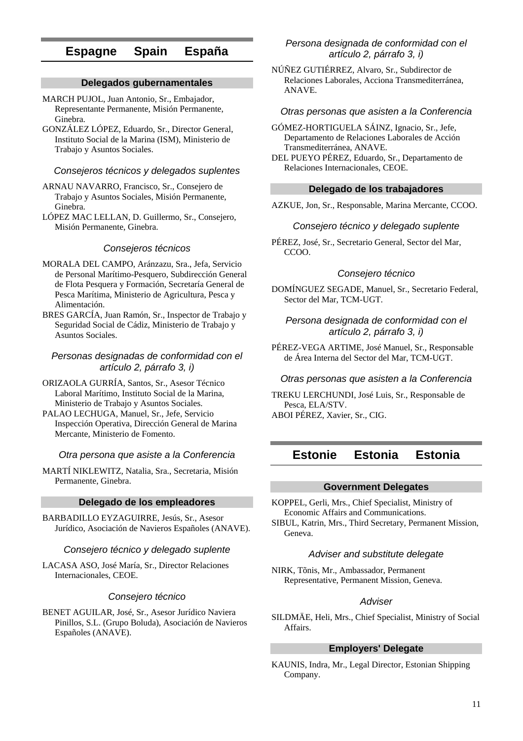## Espagne Spain España

### Delegados gubernamentales

MARCH PUJOL, Juan Antonio, Sr., Embajador, Representante Permanente, Misión Permanente, Ginebra.

GONZÁLEZ LÓPEZ, Eduardo, Sr., Director General, Instituto Social de la Marina (ISM), Ministerio de Trabajo y Asuntos Sociales.

*Consejeros técnicos y delegados suplentes*

ARNAU NAVARRO, Francisco, Sr., Consejero de Trabajo y Asuntos Sociales, Misión Permanente, Ginebra.

LÓPEZ MAC LELLAN, D. Guillermo, Sr., Consejero, Misión Permanente, Ginebra.

*Consejeros técnicos*

MORALA DEL CAMPO, Aránzazu, Sra., Jefa, Servicio de Personal Marítimo-Pesquero, Subdirección General de Flota Pesquera y Formación, Secretaría General de Pesca Marítima, Ministerio de Agricultura, Pesca y Alimentación.

BRES GARCÍA, Juan Ramón, Sr., Inspector de Trabajo y Seguridad Social de Cádiz, Ministerio de Trabajo y Asuntos Sociales.

*Personas designadas de conformidad con el artículo 2, párrafo 3, i)*

ORIZAOLA GURRÍA, Santos, Sr., Asesor Técnico Laboral Marítimo, Instituto Social de la Marina, Ministerio de Trabajo y Asuntos Sociales.

PALAO LECHUGA, Manuel, Sr., Jefe, Servicio Inspección Operativa, Dirección General de Marina Mercante, Ministerio de Fomento.

*Otra persona que asiste a la Conferencia*

MARTÍ NIKLEWITZ, Natalia, Sra., Secretaria, Misión Permanente, Ginebra.

### Delegado de los empleadores

BARBADILLO EYZAGUIRRE, Jesús, Sr., Asesor Jurídico, Asociación de Navieros Españoles (ANAVE).

*Consejero técnico y delegado suplente*

LACASA ASO, José María, Sr., Director Relaciones Internacionales, CEOE.

*Consejero técnico*

BENET AGUILAR, José, Sr., Asesor Jurídico Naviera Pinillos, S.L. (Grupo Boluda), Asociación de Navieros Españoles (ANAVE).

*Persona designada de conformidad con el artículo 2, párrafo 3, i)*

NÚÑEZ GUTIÉRREZ, Alvaro, Sr., Subdirector de Relaciones Laborales, Acciona Transmediterránea, ANAVE.

*Otras personas que asisten a la Conferencia*

GÓMEZ-HORTIGUELA SÁINZ, Ignacio, Sr., Jefe, Departamento de Relaciones Laborales de Acción Transmediterránea, ANAVE.

DEL PUEYO PÉREZ, Eduardo, Sr., Departamento de Relaciones Internacionales, CEOE.

### Delegado de los trabajadores

AZKUE, Jon, Sr., Responsable, Marina Mercante, CCOO.

*Consejero técnico y delegado suplente*

PÉREZ, José, Sr., Secretario General, Sector del Mar, CCOO.

*Consejero técnico*

DOMÍNGUEZ SEGADE, Manuel, Sr., Secretario Federal, Sector del Mar, TCM-UGT.

*Persona designada de conformidad con el artículo 2, párrafo 3, i)*

PÉREZ-VEGA ARTIME, José Manuel, Sr., Responsable de Área Interna del Sector del Mar, TCM-UGT.

*Otras personas que asisten a la Conferencia*

TREKU LERCHUNDI, José Luis, Sr., Responsable de Pesca, ELA/STV.

ABOI PÉREZ, Xavier, Sr., CIG.

## Estonie Estonia Estonia

### Government Delegates

KOPPEL, Gerli, Mrs., Chief Specialist, Ministry of Economic Affairs and Communications.

SIBUL, Katrin, Mrs., Third Secretary, Permanent Mission, Geneva.

*Adviser and substitute delegate*

NIRK, Tõnis, Mr., Ambassador, Permanent Representative, Permanent Mission, Geneva.

*Adviser*

SILDMÄE, Heli, Mrs., Chief Specialist, Ministry of Social Affairs.

### Employers' Delegate

KAUNIS, Indra, Mr., Legal Director, Estonian Shipping Company.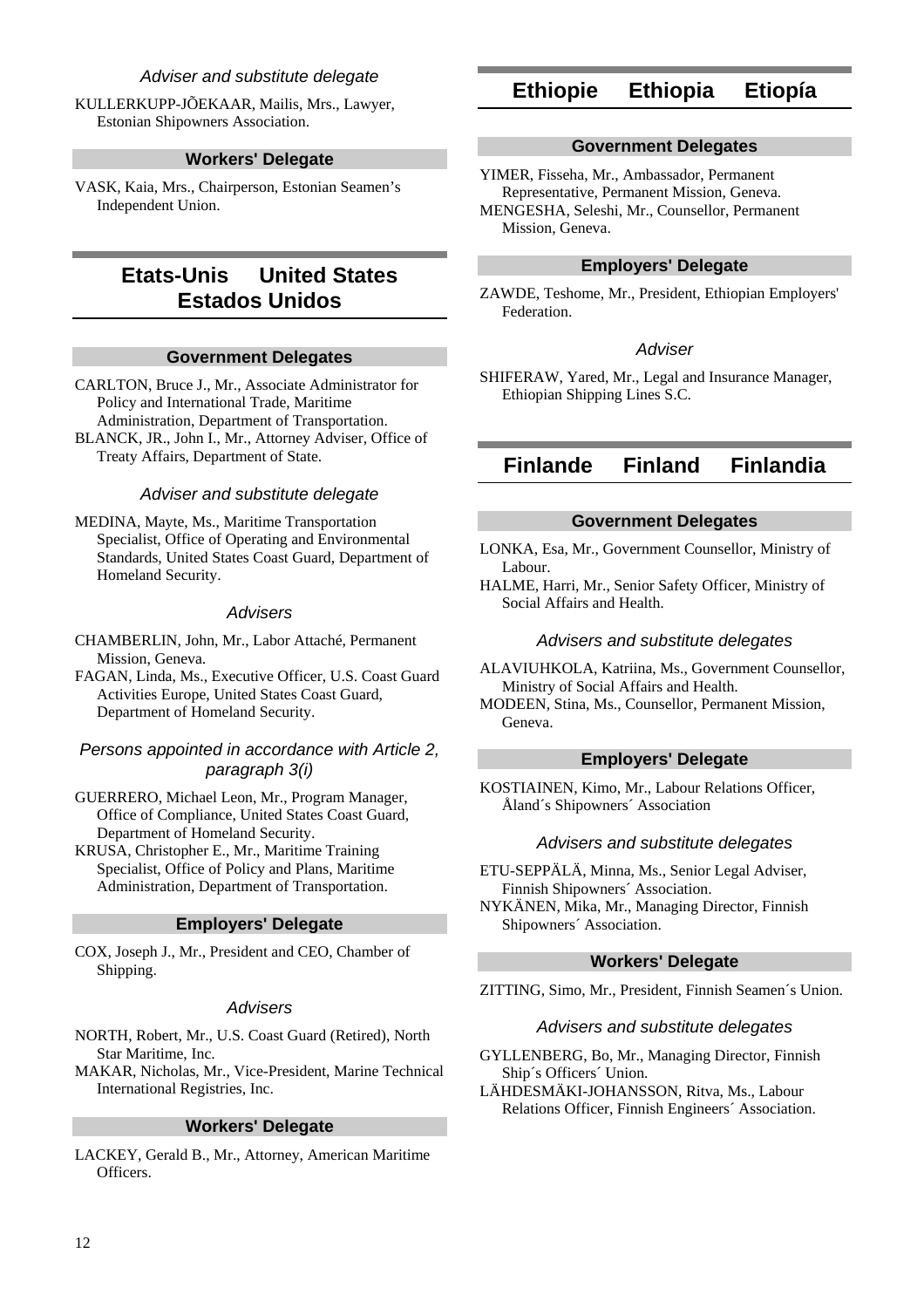### *Adviser and substitute delegate*

KULLERKUPP-JÕEKAAR, Mailis, Mrs., Lawyer, Estonian Shipowners Association.

### Workers' Delegate

VASK, Kaia, Mrs., Chairperson, Estonian Seamen's Independent Union.

## Etats-Unis United States Estados Unidos

### Government Delegates

CARLTON, Bruce J., Mr., Associate Administrator for Policy and International Trade, Maritime Administration, Department of Transportation.

BLANCK, JR., John I., Mr., Attorney Adviser, Office of Treaty Affairs, Department of State.

### *Adviser and substitute delegate*

MEDINA, Mayte, Ms., Maritime Transportation Specialist, Office of Operating and Environmental Standards, United States Coast Guard, Department of Homeland Security.

### *Advisers*

CHAMBERLIN, John, Mr., Labor Attaché, Permanent Mission, Geneva.

FAGAN, Linda, Ms., Executive Officer, U.S. Coast Guard Activities Europe, United States Coast Guard, Department of Homeland Security.

### *Persons appointed in accordance with Article 2, paragraph 3(i)*

GUERRERO, Michael Leon, Mr., Program Manager, Office of Compliance, United States Coast Guard, Department of Homeland Security.

KRUSA, Christopher E., Mr., Maritime Training Specialist, Office of Policy and Plans, Maritime Administration, Department of Transportation.

### Employers' Delegate

COX, Joseph J., Mr., President and CEO, Chamber of Shipping.

### *Advisers*

NORTH, Robert, Mr., U.S. Coast Guard (Retired), North Star Maritime, Inc.

MAKAR, Nicholas, Mr., Vice-President, Marine Technical International Registries, Inc.

### Workers' Delegate

LACKEY, Gerald B., Mr., Attorney, American Maritime Officers.

## Ethiopie Ethiopia Etiopía

### Government Delegates

YIMER, Fisseha, Mr., Ambassador, Permanent Representative, Permanent Mission, Geneva.

MENGESHA, Seleshi, Mr., Counsellor, Permanent Mission, Geneva.

### Employers' Delegate

ZAWDE, Teshome, Mr., President, Ethiopian Employers' Federation.

### *Adviser*

SHIFERAW, Yared, Mr., Legal and Insurance Manager, Ethiopian Shipping Lines S.C.

## Finlande Finland Finlandia

### Government Delegates

LONKA, Esa, Mr., Government Counsellor, Ministry of Labour.

HALME, Harri, Mr., Senior Safety Officer, Ministry of Social Affairs and Health.

### *Advisers and substitute delegates*

ALAVIUHKOLA, Katriina, Ms., Government Counsellor, Ministry of Social Affairs and Health.

MODEEN, Stina, Ms., Counsellor, Permanent Mission, Geneva.

### Employers' Delegate

KOSTIAINEN, Kimo, Mr., Labour Relations Officer, Åland´s Shipowners´ Association

### *Advisers and substitute delegates*

ETU-SEPPÄLÄ, Minna, Ms., Senior Legal Adviser, Finnish Shipowners´ Association.

NYKÄNEN, Mika, Mr., Managing Director, Finnish Shipowners´ Association.

### Workers' Delegate

ZITTING, Simo, Mr., President, Finnish Seamen´s Union.

### *Advisers and substitute delegates*

GYLLENBERG, Bo, Mr., Managing Director, Finnish Ship´s Officers´ Union.

LÄHDESMÄKI-JOHANSSON, Ritva, Ms., Labour Relations Officer, Finnish Engineers´ Association.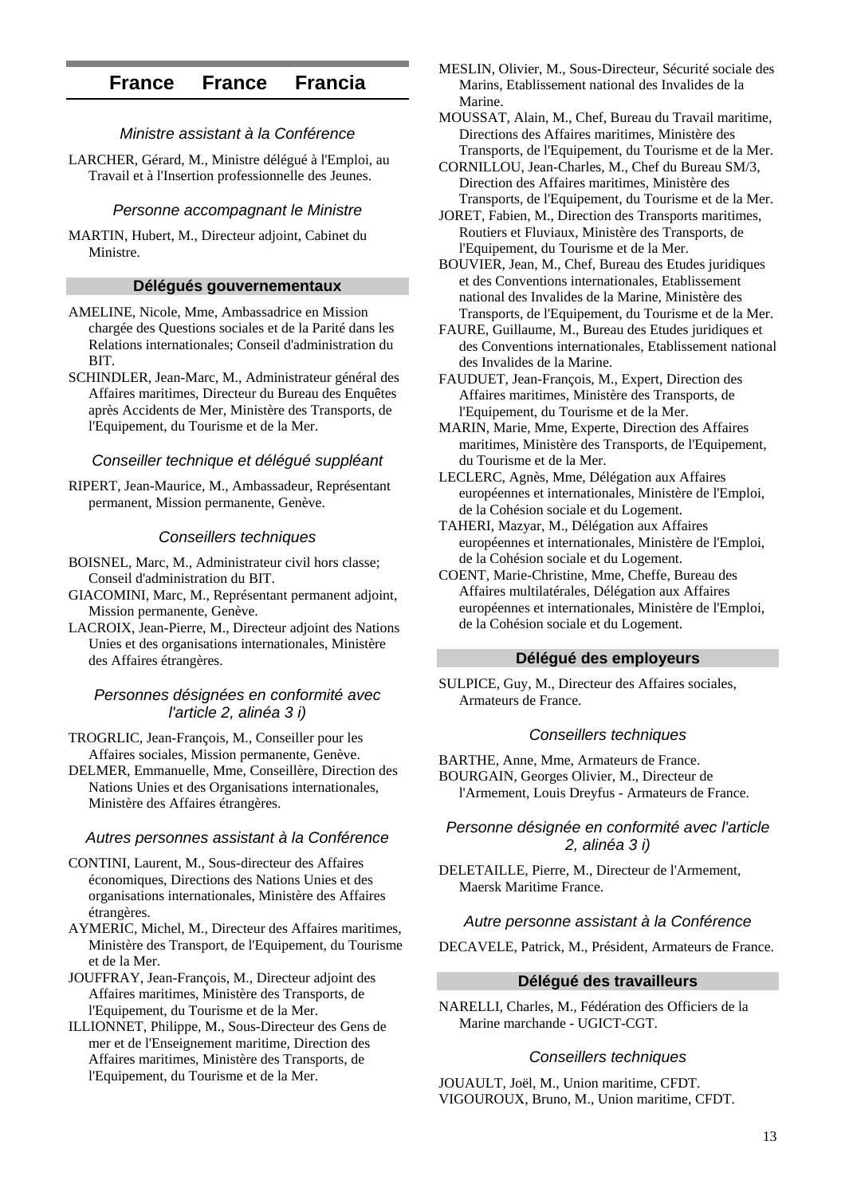# France France Francia

### *Ministre assistant à la Conférence*

LARCHER, Gérard, M., Ministre délégué à l'Emploi, au Travail et à l'Insertion professionnelle des Jeunes.

### *Personne accompagnant le Ministre*

MARTIN, Hubert, M., Directeur adjoint, Cabinet du Ministre.

## Délégués gouvernementaux

AMELINE, Nicole, Mme, Ambassadrice en Mission chargée des Questions sociales et de la Parité dans les Relations internationales; Conseil d'administration du BIT.

SCHINDLER, Jean-Marc, M., Administrateur général des Affaires maritimes, Directeur du Bureau des Enquêtes après Accidents de Mer, Ministère des Transports, de l'Equipement, du Tourisme et de la Mer.

### *Conseiller technique et délégué suppléant*

RIPERT, Jean-Maurice, M., Ambassadeur, Représentant permanent, Mission permanente, Genève.

### *Conseillers techniques*

BOISNEL, Marc, M., Administrateur civil hors classe; Conseil d'administration du BIT.

GIACOMINI, Marc, M., Représentant permanent adjoint, Mission permanente, Genève.

LACROIX, Jean-Pierre, M., Directeur adjoint des Nations Unies et des organisations internationales, Ministère des Affaires étrangères.

### *Personnes désignées en conformité avec l'article 2, alinéa 3 i)*

TROGRLIC, Jean-François, M., Conseiller pour les Affaires sociales, Mission permanente, Genève.

DELMER, Emmanuelle, Mme, Conseillère, Direction des Nations Unies et des Organisations internationales, Ministère des Affaires étrangères.

### *Autres personnes assistant à la Conférence*

CONTINI, Laurent, M., Sous-directeur des Affaires économiques, Directions des Nations Unies et des organisations internationales, Ministère des Affaires étrangères.

AYMERIC, Michel, M., Directeur des Affaires maritimes, Ministère des Transport, de l'Equipement, du Tourisme et de la Mer.

JOUFFRAY, Jean-François, M., Directeur adjoint des Affaires maritimes, Ministère des Transports, de l'Equipement, du Tourisme et de la Mer.

ILLIONNET, Philippe, M., Sous-Directeur des Gens de mer et de l'Enseignement maritime, Direction des Affaires maritimes, Ministère des Transports, de l'Equipement, du Tourisme et de la Mer.

MESLIN, Olivier, M., Sous-Directeur, Sécurité sociale des Marins, Etablissement national des Invalides de la Marine.

MOUSSAT, Alain, M., Chef, Bureau du Travail maritime, Directions des Affaires maritimes, Ministère des Transports, de l'Equipement, du Tourisme et de la Mer.

CORNILLOU, Jean-Charles, M., Chef du Bureau SM/3, Direction des Affaires maritimes, Ministère des Transports, de l'Equipement, du Tourisme et de la Mer.

JORET, Fabien, M., Direction des Transports maritimes, Routiers et Fluviaux, Ministère des Transports, de l'Equipement, du Tourisme et de la Mer.

BOUVIER, Jean, M., Chef, Bureau des Etudes juridiques et des Conventions internationales, Etablissement national des Invalides de la Marine, Ministère des Transports, de l'Equipement, du Tourisme et de la Mer.

FAURE, Guillaume, M., Bureau des Etudes juridiques et des Conventions internationales, Etablissement national des Invalides de la Marine.

FAUDUET, Jean-François, M., Expert, Direction des Affaires maritimes, Ministère des Transports, de l'Equipement, du Tourisme et de la Mer.

MARIN, Marie, Mme, Experte, Direction des Affaires maritimes, Ministère des Transports, de l'Equipement, du Tourisme et de la Mer.

LECLERC, Agnès, Mme, Délégation aux Affaires européennes et internationales, Ministère de l'Emploi, de la Cohésion sociale et du Logement.

TAHERI, Mazyar, M., Délégation aux Affaires européennes et internationales, Ministère de l'Emploi, de la Cohésion sociale et du Logement.

COENT, Marie-Christine, Mme, Cheffe, Bureau des Affaires multilatérales, Délégation aux Affaires européennes et internationales, Ministère de l'Emploi, de la Cohésion sociale et du Logement.

## Délégué des employeurs

SULPICE, Guy, M., Directeur des Affaires sociales, Armateurs de France.

### *Conseillers techniques*

BARTHE, Anne, Mme, Armateurs de France.

BOURGAIN, Georges Olivier, M., Directeur de l'Armement, Louis Dreyfus - Armateurs de France.

### *Personne désignée en conformité avec l'article 2, alinéa 3 i)*

DELETAILLE, Pierre, M., Directeur de l'Armement, Maersk Maritime France.

### *Autre personne assistant à la Conférence*

DECAVELE, Patrick, M., Président, Armateurs de France.

## Délégué des travailleurs

NARELLI, Charles, M., Fédération des Officiers de la Marine marchande - UGICT-CGT.

### *Conseillers techniques*

JOUAULT, Joël, M., Union maritime, CFDT.

VIGOUROUX, Bruno, M., Union maritime, CFDT.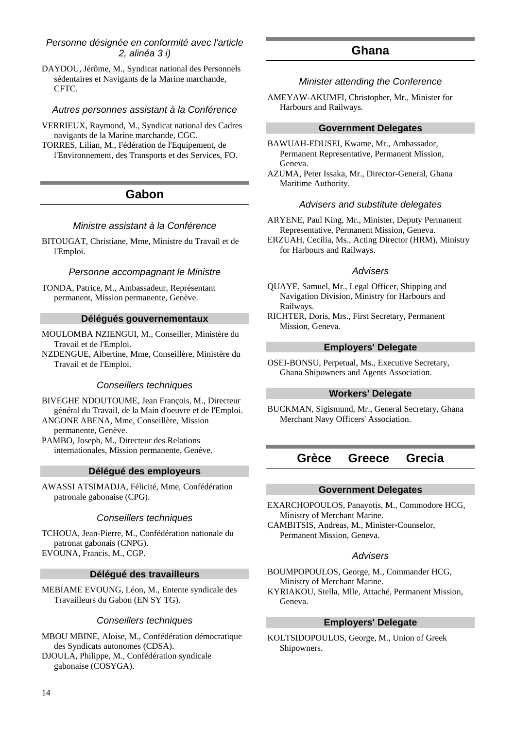*Personne désignée en conformité avec l'article 2, alinéa 3 i)*

DAYDOU, Jérôme, M., Syndicat national des Personnels sédentaires et Navigants de la Marine marchande, CFTC.

*Autres personnes assistant à la Conférence*

VERRIEUX, Raymond, M., Syndicat national des Cadres navigants de la Marine marchande, CGC.

TORRES, Lilian, M., Fédération de l'Equipement, de l'Environnement, des Transports et des Services, FO.

## Gabon

*Ministre assistant à la Conférence*

BITOUGAT, Christiane, Mme, Ministre du Travail et de l'Emploi.

*Personne accompagnant le Ministre*

TONDA, Patrice, M., Ambassadeur, Représentant permanent, Mission permanente, Genève.

### Délégués gouvernementaux

MOULOMBA NZIENGUI, M., Conseiller, Ministère du Travail et de l'Emploi.

NZDENGUE, Albertine, Mme, Conseillère, Ministère du Travail et de l'Emploi.

*Conseillers techniques*

BIVEGHE NDOUTOUME, Jean François, M., Directeur général du Travail, de la Main d'oeuvre et de l'Emploi.

ANGONE ABENA, Mme, Conseillère, Mission permanente, Genève.

PAMBO, Joseph, M., Directeur des Relations internationales, Mission permanente, Genève.

### Délégué des employeurs

AWASSI ATSIMADJA, Félicité, Mme, Confédération patronale gabonaise (CPG).

*Conseillers techniques*

TCHOUA, Jean-Pierre, M., Confédération nationale du patronat gabonais (CNPG).

EVOUNA, Francis, M., CGP.

### Délégué des travailleurs

MEBIAME EVOUNG, Léon, M., Entente syndicale des Travailleurs du Gabon (EN SY TG).

*Conseillers techniques*

MBOU MBINE, Aloise, M., Confédération démocratique des Syndicats autonomes (CDSA).

DJOULA, Philippe, M., Confédération syndicale gabonaise (COSYGA).

## Ghana

*Minister attending the Conference*

AMEYAW-AKUMFI, Christopher, Mr., Minister for Harbours and Railways.

### Government Delegates

BAWUAH-EDUSEI, Kwame, Mr., Ambassador, Permanent Representative, Permanent Mission, Geneva.

AZUMA, Peter Issaka, Mr., Director-General, Ghana Maritime Authority.

*Advisers and substitute delegates*

ARYENE, Paul King, Mr., Minister, Deputy Permanent Representative, Permanent Mission, Geneva.

ERZUAH, Cecilia, Ms., Acting Director (HRM), Ministry for Harbours and Railways.

*Advisers*

QUAYE, Samuel, Mr., Legal Officer, Shipping and Navigation Division, Ministry for Harbours and Railways.

RICHTER, Doris, Mrs., First Secretary, Permanent Mission, Geneva.

### Employers' Delegate

OSEI-BONSU, Perpetual, Ms., Executive Secretary, Ghana Shipowners and Agents Association.

### Workers' Delegate

BUCKMAN, Sigismund, Mr., General Secretary, Ghana Merchant Navy Officers' Association.

## Grèce Greece Grecia

### Government Delegates

EXARCHOPOULOS, Panayotis, M., Commodore HCG, Ministry of Merchant Marine.

CAMBITSIS, Andreas, M., Minister-Counselor, Permanent Mission, Geneva.

*Advisers*

BOUMPOPOULOS, George, M., Commander HCG, Ministry of Merchant Marine.

KYRIAKOU, Stella, Mlle, Attaché, Permanent Mission, Geneva.

### Employers' Delegate

KOLTSIDOPOULOS, George, M., Union of Greek Shipowners.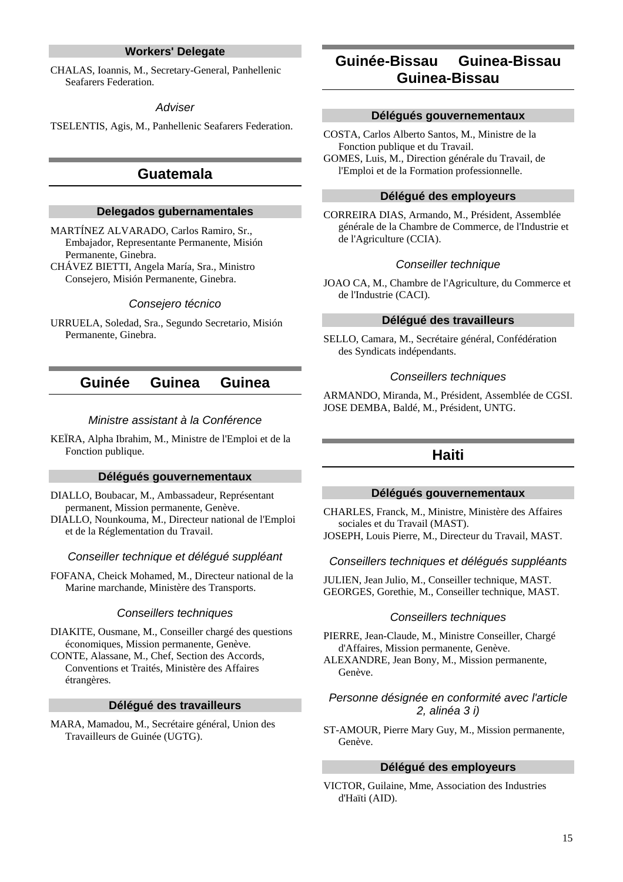#### Workers' Delegate

CHALAS, Ioannis, M., Secretary-General, Panhellenic Seafarers Federation.

*Adviser*

TSELENTIS, Agis, M., Panhellenic Seafarers Federation.

## Guatemala

#### Delegados gubernamentales

MARTÍNEZ ALVARADO, Carlos Ramiro, Sr., Embajador, Representante Permanente, Misión Permanente, Ginebra.
CHÁVEZ BIETTI, Angela María, Sra., Ministro Consejero, Misión Permanente, Ginebra.

*Consejero técnico*

URRUELA, Soledad, Sra., Segundo Secretario, Misión Permanente, Ginebra.

## Guinée Guinea Guinea

*Ministre assistant à la Conférence*

KEÏRA, Alpha Ibrahim, M., Ministre de l'Emploi et de la Fonction publique.

#### Délégués gouvernementaux

DIALLO, Boubacar, M., Ambassadeur, Représentant permanent, Mission permanente, Genève.
DIALLO, Nounkouma, M., Directeur national de l'Emploi et de la Réglementation du Travail.

*Conseiller technique et délégué suppléant*

FOFANA, Cheick Mohamed, M., Directeur national de la Marine marchande, Ministère des Transports.

*Conseillers techniques*

DIAKITE, Ousmane, M., Conseiller chargé des questions économiques, Mission permanente, Genève.
CONTE, Alassane, M., Chef, Section des Accords, Conventions et Traités, Ministère des Affaires étrangères.

#### Délégué des travailleurs

MARA, Mamadou, M., Secrétaire général, Union des Travailleurs de Guinée (UGTG).

## Guinée-Bissau Guinea-Bissau Guinea-Bissau

#### Délégués gouvernementaux

COSTA, Carlos Alberto Santos, M., Ministre de la Fonction publique et du Travail.
GOMES, Luis, M., Direction générale du Travail, de l'Emploi et de la Formation professionnelle.

#### Délégué des employeurs

CORREIRA DIAS, Armando, M., Président, Assemblée générale de la Chambre de Commerce, de l'Industrie et de l'Agriculture (CCIA).

*Conseiller technique*

JOAO CA, M., Chambre de l'Agriculture, du Commerce et de l'Industrie (CACI).

#### Délégué des travailleurs

SELLO, Camara, M., Secrétaire général, Confédération des Syndicats indépendants.

*Conseillers techniques*

ARMANDO, Miranda, M., Président, Assemblée de CGSI.
JOSE DEMBA, Baldé, M., Président, UNTG.

## Haiti

#### Délégués gouvernementaux

CHARLES, Franck, M., Ministre, Ministère des Affaires sociales et du Travail (MAST).
JOSEPH, Louis Pierre, M., Directeur du Travail, MAST.

*Conseillers techniques et délégués suppléants*

JULIEN, Jean Julio, M., Conseiller technique, MAST.
GEORGES, Gorethie, M., Conseiller technique, MAST.

*Conseillers techniques*

PIERRE, Jean-Claude, M., Ministre Conseiller, Chargé d'Affaires, Mission permanente, Genève.
ALEXANDRE, Jean Bony, M., Mission permanente, Genève.

*Personne désignée en conformité avec l'article 2, alinéa 3 i)*

ST-AMOUR, Pierre Mary Guy, M., Mission permanente, Genève.

#### Délégué des employeurs

VICTOR, Guilaine, Mme, Association des Industries d'Haïti (AID).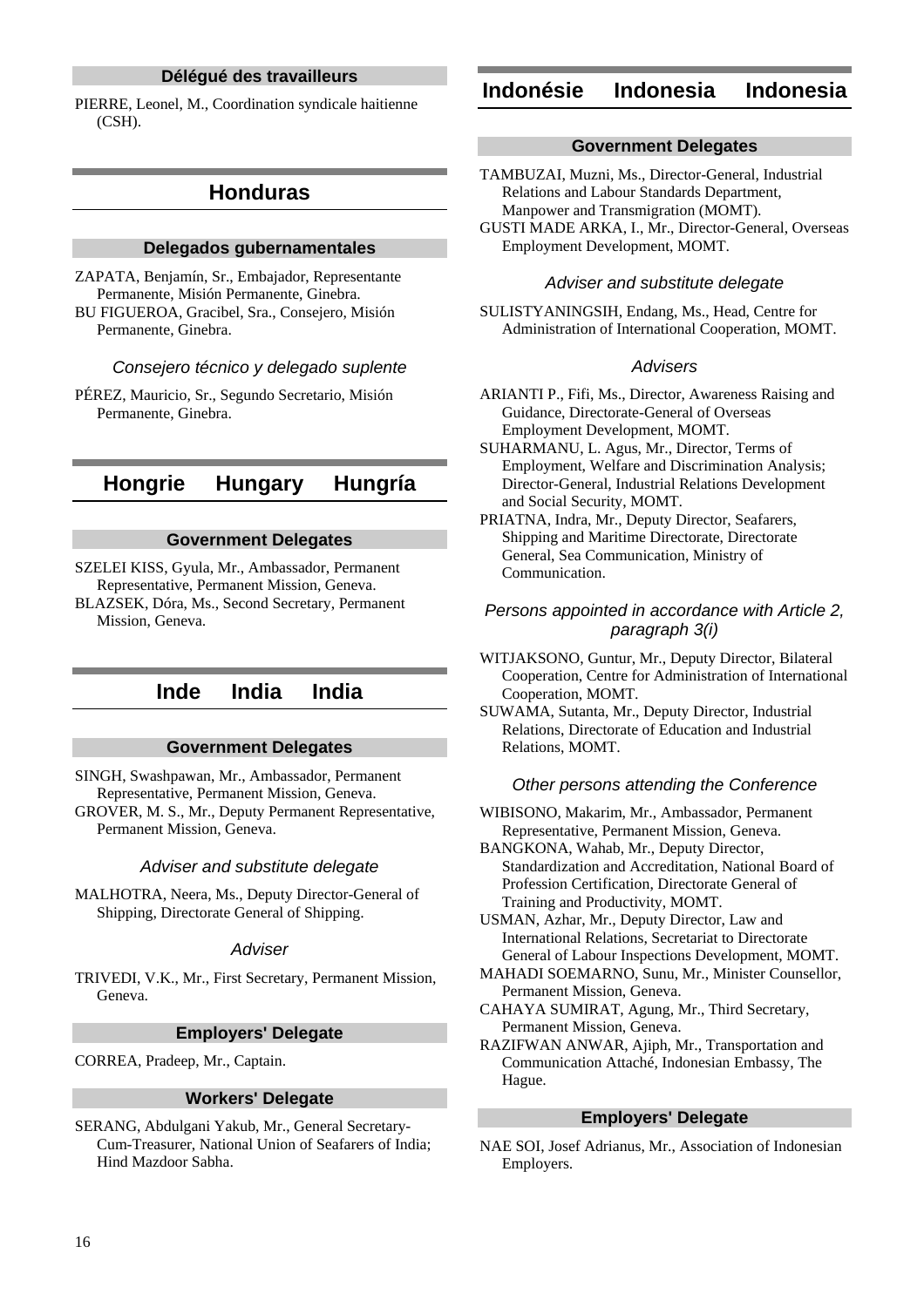#### Délégué des travailleurs

PIERRE, Leonel, M., Coordination syndicale haitienne (CSH).

## Honduras

#### Delegados gubernamentales

ZAPATA, Benjamín, Sr., Embajador, Representante Permanente, Misión Permanente, Ginebra.
BU FIGUEROA, Gracibel, Sra., Consejero, Misión Permanente, Ginebra.

*Consejero técnico y delegado suplente*

PÉREZ, Mauricio, Sr., Segundo Secretario, Misión Permanente, Ginebra.

## Hongrie Hungary Hungría

#### Government Delegates

SZELEI KISS, Gyula, Mr., Ambassador, Permanent Representative, Permanent Mission, Geneva.
BLAZSEK, Dóra, Ms., Second Secretary, Permanent Mission, Geneva.

## Inde India India

#### Government Delegates

SINGH, Swashpawan, Mr., Ambassador, Permanent Representative, Permanent Mission, Geneva.
GROVER, M. S., Mr., Deputy Permanent Representative, Permanent Mission, Geneva.

*Adviser and substitute delegate*

MALHOTRA, Neera, Ms., Deputy Director-General of Shipping, Directorate General of Shipping.

*Adviser*

TRIVEDI, V.K., Mr., First Secretary, Permanent Mission, Geneva.

#### Employers' Delegate

CORREA, Pradeep, Mr., Captain.

#### Workers' Delegate

SERANG, Abdulgani Yakub, Mr., General Secretary-Cum-Treasurer, National Union of Seafarers of India; Hind Mazdoor Sabha.

## Indonésie Indonesia Indonesia

#### Government Delegates

TAMBUZAI, Muzni, Ms., Director-General, Industrial Relations and Labour Standards Department, Manpower and Transmigration (MOMT).
GUSTI MADE ARKA, I., Mr., Director-General, Overseas Employment Development, MOMT.

*Adviser and substitute delegate*

SULISTYANINGSIH, Endang, Ms., Head, Centre for Administration of International Cooperation, MOMT.

*Advisers*

ARIANTI P., Fifi, Ms., Director, Awareness Raising and Guidance, Directorate-General of Overseas Employment Development, MOMT.
SUHARMANU, L. Agus, Mr., Director, Terms of Employment, Welfare and Discrimination Analysis; Director-General, Industrial Relations Development and Social Security, MOMT.
PRIATNA, Indra, Mr., Deputy Director, Seafarers, Shipping and Maritime Directorate, Directorate General, Sea Communication, Ministry of Communication.

*Persons appointed in accordance with Article 2, paragraph 3(i)*

WITJAKSONO, Guntur, Mr., Deputy Director, Bilateral Cooperation, Centre for Administration of International Cooperation, MOMT.
SUWAMA, Sutanta, Mr., Deputy Director, Industrial Relations, Directorate of Education and Industrial Relations, MOMT.

*Other persons attending the Conference*

WIBISONO, Makarim, Mr., Ambassador, Permanent Representative, Permanent Mission, Geneva.
BANGKONA, Wahab, Mr., Deputy Director, Standardization and Accreditation, National Board of Profession Certification, Directorate General of Training and Productivity, MOMT.
USMAN, Azhar, Mr., Deputy Director, Law and International Relations, Secretariat to Directorate General of Labour Inspections Development, MOMT.
MAHADI SOEMARNO, Sunu, Mr., Minister Counsellor, Permanent Mission, Geneva.
CAHAYA SUMIRAT, Agung, Mr., Third Secretary, Permanent Mission, Geneva.
RAZIFWAN ANWAR, Ajiph, Mr., Transportation and Communication Attaché, Indonesian Embassy, The Hague.

#### Employers' Delegate

NAE SOI, Josef Adrianus, Mr., Association of Indonesian Employers.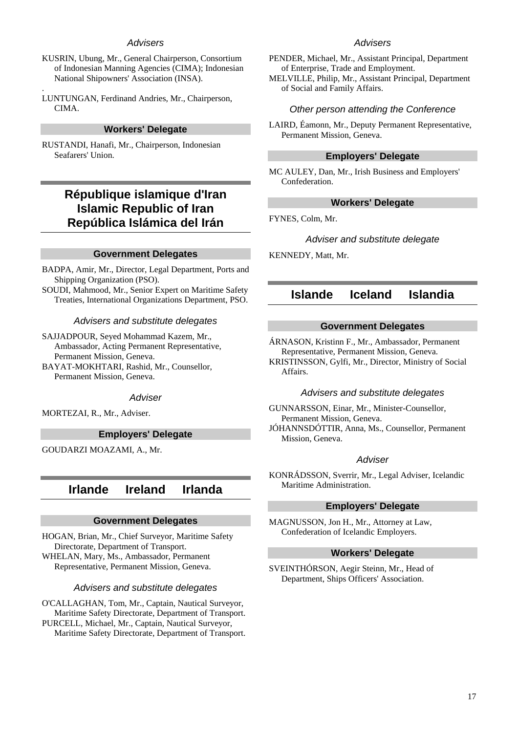*Advisers*

KUSRIN, Ubung, Mr., General Chairperson, Consortium of Indonesian Manning Agencies (CIMA); Indonesian National Shipowners' Association (INSA).

LUNTUNGAN, Ferdinand Andries, Mr., Chairperson, CIMA.

### Workers' Delegate

RUSTANDI, Hanafi, Mr., Chairperson, Indonesian Seafarers' Union.

## République islamique d'Iran Islamic Republic of Iran República Islámica del Irán

### Government Delegates

BADPA, Amir, Mr., Director, Legal Department, Ports and Shipping Organization (PSO).

SOUDI, Mahmood, Mr., Senior Expert on Maritime Safety Treaties, International Organizations Department, PSO.

*Advisers and substitute delegates*

SAJJADPOUR, Seyed Mohammad Kazem, Mr., Ambassador, Acting Permanent Representative, Permanent Mission, Geneva.

BAYAT-MOKHTARI, Rashid, Mr., Counsellor, Permanent Mission, Geneva.

*Adviser*

MORTEZAI, R., Mr., Adviser.

### Employers' Delegate

GOUDARZI MOAZAMI, A., Mr.

## Irlande Ireland Irlanda

### Government Delegates

HOGAN, Brian, Mr., Chief Surveyor, Maritime Safety Directorate, Department of Transport.

WHELAN, Mary, Ms., Ambassador, Permanent Representative, Permanent Mission, Geneva.

*Advisers and substitute delegates*

O'CALLAGHAN, Tom, Mr., Captain, Nautical Surveyor, Maritime Safety Directorate, Department of Transport.

PURCELL, Michael, Mr., Captain, Nautical Surveyor, Maritime Safety Directorate, Department of Transport.

*Advisers*

PENDER, Michael, Mr., Assistant Principal, Department of Enterprise, Trade and Employment.

MELVILLE, Philip, Mr., Assistant Principal, Department of Social and Family Affairs.

*Other person attending the Conference*

LAIRD, Éamonn, Mr., Deputy Permanent Representative, Permanent Mission, Geneva.

### Employers' Delegate

MC AULEY, Dan, Mr., Irish Business and Employers' Confederation.

### Workers' Delegate

FYNES, Colm, Mr.

*Adviser and substitute delegate*

KENNEDY, Matt, Mr.

## Islande Iceland Islandia

### Government Delegates

ÁRNASON, Kristinn F., Mr., Ambassador, Permanent Representative, Permanent Mission, Geneva.

KRISTINSSON, Gylfi, Mr., Director, Ministry of Social Affairs.

*Advisers and substitute delegates*

GUNNARSSON, Einar, Mr., Minister-Counsellor, Permanent Mission, Geneva.

JÓHANNSDÓTTIR, Anna, Ms., Counsellor, Permanent Mission, Geneva.

*Adviser*

KONRÁDSSON, Sverrir, Mr., Legal Adviser, Icelandic Maritime Administration.

### Employers' Delegate

MAGNUSSON, Jon H., Mr., Attorney at Law, Confederation of Icelandic Employers.

### Workers' Delegate

SVEINTHÓRSON, Aegir Steinn, Mr., Head of Department, Ships Officers' Association.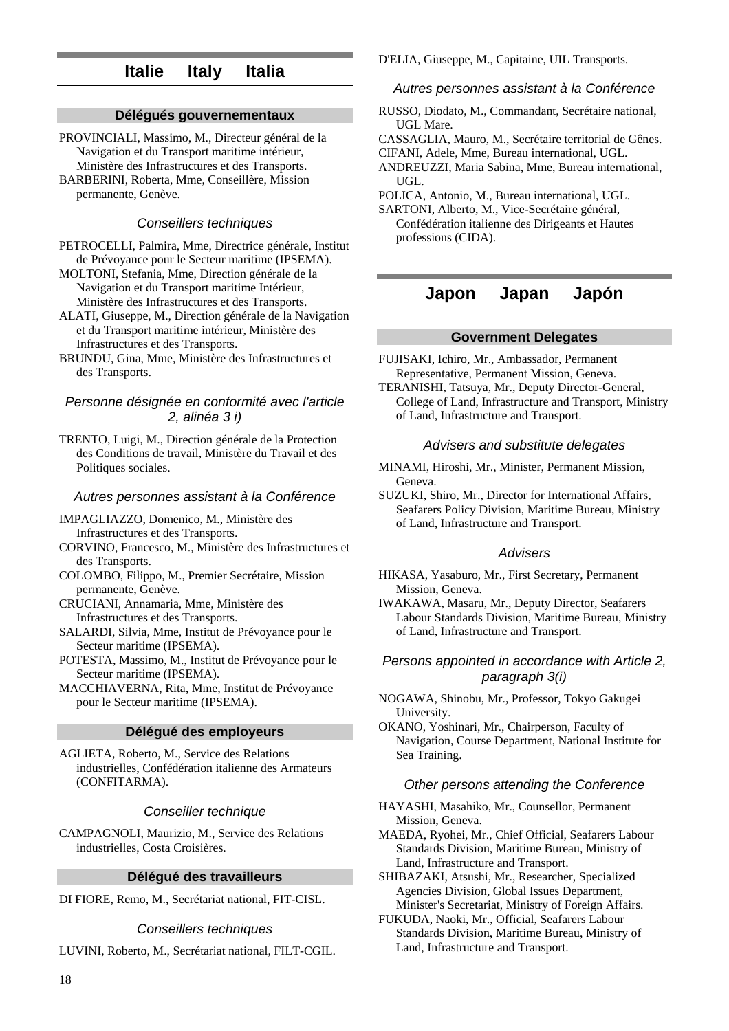## Italie Italy Italia

### Délégués gouvernementaux

PROVINCIALI, Massimo, M., Directeur général de la Navigation et du Transport maritime intérieur, Ministère des Infrastructures et des Transports.
BARBERINI, Roberta, Mme, Conseillère, Mission permanente, Genève.

*Conseillers techniques*

PETROCELLI, Palmira, Mme, Directrice générale, Institut de Prévoyance pour le Secteur maritime (IPSEMA).
MOLTONI, Stefania, Mme, Direction générale de la Navigation et du Transport maritime Intérieur, Ministère des Infrastructures et des Transports.
ALATI, Giuseppe, M., Direction générale de la Navigation et du Transport maritime intérieur, Ministère des Infrastructures et des Transports.
BRUNDU, Gina, Mme, Ministère des Infrastructures et des Transports.

*Personne désignée en conformité avec l'article 2, alinéa 3 i)*

TRENTO, Luigi, M., Direction générale de la Protection des Conditions de travail, Ministère du Travail et des Politiques sociales.

*Autres personnes assistant à la Conférence*

IMPAGLIAZZO, Domenico, M., Ministère des Infrastructures et des Transports.
CORVINO, Francesco, M., Ministère des Infrastructures et des Transports.
COLOMBO, Filippo, M., Premier Secrétaire, Mission permanente, Genève.
CRUCIANI, Annamaria, Mme, Ministère des Infrastructures et des Transports.
SALARDI, Silvia, Mme, Institut de Prévoyance pour le Secteur maritime (IPSEMA).
POTESTA, Massimo, M., Institut de Prévoyance pour le Secteur maritime (IPSEMA).
MACCHIAVERNA, Rita, Mme, Institut de Prévoyance pour le Secteur maritime (IPSEMA).

### Délégué des employeurs

AGLIETA, Roberto, M., Service des Relations industrielles, Confédération italienne des Armateurs (CONFITARMA).

*Conseiller technique*

CAMPAGNOLI, Maurizio, M., Service des Relations industrielles, Costa Croisières.

### Délégué des travailleurs

DI FIORE, Remo, M., Secrétariat national, FIT-CISL.

*Conseillers techniques*

LUVINI, Roberto, M., Secrétariat national, FILT-CGIL.
D'ELIA, Giuseppe, M., Capitaine, UIL Transports.

*Autres personnes assistant à la Conférence*

RUSSO, Diodato, M., Commandant, Secrétaire national, UGL Mare.
CASSAGLIA, Mauro, M., Secrétaire territorial de Gênes.
CIFANI, Adele, Mme, Bureau international, UGL.
ANDREUZZI, Maria Sabina, Mme, Bureau international, UGL.
POLICA, Antonio, M., Bureau international, UGL.
SARTONI, Alberto, M., Vice-Secrétaire général, Confédération italienne des Dirigeants et Hautes professions (CIDA).

## Japon Japan Japón

### Government Delegates

FUJISAKI, Ichiro, Mr., Ambassador, Permanent Representative, Permanent Mission, Geneva.
TERANISHI, Tatsuya, Mr., Deputy Director-General, College of Land, Infrastructure and Transport, Ministry of Land, Infrastructure and Transport.

*Advisers and substitute delegates*

MINAMI, Hiroshi, Mr., Minister, Permanent Mission, Geneva.
SUZUKI, Shiro, Mr., Director for International Affairs, Seafarers Policy Division, Maritime Bureau, Ministry of Land, Infrastructure and Transport.

*Advisers*

HIKASA, Yasaburo, Mr., First Secretary, Permanent Mission, Geneva.
IWAKAWA, Masaru, Mr., Deputy Director, Seafarers Labour Standards Division, Maritime Bureau, Ministry of Land, Infrastructure and Transport.

*Persons appointed in accordance with Article 2, paragraph 3(i)*

NOGAWA, Shinobu, Mr., Professor, Tokyo Gakugei University.
OKANO, Yoshinari, Mr., Chairperson, Faculty of Navigation, Course Department, National Institute for Sea Training.

*Other persons attending the Conference*

HAYASHI, Masahiko, Mr., Counsellor, Permanent Mission, Geneva.
MAEDA, Ryohei, Mr., Chief Official, Seafarers Labour Standards Division, Maritime Bureau, Ministry of Land, Infrastructure and Transport.
SHIBAZAKI, Atsushi, Mr., Researcher, Specialized Agencies Division, Global Issues Department, Minister's Secretariat, Ministry of Foreign Affairs.
FUKUDA, Naoki, Mr., Official, Seafarers Labour Standards Division, Maritime Bureau, Ministry of Land, Infrastructure and Transport.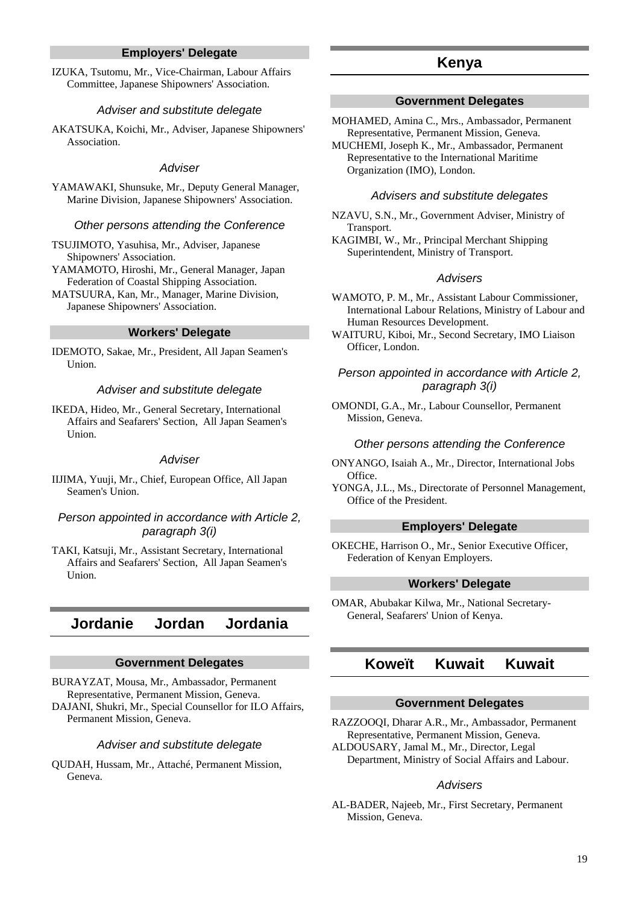### Employers' Delegate

IZUKA, Tsutomu, Mr., Vice-Chairman, Labour Affairs Committee, Japanese Shipowners' Association.

*Adviser and substitute delegate*

AKATSUKA, Koichi, Mr., Adviser, Japanese Shipowners' Association.

*Adviser*

YAMAWAKI, Shunsuke, Mr., Deputy General Manager, Marine Division, Japanese Shipowners' Association.

*Other persons attending the Conference*

TSUJIMOTO, Yasuhisa, Mr., Adviser, Japanese Shipowners' Association.

YAMAMOTO, Hiroshi, Mr., General Manager, Japan Federation of Coastal Shipping Association.

MATSUURA, Kan, Mr., Manager, Marine Division, Japanese Shipowners' Association.

### Workers' Delegate

IDEMOTO, Sakae, Mr., President, All Japan Seamen's Union.

*Adviser and substitute delegate*

IKEDA, Hideo, Mr., General Secretary, International Affairs and Seafarers' Section, All Japan Seamen's Union.

*Adviser*

IIJIMA, Yuuji, Mr., Chief, European Office, All Japan Seamen's Union.

*Person appointed in accordance with Article 2, paragraph 3(i)*

TAKI, Katsuji, Mr., Assistant Secretary, International Affairs and Seafarers' Section, All Japan Seamen's Union.

## Jordanie Jordan Jordania

### Government Delegates

BURAYZAT, Mousa, Mr., Ambassador, Permanent Representative, Permanent Mission, Geneva.

DAJANI, Shukri, Mr., Special Counsellor for ILO Affairs, Permanent Mission, Geneva.

*Adviser and substitute delegate*

QUDAH, Hussam, Mr., Attaché, Permanent Mission, Geneva.

## Kenya

### Government Delegates

MOHAMED, Amina C., Mrs., Ambassador, Permanent Representative, Permanent Mission, Geneva.

MUCHEMI, Joseph K., Mr., Ambassador, Permanent Representative to the International Maritime Organization (IMO), London.

*Advisers and substitute delegates*

NZAVU, S.N., Mr., Government Adviser, Ministry of Transport.

KAGIMBI, W., Mr., Principal Merchant Shipping Superintendent, Ministry of Transport.

*Advisers*

WAMOTO, P. M., Mr., Assistant Labour Commissioner, International Labour Relations, Ministry of Labour and Human Resources Development.

WAITURU, Kiboi, Mr., Second Secretary, IMO Liaison Officer, London.

*Person appointed in accordance with Article 2, paragraph 3(i)*

OMONDI, G.A., Mr., Labour Counsellor, Permanent Mission, Geneva.

*Other persons attending the Conference*

ONYANGO, Isaiah A., Mr., Director, International Jobs Office.

YONGA, J.L., Ms., Directorate of Personnel Management, Office of the President.

### Employers' Delegate

OKECHE, Harrison O., Mr., Senior Executive Officer, Federation of Kenyan Employers.

### Workers' Delegate

OMAR, Abubakar Kilwa, Mr., National Secretary-General, Seafarers' Union of Kenya.

## Koweït Kuwait Kuwait

### Government Delegates

RAZZOOQI, Dharar A.R., Mr., Ambassador, Permanent Representative, Permanent Mission, Geneva.

ALDOUSARY, Jamal M., Mr., Director, Legal Department, Ministry of Social Affairs and Labour.

*Advisers*

AL-BADER, Najeeb, Mr., First Secretary, Permanent Mission, Geneva.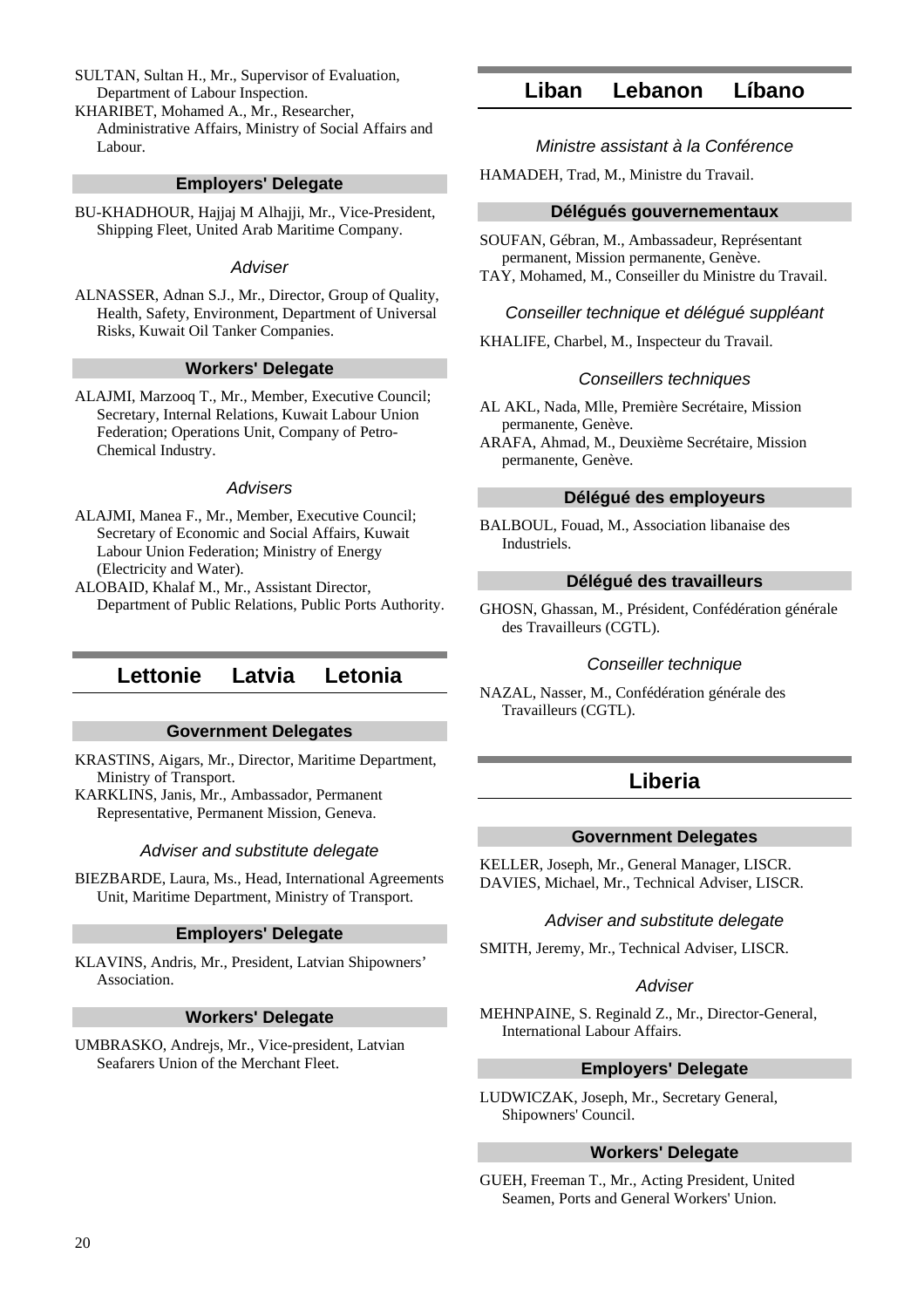SULTAN, Sultan H., Mr., Supervisor of Evaluation, Department of Labour Inspection.

KHARIBET, Mohamed A., Mr., Researcher, Administrative Affairs, Ministry of Social Affairs and Labour.

### Employers' Delegate

BU-KHADHOUR, Hajjaj M Alhajji, Mr., Vice-President, Shipping Fleet, United Arab Maritime Company.

*Adviser*

ALNASSER, Adnan S.J., Mr., Director, Group of Quality, Health, Safety, Environment, Department of Universal Risks, Kuwait Oil Tanker Companies.

### Workers' Delegate

ALAJMI, Marzooq T., Mr., Member, Executive Council; Secretary, Internal Relations, Kuwait Labour Union Federation; Operations Unit, Company of Petro-Chemical Industry.

*Advisers*

ALAJMI, Manea F., Mr., Member, Executive Council; Secretary of Economic and Social Affairs, Kuwait Labour Union Federation; Ministry of Energy (Electricity and Water).

ALOBAID, Khalaf M., Mr., Assistant Director, Department of Public Relations, Public Ports Authority.

## Lettonie Latvia Letonia

### Government Delegates

KRASTINS, Aigars, Mr., Director, Maritime Department, Ministry of Transport.

KARKLINS, Janis, Mr., Ambassador, Permanent Representative, Permanent Mission, Geneva.

*Adviser and substitute delegate*

BIEZBARDE, Laura, Ms., Head, International Agreements Unit, Maritime Department, Ministry of Transport.

### Employers' Delegate

KLAVINS, Andris, Mr., President, Latvian Shipowners' Association.

### Workers' Delegate

UMBRASKO, Andrejs, Mr., Vice-president, Latvian Seafarers Union of the Merchant Fleet.

## Liban Lebanon Líbano

*Ministre assistant à la Conférence*

HAMADEH, Trad, M., Ministre du Travail.

### Délégués gouvernementaux

SOUFAN, Gébran, M., Ambassadeur, Représentant permanent, Mission permanente, Genève.

TAY, Mohamed, M., Conseiller du Ministre du Travail.

*Conseiller technique et délégué suppléant*

KHALIFE, Charbel, M., Inspecteur du Travail.

*Conseillers techniques*

AL AKL, Nada, Mlle, Première Secrétaire, Mission permanente, Genève.

ARAFA, Ahmad, M., Deuxième Secrétaire, Mission permanente, Genève.

### Délégué des employeurs

BALBOUL, Fouad, M., Association libanaise des Industriels.

### Délégué des travailleurs

GHOSN, Ghassan, M., Président, Confédération générale des Travailleurs (CGTL).

*Conseiller technique*

NAZAL, Nasser, M., Confédération générale des Travailleurs (CGTL).

## Liberia

### Government Delegates

KELLER, Joseph, Mr., General Manager, LISCR.

DAVIES, Michael, Mr., Technical Adviser, LISCR.

*Adviser and substitute delegate*

SMITH, Jeremy, Mr., Technical Adviser, LISCR.

*Adviser*

MEHNPAINE, S. Reginald Z., Mr., Director-General, International Labour Affairs.

### Employers' Delegate

LUDWICZAK, Joseph, Mr., Secretary General, Shipowners' Council.

### Workers' Delegate

GUEH, Freeman T., Mr., Acting President, United Seamen, Ports and General Workers' Union.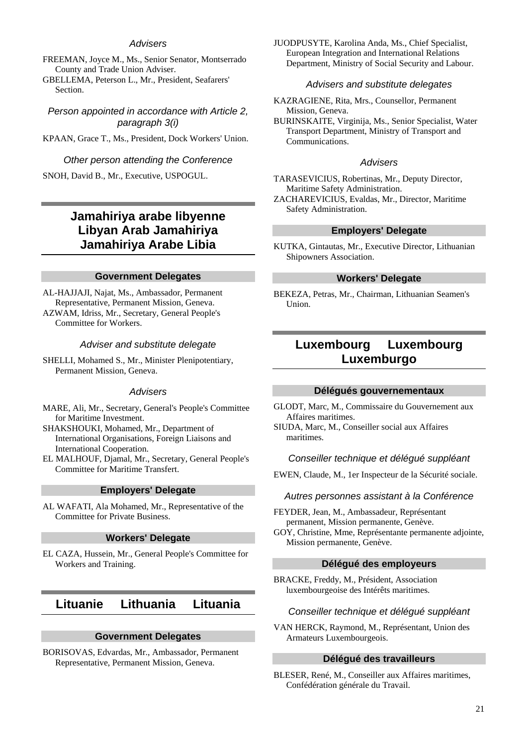### Advisers

FREEMAN, Joyce M., Ms., Senior Senator, Montserrado County and Trade Union Adviser.

GBELLEMA, Peterson L., Mr., President, Seafarers' Section.

### Person appointed in accordance with Article 2, paragraph 3(i)

KPAAN, Grace T., Ms., President, Dock Workers' Union.

### Other person attending the Conference

SNOH, David B., Mr., Executive, USPOGUL.

## Jamahiriya arabe libyenne
## Libyan Arab Jamahiriya
## Jamahiriya Arabe Libia

### Government Delegates

AL-HAJJAJI, Najat, Ms., Ambassador, Permanent Representative, Permanent Mission, Geneva.

AZWAM, Idriss, Mr., Secretary, General People's Committee for Workers.

### Adviser and substitute delegate

SHELLI, Mohamed S., Mr., Minister Plenipotentiary, Permanent Mission, Geneva.

### Advisers

MARE, Ali, Mr., Secretary, General's People's Committee for Maritime Investment.

SHAKSHOUKI, Mohamed, Mr., Department of International Organisations, Foreign Liaisons and International Cooperation.

EL MALHOUF, Djamal, Mr., Secretary, General People's Committee for Maritime Transfert.

### Employers' Delegate

AL WAFATI, Ala Mohamed, Mr., Representative of the Committee for Private Business.

### Workers' Delegate

EL CAZA, Hussein, Mr., General People's Committee for Workers and Training.

## Lituanie Lithuania Lituania

### Government Delegates

BORISOVAS, Edvardas, Mr., Ambassador, Permanent Representative, Permanent Mission, Geneva.

JUODPUSYTE, Karolina Anda, Ms., Chief Specialist, European Integration and International Relations Department, Ministry of Social Security and Labour.

### Advisers and substitute delegates

KAZRAGIENE, Rita, Mrs., Counsellor, Permanent Mission, Geneva.

BURINSKAITE, Virginija, Ms., Senior Specialist, Water Transport Department, Ministry of Transport and Communications.

### Advisers

TARASEVICIUS, Robertinas, Mr., Deputy Director, Maritime Safety Administration.

ZACHAREVICIUS, Evaldas, Mr., Director, Maritime Safety Administration.

### Employers' Delegate

KUTKA, Gintautas, Mr., Executive Director, Lithuanian Shipowners Association.

### Workers' Delegate

BEKEZA, Petras, Mr., Chairman, Lithuanian Seamen's Union.

## Luxembourg Luxembourg Luxemburgo

### Délégués gouvernementaux

GLODT, Marc, M., Commissaire du Gouvernement aux Affaires maritimes.

SIUDA, Marc, M., Conseiller social aux Affaires maritimes.

### Conseiller technique et délégué suppléant

EWEN, Claude, M., 1er Inspecteur de la Sécurité sociale.

### Autres personnes assistant à la Conférence

FEYDER, Jean, M., Ambassadeur, Représentant permanent, Mission permanente, Genève.

GOY, Christine, Mme, Représentante permanente adjointe, Mission permanente, Genève.

### Délégué des employeurs

BRACKE, Freddy, M., Président, Association luxembourgeoise des Intérêts maritimes.

### Conseiller technique et délégué suppléant

VAN HERCK, Raymond, M., Représentant, Union des Armateurs Luxembourgeois.

### Délégué des travailleurs

BLESER, René, M., Conseiller aux Affaires maritimes, Confédération générale du Travail.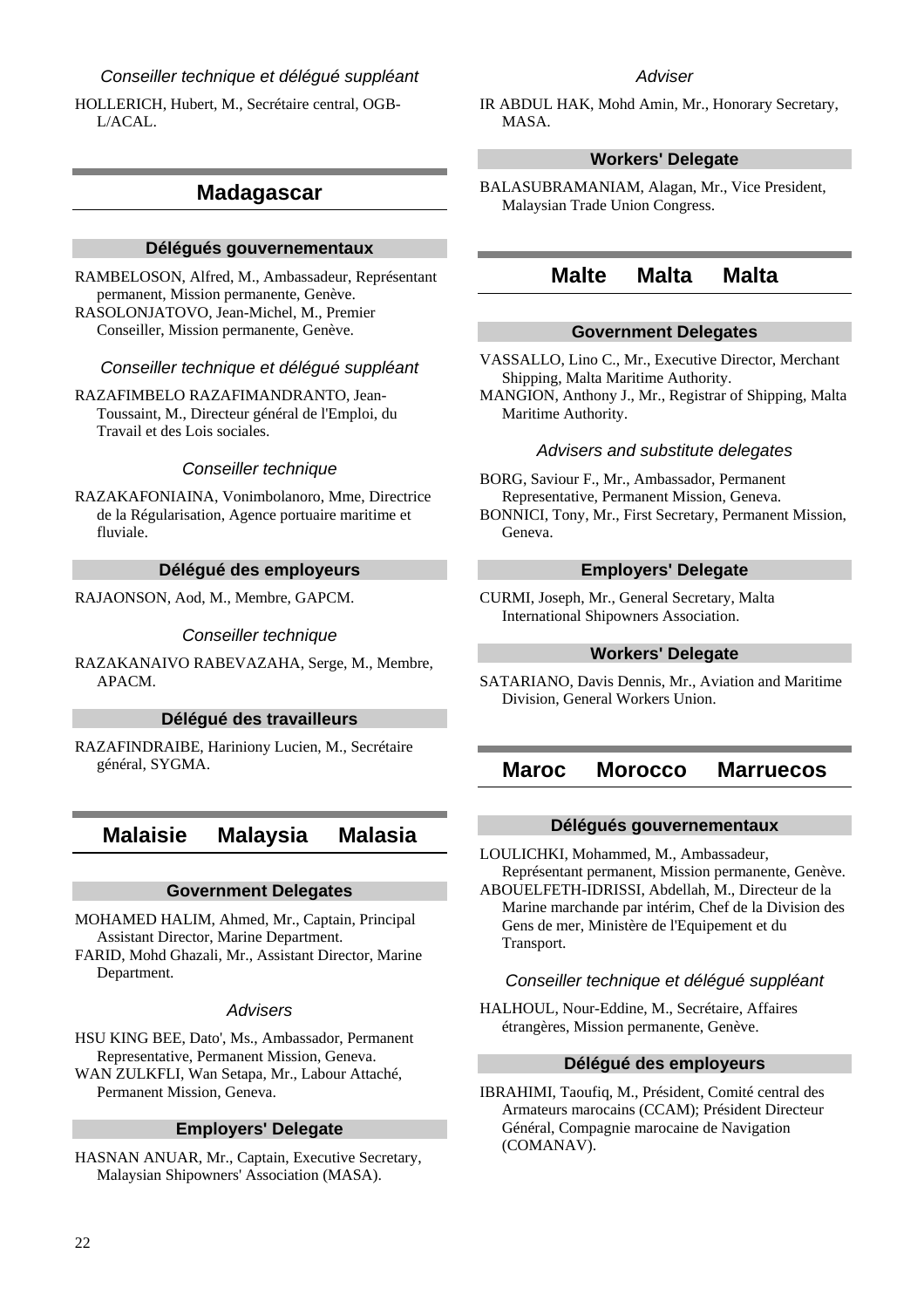*Conseiller technique et délégué suppléant*

HOLLERICH, Hubert, M., Secrétaire central, OGB-L/ACAL.

## Madagascar

### Délégués gouvernementaux

RAMBELOSON, Alfred, M., Ambassadeur, Représentant permanent, Mission permanente, Genève.

RASOLONJATOVO, Jean-Michel, M., Premier Conseiller, Mission permanente, Genève.

*Conseiller technique et délégué suppléant*

RAZAFIMBELO RAZAFIMANDRANTO, Jean-Toussaint, M., Directeur général de l'Emploi, du Travail et des Lois sociales.

*Conseiller technique*

RAZAKAFONIAINA, Vonimbolanoro, Mme, Directrice de la Régularisation, Agence portuaire maritime et fluviale.

### Délégué des employeurs

RAJAONSON, Aod, M., Membre, GAPCM.

*Conseiller technique*

RAZAKANAIVO RABEVAZAHA, Serge, M., Membre, APACM.

### Délégué des travailleurs

RAZAFINDRAIBE, Hariniony Lucien, M., Secrétaire général, SYGMA.

## Malaisie Malaysia Malasia

### Government Delegates

MOHAMED HALIM, Ahmed, Mr., Captain, Principal Assistant Director, Marine Department.

FARID, Mohd Ghazali, Mr., Assistant Director, Marine Department.

*Advisers*

HSU KING BEE, Dato', Ms., Ambassador, Permanent Representative, Permanent Mission, Geneva.

WAN ZULKFLI, Wan Setapa, Mr., Labour Attaché, Permanent Mission, Geneva.

### Employers' Delegate

HASNAN ANUAR, Mr., Captain, Executive Secretary, Malaysian Shipowners' Association (MASA).

*Adviser*

IR ABDUL HAK, Mohd Amin, Mr., Honorary Secretary, MASA.

### Workers' Delegate

BALASUBRAMANIAM, Alagan, Mr., Vice President, Malaysian Trade Union Congress.

## Malte Malta Malta

### Government Delegates

VASSALLO, Lino C., Mr., Executive Director, Merchant Shipping, Malta Maritime Authority.

MANGION, Anthony J., Mr., Registrar of Shipping, Malta Maritime Authority.

*Advisers and substitute delegates*

BORG, Saviour F., Mr., Ambassador, Permanent Representative, Permanent Mission, Geneva.

BONNICI, Tony, Mr., First Secretary, Permanent Mission, Geneva.

### Employers' Delegate

CURMI, Joseph, Mr., General Secretary, Malta International Shipowners Association.

### Workers' Delegate

SATARIANO, Davis Dennis, Mr., Aviation and Maritime Division, General Workers Union.

## Maroc Morocco Marruecos

### Délégués gouvernementaux

LOULICHKI, Mohammed, M., Ambassadeur, Représentant permanent, Mission permanente, Genève.

ABOUELFETH-IDRISSI, Abdellah, M., Directeur de la Marine marchande par intérim, Chef de la Division des Gens de mer, Ministère de l'Equipement et du Transport.

*Conseiller technique et délégué suppléant*

HALHOUL, Nour-Eddine, M., Secrétaire, Affaires étrangères, Mission permanente, Genève.

### Délégué des employeurs

IBRAHIMI, Taoufiq, M., Président, Comité central des Armateurs marocains (CCAM); Président Directeur Général, Compagnie marocaine de Navigation (COMANAV).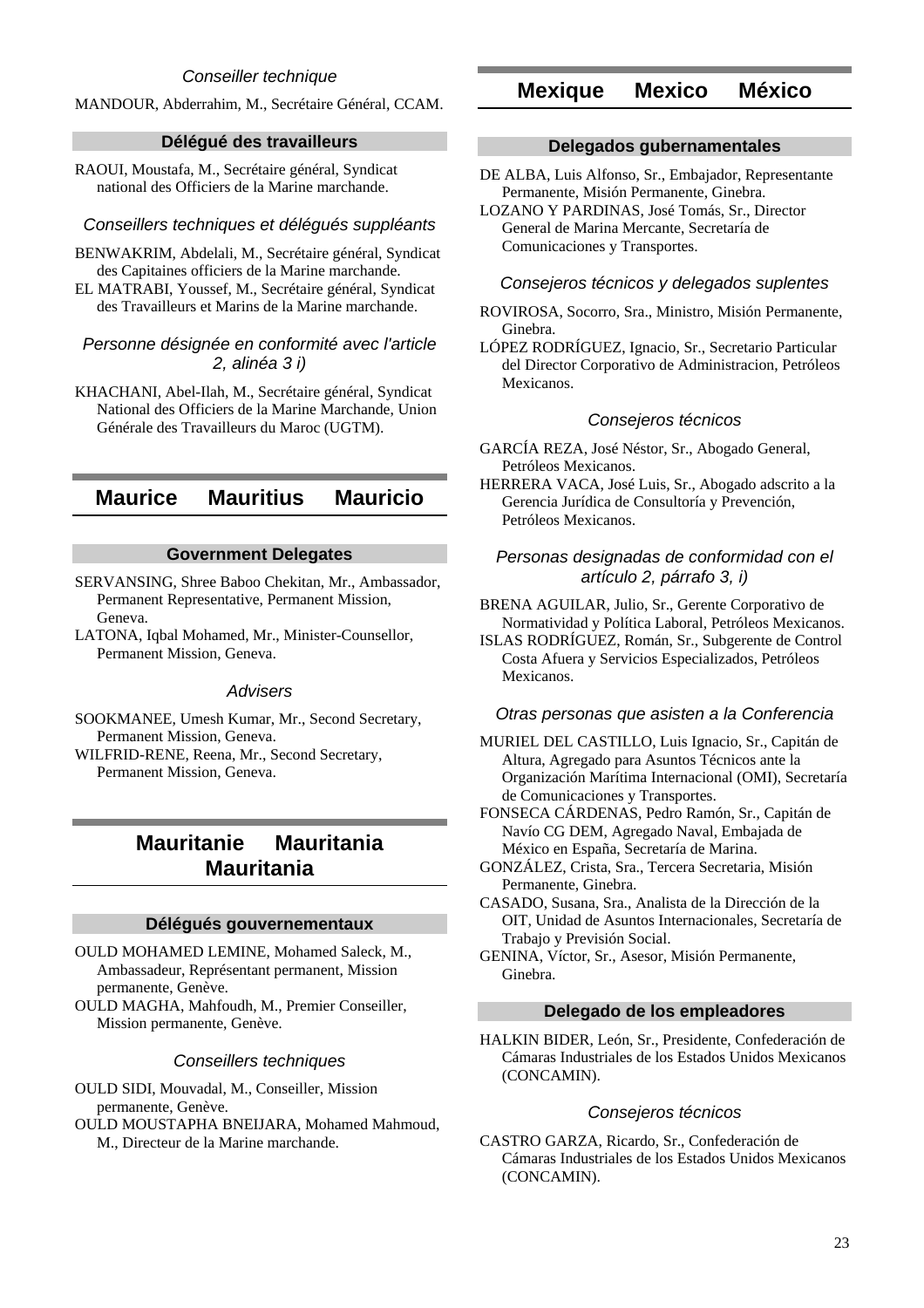### *Conseiller technique*

MANDOUR, Abderrahim, M., Secrétaire Général, CCAM.

#### Délégué des travailleurs

RAOUI, Moustafa, M., Secrétaire général, Syndicat national des Officiers de la Marine marchande.

### *Conseillers techniques et délégués suppléants*

BENWAKRIM, Abdelali, M., Secrétaire général, Syndicat des Capitaines officiers de la Marine marchande.

EL MATRABI, Youssef, M., Secrétaire général, Syndicat des Travailleurs et Marins de la Marine marchande.

### *Personne désignée en conformité avec l'article 2, alinéa 3 i)*

KHACHANI, Abel-Ilah, M., Secrétaire général, Syndicat National des Officiers de la Marine Marchande, Union Générale des Travailleurs du Maroc (UGTM).

## Maurice  Mauritius  Mauricio

#### Government Delegates

SERVANSING, Shree Baboo Chekitan, Mr., Ambassador, Permanent Representative, Permanent Mission, Geneva.

LATONA, Iqbal Mohamed, Mr., Minister-Counsellor, Permanent Mission, Geneva.

### *Advisers*

SOOKMANEE, Umesh Kumar, Mr., Second Secretary, Permanent Mission, Geneva.

WILFRID-RENE, Reena, Mr., Second Secretary, Permanent Mission, Geneva.

## Mauritanie  Mauritania  Mauritania

#### Délégués gouvernementaux

OULD MOHAMED LEMINE, Mohamed Saleck, M., Ambassadeur, Représentant permanent, Mission permanente, Genève.

OULD MAGHA, Mahfoudh, M., Premier Conseiller, Mission permanente, Genève.

### *Conseillers techniques*

OULD SIDI, Mouvadal, M., Conseiller, Mission permanente, Genève.

OULD MOUSTAPHA BNEIJARA, Mohamed Mahmoud, M., Directeur de la Marine marchande.

## Mexique  Mexico  México

#### Delegados gubernamentales

DE ALBA, Luis Alfonso, Sr., Embajador, Representante Permanente, Misión Permanente, Ginebra.

LOZANO Y PARDINAS, José Tomás, Sr., Director General de Marina Mercante, Secretaría de Comunicaciones y Transportes.

### *Consejeros técnicos y delegados suplentes*

ROVIROSA, Socorro, Sra., Ministro, Misión Permanente, Ginebra.

LÓPEZ RODRÍGUEZ, Ignacio, Sr., Secretario Particular del Director Corporativo de Administracion, Petróleos Mexicanos.

### *Consejeros técnicos*

GARCÍA REZA, José Néstor, Sr., Abogado General, Petróleos Mexicanos.

HERRERA VACA, José Luis, Sr., Abogado adscrito a la Gerencia Jurídica de Consultoría y Prevención, Petróleos Mexicanos.

### *Personas designadas de conformidad con el artículo 2, párrafo 3, i)*

BRENA AGUILAR, Julio, Sr., Gerente Corporativo de Normatividad y Política Laboral, Petróleos Mexicanos.

ISLAS RODRÍGUEZ, Román, Sr., Subgerente de Control Costa Afuera y Servicios Especializados, Petróleos Mexicanos.

### *Otras personas que asisten a la Conferencia*

MURIEL DEL CASTILLO, Luis Ignacio, Sr., Capitán de Altura, Agregado para Asuntos Técnicos ante la Organización Marítima Internacional (OMI), Secretaría de Comunicaciones y Transportes.

FONSECA CÁRDENAS, Pedro Ramón, Sr., Capitán de Navío CG DEM, Agregado Naval, Embajada de México en España, Secretaría de Marina.

GONZÁLEZ, Crista, Sra., Tercera Secretaria, Misión Permanente, Ginebra.

CASADO, Susana, Sra., Analista de la Dirección de la OIT, Unidad de Asuntos Internacionales, Secretaría de Trabajo y Previsión Social.

GENINA, Víctor, Sr., Asesor, Misión Permanente, Ginebra.

#### Delegado de los empleadores

HALKIN BIDER, León, Sr., Presidente, Confederación de Cámaras Industriales de los Estados Unidos Mexicanos (CONCAMIN).

### *Consejeros técnicos*

CASTRO GARZA, Ricardo, Sr., Confederación de Cámaras Industriales de los Estados Unidos Mexicanos (CONCAMIN).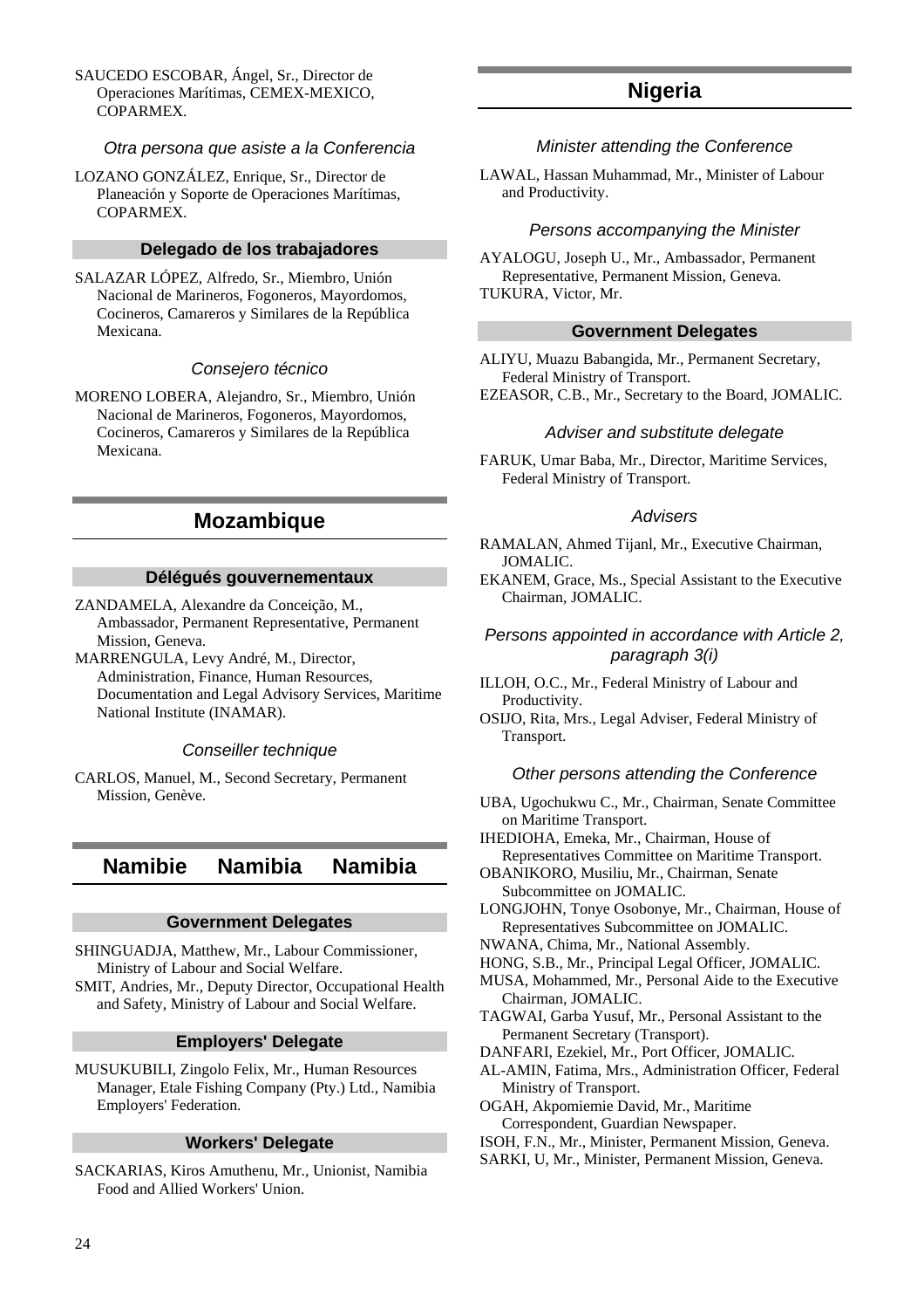SAUCEDO ESCOBAR, Ángel, Sr., Director de Operaciones Marítimas, CEMEX-MEXICO, COPARMEX.

*Otra persona que asiste a la Conferencia*

LOZANO GONZÁLEZ, Enrique, Sr., Director de Planeación y Soporte de Operaciones Marítimas, COPARMEX.

### Delegado de los trabajadores

SALAZAR LÓPEZ, Alfredo, Sr., Miembro, Unión Nacional de Marineros, Fogoneros, Mayordomos, Cocineros, Camareros y Similares de la República Mexicana.

*Consejero técnico*

MORENO LOBERA, Alejandro, Sr., Miembro, Unión Nacional de Marineros, Fogoneros, Mayordomos, Cocineros, Camareros y Similares de la República Mexicana.

## Mozambique

### Délégués gouvernementaux

ZANDAMELA, Alexandre da Conceição, M., Ambassador, Permanent Representative, Permanent Mission, Geneva.

MARRENGULA, Levy André, M., Director, Administration, Finance, Human Resources, Documentation and Legal Advisory Services, Maritime National Institute (INAMAR).

*Conseiller technique*

CARLOS, Manuel, M., Second Secretary, Permanent Mission, Genève.

## Namibie Namibia Namibia

### Government Delegates

SHINGUADJA, Matthew, Mr., Labour Commissioner, Ministry of Labour and Social Welfare.

SMIT, Andries, Mr., Deputy Director, Occupational Health and Safety, Ministry of Labour and Social Welfare.

### Employers' Delegate

MUSUKUBILI, Zingolo Felix, Mr., Human Resources Manager, Etale Fishing Company (Pty.) Ltd., Namibia Employers' Federation.

### Workers' Delegate

SACKARIAS, Kiros Amuthenu, Mr., Unionist, Namibia Food and Allied Workers' Union.

## Nigeria

*Minister attending the Conference*

LAWAL, Hassan Muhammad, Mr., Minister of Labour and Productivity.

*Persons accompanying the Minister*

AYALOGU, Joseph U., Mr., Ambassador, Permanent Representative, Permanent Mission, Geneva.

TUKURA, Victor, Mr.

### Government Delegates

ALIYU, Muazu Babangida, Mr., Permanent Secretary, Federal Ministry of Transport.

EZEASOR, C.B., Mr., Secretary to the Board, JOMALIC.

*Adviser and substitute delegate*

FARUK, Umar Baba, Mr., Director, Maritime Services, Federal Ministry of Transport.

*Advisers*

RAMALAN, Ahmed Tijanl, Mr., Executive Chairman, JOMALIC.

EKANEM, Grace, Ms., Special Assistant to the Executive Chairman, JOMALIC.

*Persons appointed in accordance with Article 2, paragraph 3(i)*

ILLOH, O.C., Mr., Federal Ministry of Labour and Productivity.

OSIJO, Rita, Mrs., Legal Adviser, Federal Ministry of Transport.

*Other persons attending the Conference*

UBA, Ugochukwu C., Mr., Chairman, Senate Committee on Maritime Transport.

IHEDIOHA, Emeka, Mr., Chairman, House of Representatives Committee on Maritime Transport.

OBANIKORO, Musiliu, Mr., Chairman, Senate Subcommittee on JOMALIC.

LONGJOHN, Tonye Osobonye, Mr., Chairman, House of Representatives Subcommittee on JOMALIC.

NWANA, Chima, Mr., National Assembly.

HONG, S.B., Mr., Principal Legal Officer, JOMALIC.

MUSA, Mohammed, Mr., Personal Aide to the Executive Chairman, JOMALIC.

TAGWAI, Garba Yusuf, Mr., Personal Assistant to the Permanent Secretary (Transport).

DANFARI, Ezekiel, Mr., Port Officer, JOMALIC.

AL-AMIN, Fatima, Mrs., Administration Officer, Federal Ministry of Transport.

OGAH, Akpomiemie David, Mr., Maritime Correspondent, Guardian Newspaper.

ISOH, F.N., Mr., Minister, Permanent Mission, Geneva.

SARKI, U, Mr., Minister, Permanent Mission, Geneva.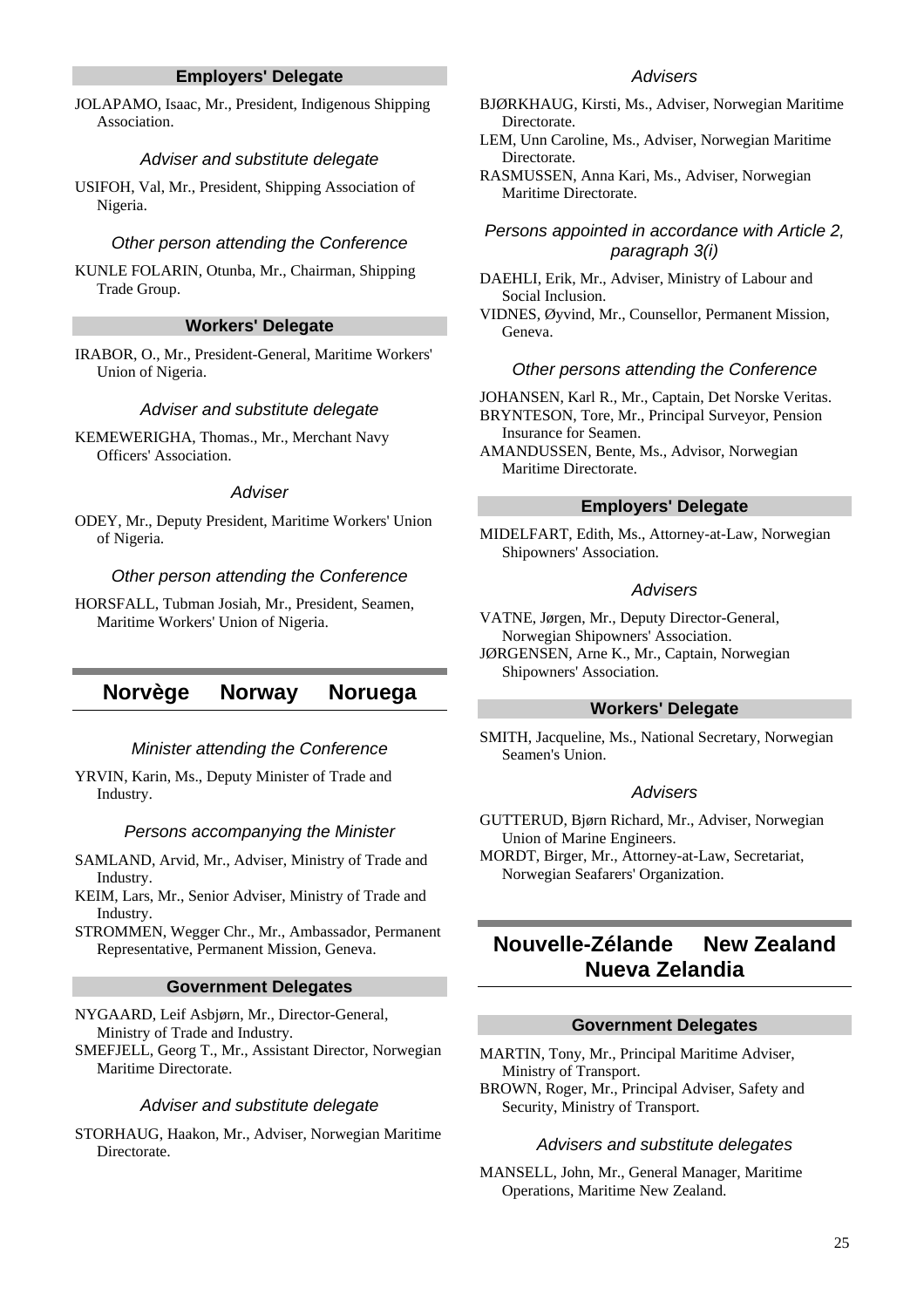### Employers' Delegate

JOLAPAMO, Isaac, Mr., President, Indigenous Shipping Association.

*Adviser and substitute delegate*

USIFOH, Val, Mr., President, Shipping Association of Nigeria.

*Other person attending the Conference*

KUNLE FOLARIN, Otunba, Mr., Chairman, Shipping Trade Group.

### Workers' Delegate

IRABOR, O., Mr., President-General, Maritime Workers' Union of Nigeria.

*Adviser and substitute delegate*

KEMEWERIGHA, Thomas., Mr., Merchant Navy Officers' Association.

*Adviser*

ODEY, Mr., Deputy President, Maritime Workers' Union of Nigeria.

*Other person attending the Conference*

HORSFALL, Tubman Josiah, Mr., President, Seamen, Maritime Workers' Union of Nigeria.

## Norvège   Norway   Noruega

*Minister attending the Conference*

YRVIN, Karin, Ms., Deputy Minister of Trade and Industry.

*Persons accompanying the Minister*

SAMLAND, Arvid, Mr., Adviser, Ministry of Trade and Industry.
KEIM, Lars, Mr., Senior Adviser, Ministry of Trade and Industry.
STROMMEN, Wegger Chr., Mr., Ambassador, Permanent Representative, Permanent Mission, Geneva.

### Government Delegates

NYGAARD, Leif Asbjørn, Mr., Director-General, Ministry of Trade and Industry.
SMEFJELL, Georg T., Mr., Assistant Director, Norwegian Maritime Directorate.

*Adviser and substitute delegate*

STORHAUG, Haakon, Mr., Adviser, Norwegian Maritime Directorate.

*Advisers*

BJØRKHAUG, Kirsti, Ms., Adviser, Norwegian Maritime Directorate.
LEM, Unn Caroline, Ms., Adviser, Norwegian Maritime Directorate.
RASMUSSEN, Anna Kari, Ms., Adviser, Norwegian Maritime Directorate.

*Persons appointed in accordance with Article 2, paragraph 3(i)*

DAEHLI, Erik, Mr., Adviser, Ministry of Labour and Social Inclusion.
VIDNES, Øyvind, Mr., Counsellor, Permanent Mission, Geneva.

*Other persons attending the Conference*

JOHANSEN, Karl R., Mr., Captain, Det Norske Veritas.
BRYNTESON, Tore, Mr., Principal Surveyor, Pension Insurance for Seamen.
AMANDUSSEN, Bente, Ms., Advisor, Norwegian Maritime Directorate.

### Employers' Delegate

MIDELFART, Edith, Ms., Attorney-at-Law, Norwegian Shipowners' Association.

*Advisers*

VATNE, Jørgen, Mr., Deputy Director-General, Norwegian Shipowners' Association.
JØRGENSEN, Arne K., Mr., Captain, Norwegian Shipowners' Association.

### Workers' Delegate

SMITH, Jacqueline, Ms., National Secretary, Norwegian Seamen's Union.

*Advisers*

GUTTERUD, Bjørn Richard, Mr., Adviser, Norwegian Union of Marine Engineers.
MORDT, Birger, Mr., Attorney-at-Law, Secretariat, Norwegian Seafarers' Organization.

## Nouvelle-Zélande   New Zealand   Nueva Zelandia

### Government Delegates

MARTIN, Tony, Mr., Principal Maritime Adviser, Ministry of Transport.
BROWN, Roger, Mr., Principal Adviser, Safety and Security, Ministry of Transport.

*Advisers and substitute delegates*

MANSELL, John, Mr., General Manager, Maritime Operations, Maritime New Zealand.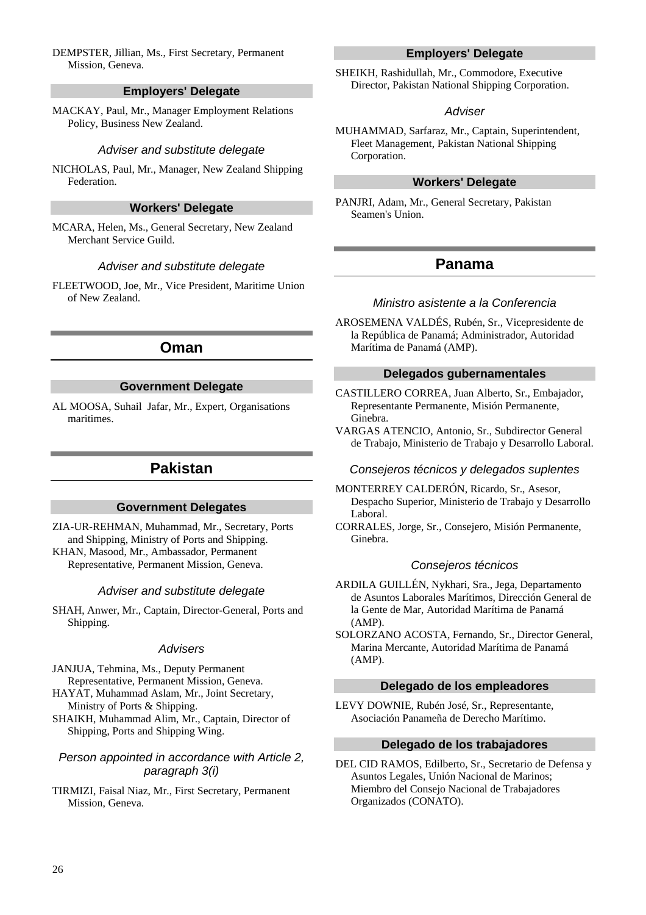DEMPSTER, Jillian, Ms., First Secretary, Permanent Mission, Geneva.

### Employers' Delegate

MACKAY, Paul, Mr., Manager Employment Relations Policy, Business New Zealand.

*Adviser and substitute delegate*

NICHOLAS, Paul, Mr., Manager, New Zealand Shipping Federation.

### Workers' Delegate

MCARA, Helen, Ms., General Secretary, New Zealand Merchant Service Guild.

*Adviser and substitute delegate*

FLEETWOOD, Joe, Mr., Vice President, Maritime Union of New Zealand.

## Oman

### Government Delegate

AL MOOSA, Suhail Jafar, Mr., Expert, Organisations maritimes.

## Pakistan

### Government Delegates

ZIA-UR-REHMAN, Muhammad, Mr., Secretary, Ports and Shipping, Ministry of Ports and Shipping.
KHAN, Masood, Mr., Ambassador, Permanent Representative, Permanent Mission, Geneva.

*Adviser and substitute delegate*

SHAH, Anwer, Mr., Captain, Director-General, Ports and Shipping.

*Advisers*

JANJUA, Tehmina, Ms., Deputy Permanent Representative, Permanent Mission, Geneva.
HAYAT, Muhammad Aslam, Mr., Joint Secretary, Ministry of Ports & Shipping.
SHAIKH, Muhammad Alim, Mr., Captain, Director of Shipping, Ports and Shipping Wing.

*Person appointed in accordance with Article 2, paragraph 3(i)*

TIRMIZI, Faisal Niaz, Mr., First Secretary, Permanent Mission, Geneva.

### Employers' Delegate

SHEIKH, Rashidullah, Mr., Commodore, Executive Director, Pakistan National Shipping Corporation.

*Adviser*

MUHAMMAD, Sarfaraz, Mr., Captain, Superintendent, Fleet Management, Pakistan National Shipping Corporation.

### Workers' Delegate

PANJRI, Adam, Mr., General Secretary, Pakistan Seamen's Union.

## Panama

*Ministro asistente a la Conferencia*

AROSEMENA VALDÉS, Rubén, Sr., Vicepresidente de la República de Panamá; Administrador, Autoridad Marítima de Panamá (AMP).

### Delegados gubernamentales

CASTILLERO CORREA, Juan Alberto, Sr., Embajador, Representante Permanente, Misión Permanente, Ginebra.
VARGAS ATENCIO, Antonio, Sr., Subdirector General de Trabajo, Ministerio de Trabajo y Desarrollo Laboral.

*Consejeros técnicos y delegados suplentes*

MONTERREY CALDERÓN, Ricardo, Sr., Asesor, Despacho Superior, Ministerio de Trabajo y Desarrollo Laboral.
CORRALES, Jorge, Sr., Consejero, Misión Permanente, Ginebra.

*Consejeros técnicos*

ARDILA GUILLÉN, Nykhari, Sra., Jega, Departamento de Asuntos Laborales Marítimos, Dirección General de la Gente de Mar, Autoridad Marítima de Panamá (AMP).
SOLORZANO ACOSTA, Fernando, Sr., Director General, Marina Mercante, Autoridad Marítima de Panamá (AMP).

### Delegado de los empleadores

LEVY DOWNIE, Rubén José, Sr., Representante, Asociación Panameña de Derecho Marítimo.

### Delegado de los trabajadores

DEL CID RAMOS, Edilberto, Sr., Secretario de Defensa y Asuntos Legales, Unión Nacional de Marinos; Miembro del Consejo Nacional de Trabajadores Organizados (CONATO).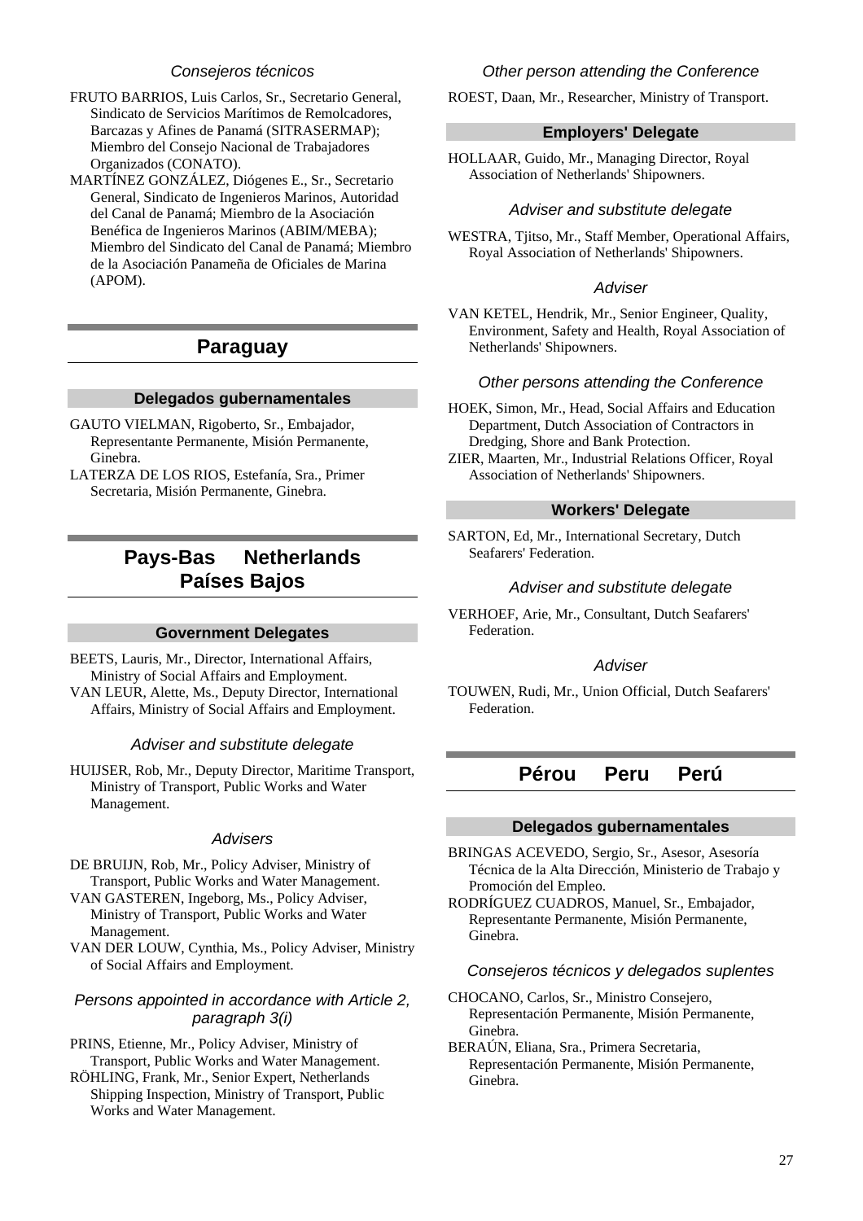*Consejeros técnicos*

FRUTO BARRIOS, Luis Carlos, Sr., Secretario General, Sindicato de Servicios Marítimos de Remolcadores, Barcazas y Afines de Panamá (SITRASERMAP); Miembro del Consejo Nacional de Trabajadores Organizados (CONATO).

MARTÍNEZ GONZÁLEZ, Diógenes E., Sr., Secretario General, Sindicato de Ingenieros Marinos, Autoridad del Canal de Panamá; Miembro de la Asociación Benéfica de Ingenieros Marinos (ABIM/MEBA); Miembro del Sindicato del Canal de Panamá; Miembro de la Asociación Panameña de Oficiales de Marina (APOM).

## Paraguay

### Delegados gubernamentales

GAUTO VIELMAN, Rigoberto, Sr., Embajador, Representante Permanente, Misión Permanente, Ginebra.

LATERZA DE LOS RIOS, Estefanía, Sra., Primer Secretaria, Misión Permanente, Ginebra.

## Pays-Bas Netherlands Países Bajos

### Government Delegates

BEETS, Lauris, Mr., Director, International Affairs, Ministry of Social Affairs and Employment.

VAN LEUR, Alette, Ms., Deputy Director, International Affairs, Ministry of Social Affairs and Employment.

*Adviser and substitute delegate*

HUIJSER, Rob, Mr., Deputy Director, Maritime Transport, Ministry of Transport, Public Works and Water Management.

*Advisers*

DE BRUIJN, Rob, Mr., Policy Adviser, Ministry of Transport, Public Works and Water Management.

VAN GASTEREN, Ingeborg, Ms., Policy Adviser, Ministry of Transport, Public Works and Water Management.

VAN DER LOUW, Cynthia, Ms., Policy Adviser, Ministry of Social Affairs and Employment.

*Persons appointed in accordance with Article 2, paragraph 3(i)*

PRINS, Etienne, Mr., Policy Adviser, Ministry of Transport, Public Works and Water Management.

RÖHLING, Frank, Mr., Senior Expert, Netherlands Shipping Inspection, Ministry of Transport, Public Works and Water Management.

*Other person attending the Conference*

ROEST, Daan, Mr., Researcher, Ministry of Transport.

### Employers' Delegate

HOLLAAR, Guido, Mr., Managing Director, Royal Association of Netherlands' Shipowners.

*Adviser and substitute delegate*

WESTRA, Tjitso, Mr., Staff Member, Operational Affairs, Royal Association of Netherlands' Shipowners.

*Adviser*

VAN KETEL, Hendrik, Mr., Senior Engineer, Quality, Environment, Safety and Health, Royal Association of Netherlands' Shipowners.

*Other persons attending the Conference*

HOEK, Simon, Mr., Head, Social Affairs and Education Department, Dutch Association of Contractors in Dredging, Shore and Bank Protection.

ZIER, Maarten, Mr., Industrial Relations Officer, Royal Association of Netherlands' Shipowners.

### Workers' Delegate

SARTON, Ed, Mr., International Secretary, Dutch Seafarers' Federation.

*Adviser and substitute delegate*

VERHOEF, Arie, Mr., Consultant, Dutch Seafarers' Federation.

*Adviser*

TOUWEN, Rudi, Mr., Union Official, Dutch Seafarers' Federation.

## Pérou Peru Perú

### Delegados gubernamentales

BRINGAS ACEVEDO, Sergio, Sr., Asesor, Asesoría Técnica de la Alta Dirección, Ministerio de Trabajo y Promoción del Empleo.

RODRÍGUEZ CUADROS, Manuel, Sr., Embajador, Representante Permanente, Misión Permanente, Ginebra.

*Consejeros técnicos y delegados suplentes*

CHOCANO, Carlos, Sr., Ministro Consejero, Representación Permanente, Misión Permanente, Ginebra.

BERAÚN, Eliana, Sra., Primera Secretaria, Representación Permanente, Misión Permanente, Ginebra.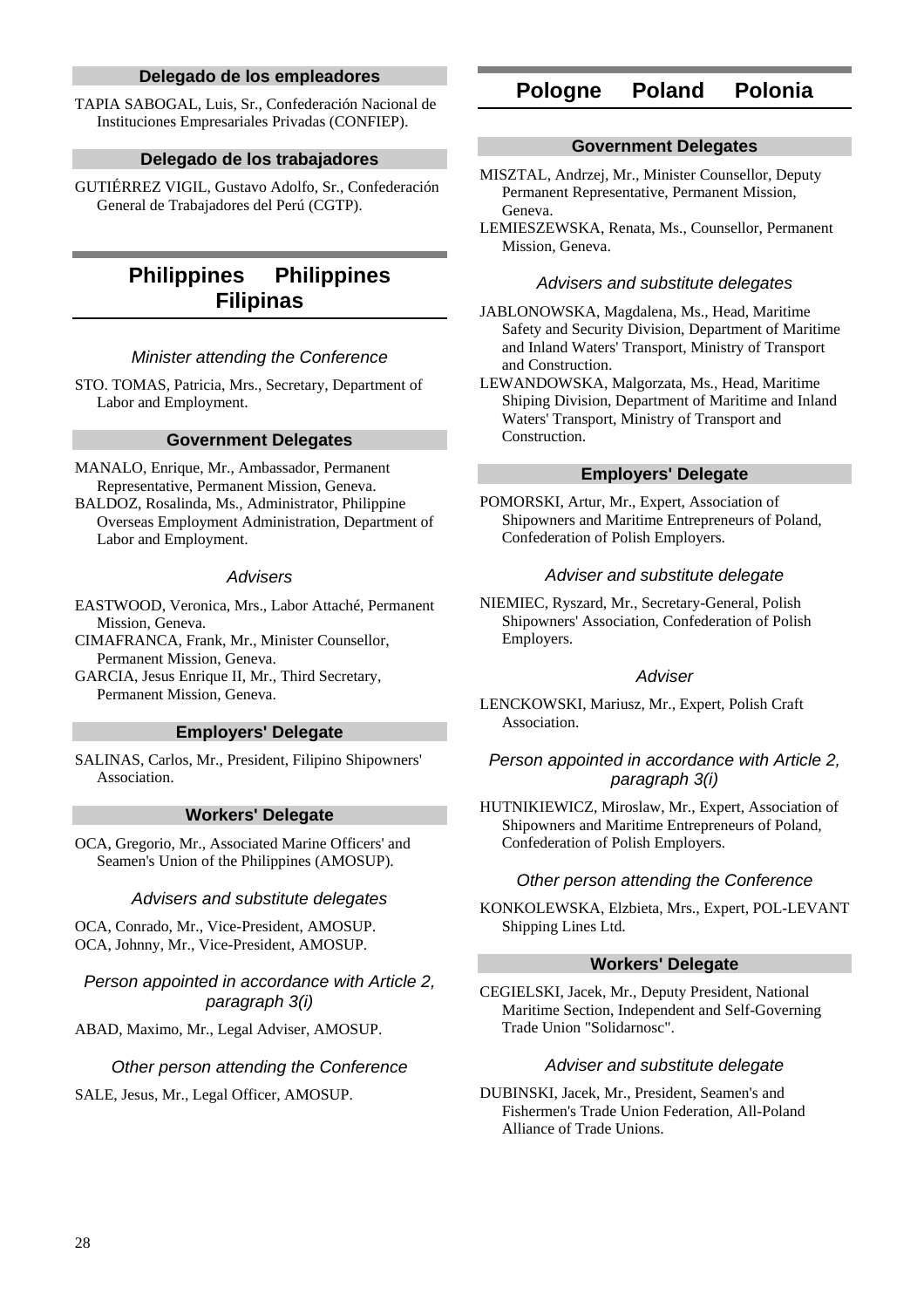### Delegado de los empleadores

TAPIA SABOGAL, Luis, Sr., Confederación Nacional de Instituciones Empresariales Privadas (CONFIEP).

### Delegado de los trabajadores

GUTIÉRREZ VIGIL, Gustavo Adolfo, Sr., Confederación General de Trabajadores del Perú (CGTP).

## Philippines Philippines Filipinas

*Minister attending the Conference*

STO. TOMAS, Patricia, Mrs., Secretary, Department of Labor and Employment.

### Government Delegates

MANALO, Enrique, Mr., Ambassador, Permanent Representative, Permanent Mission, Geneva.

BALDOZ, Rosalinda, Ms., Administrator, Philippine Overseas Employment Administration, Department of Labor and Employment.

*Advisers*

EASTWOOD, Veronica, Mrs., Labor Attaché, Permanent Mission, Geneva.

CIMAFRANCA, Frank, Mr., Minister Counsellor, Permanent Mission, Geneva.

GARCIA, Jesus Enrique II, Mr., Third Secretary, Permanent Mission, Geneva.

### Employers' Delegate

SALINAS, Carlos, Mr., President, Filipino Shipowners' Association.

### Workers' Delegate

OCA, Gregorio, Mr., Associated Marine Officers' and Seamen's Union of the Philippines (AMOSUP).

*Advisers and substitute delegates*

OCA, Conrado, Mr., Vice-President, AMOSUP.

OCA, Johnny, Mr., Vice-President, AMOSUP.

*Person appointed in accordance with Article 2, paragraph 3(i)*

ABAD, Maximo, Mr., Legal Adviser, AMOSUP.

*Other person attending the Conference*

SALE, Jesus, Mr., Legal Officer, AMOSUP.

## Pologne Poland Polonia

### Government Delegates

MISZTAL, Andrzej, Mr., Minister Counsellor, Deputy Permanent Representative, Permanent Mission, Geneva.

LEMIESZEWSKA, Renata, Ms., Counsellor, Permanent Mission, Geneva.

*Advisers and substitute delegates*

JABLONOWSKA, Magdalena, Ms., Head, Maritime Safety and Security Division, Department of Maritime and Inland Waters' Transport, Ministry of Transport and Construction.

LEWANDOWSKA, Malgorzata, Ms., Head, Maritime Shiping Division, Department of Maritime and Inland Waters' Transport, Ministry of Transport and Construction.

### Employers' Delegate

POMORSKI, Artur, Mr., Expert, Association of Shipowners and Maritime Entrepreneurs of Poland, Confederation of Polish Employers.

*Adviser and substitute delegate*

NIEMIEC, Ryszard, Mr., Secretary-General, Polish Shipowners' Association, Confederation of Polish Employers.

*Adviser*

LENCKOWSKI, Mariusz, Mr., Expert, Polish Craft Association.

*Person appointed in accordance with Article 2, paragraph 3(i)*

HUTNIKIEWICZ, Miroslaw, Mr., Expert, Association of Shipowners and Maritime Entrepreneurs of Poland, Confederation of Polish Employers.

*Other person attending the Conference*

KONKOLEWSKA, Elzbieta, Mrs., Expert, POL-LEVANT Shipping Lines Ltd.

### Workers' Delegate

CEGIELSKI, Jacek, Mr., Deputy President, National Maritime Section, Independent and Self-Governing Trade Union "Solidarnosc".

*Adviser and substitute delegate*

DUBINSKI, Jacek, Mr., President, Seamen's and Fishermen's Trade Union Federation, All-Poland Alliance of Trade Unions.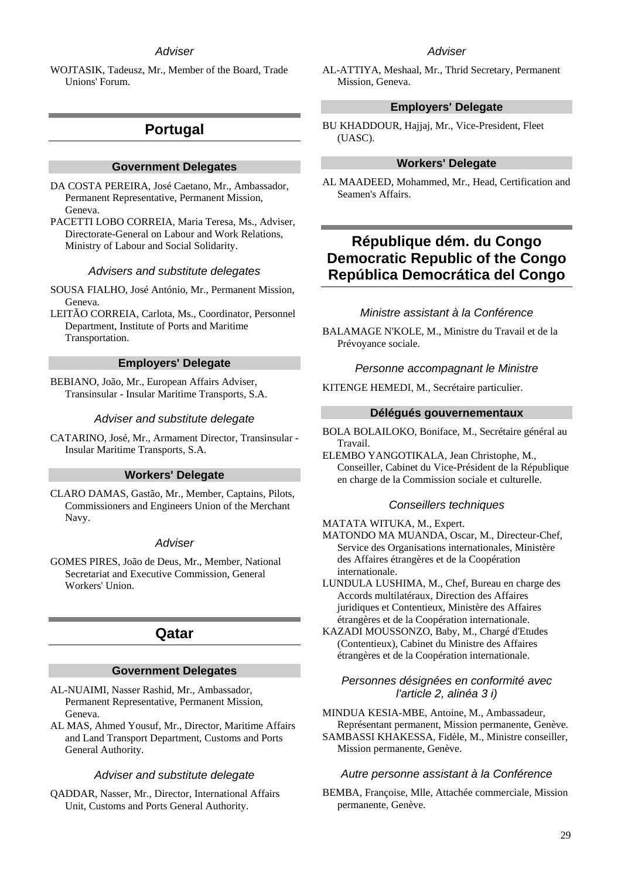*Adviser*

WOJTASIK, Tadeusz, Mr., Member of the Board, Trade Unions' Forum.

## Portugal

### Government Delegates

DA COSTA PEREIRA, José Caetano, Mr., Ambassador, Permanent Representative, Permanent Mission, Geneva.

PACETTI LOBO CORREIA, Maria Teresa, Ms., Adviser, Directorate-General on Labour and Work Relations, Ministry of Labour and Social Solidarity.

*Advisers and substitute delegates*

SOUSA FIALHO, José António, Mr., Permanent Mission, Geneva.

LEITÃO CORREIA, Carlota, Ms., Coordinator, Personnel Department, Institute of Ports and Maritime Transportation.

### Employers' Delegate

BEBIANO, João, Mr., European Affairs Adviser, Transinsular - Insular Maritime Transports, S.A.

*Adviser and substitute delegate*

CATARINO, José, Mr., Armament Director, Transinsular - Insular Maritime Transports, S.A.

### Workers' Delegate

CLARO DAMAS, Gastão, Mr., Member, Captains, Pilots, Commissioners and Engineers Union of the Merchant Navy.

*Adviser*

GOMES PIRES, João de Deus, Mr., Member, National Secretariat and Executive Commission, General Workers' Union.

## Qatar

### Government Delegates

AL-NUAIMI, Nasser Rashid, Mr., Ambassador, Permanent Representative, Permanent Mission, Geneva.

AL MAS, Ahmed Yousuf, Mr., Director, Maritime Affairs and Land Transport Department, Customs and Ports General Authority.

*Adviser and substitute delegate*

QADDAR, Nasser, Mr., Director, International Affairs Unit, Customs and Ports General Authority.

*Adviser*

AL-ATTIYA, Meshaal, Mr., Thrid Secretary, Permanent Mission, Geneva.

### Employers' Delegate

BU KHADDOUR, Hajjaj, Mr., Vice-President, Fleet (UASC).

### Workers' Delegate

AL MAADEED, Mohammed, Mr., Head, Certification and Seamen's Affairs.

## République dém. du Congo
## Democratic Republic of the Congo
## República Democrática del Congo

*Ministre assistant à la Conférence*

BALAMAGE N'KOLE, M., Ministre du Travail et de la Prévoyance sociale.

*Personne accompagnant le Ministre*

KITENGE HEMEDI, M., Secrétaire particulier.

### Délégués gouvernementaux

BOLA BOLAILOKO, Boniface, M., Secrétaire général au Travail.

ELEMBO YANGOTIKALA, Jean Christophe, M., Conseiller, Cabinet du Vice-Président de la République en charge de la Commission sociale et culturelle.

*Conseillers techniques*

MATATA WITUKA, M., Expert.

MATONDO MA MUANDA, Oscar, M., Directeur-Chef, Service des Organisations internationales, Ministère des Affaires étrangères et de la Coopération internationale.

LUNDULA LUSHIMA, M., Chef, Bureau en charge des Accords multilatéraux, Direction des Affaires juridiques et Contentieux, Ministère des Affaires étrangères et de la Coopération internationale.

KAZADI MOUSSONZO, Baby, M., Chargé d'Etudes (Contentieux), Cabinet du Ministre des Affaires étrangères et de la Coopération internationale.

*Personnes désignées en conformité avec l'article 2, alinéa 3 i)*

MINDUA KESIA-MBE, Antoine, M., Ambassadeur, Représentant permanent, Mission permanente, Genève.

SAMBASSI KHAKESSA, Fidèle, M., Ministre conseiller, Mission permanente, Genève.

*Autre personne assistant à la Conférence*

BEMBA, Françoise, Mlle, Attachée commerciale, Mission permanente, Genève.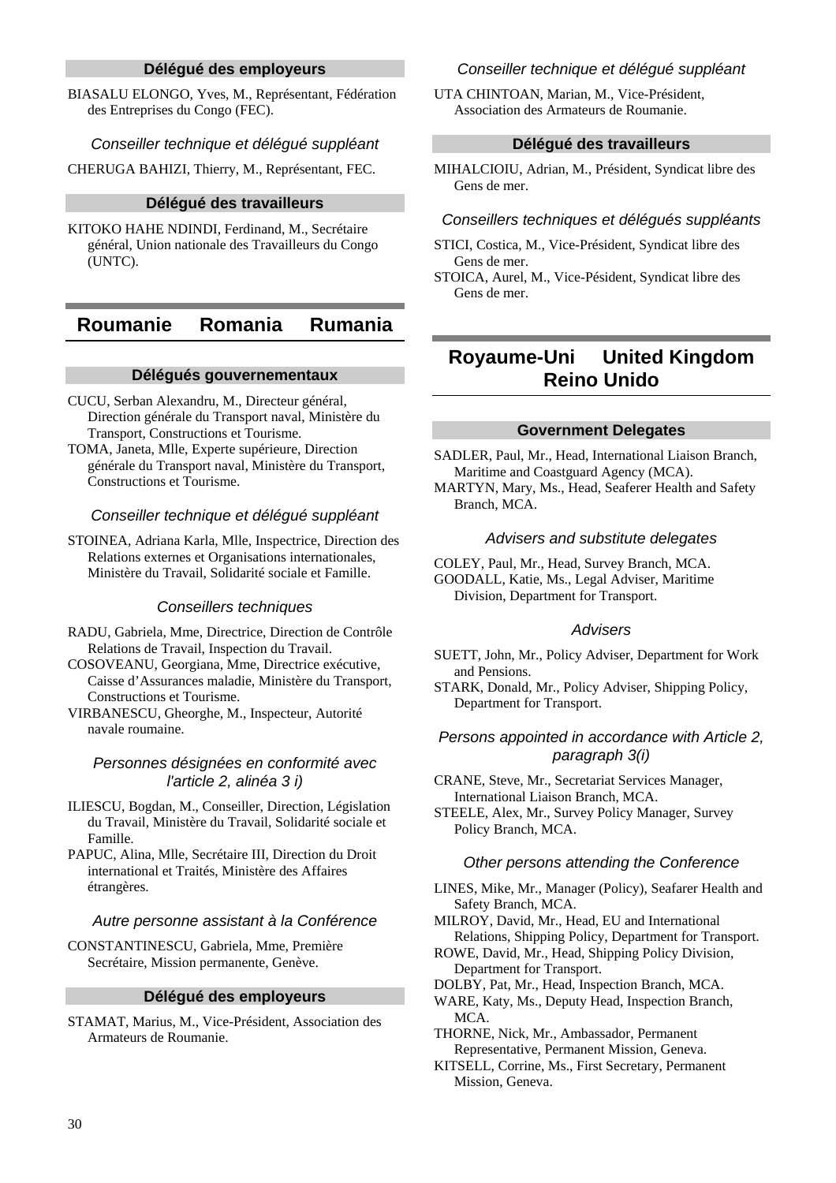#### Délégué des employeurs

BIASALU ELONGO, Yves, M., Représentant, Fédération des Entreprises du Congo (FEC).

*Conseiller technique et délégué suppléant*

CHERUGA BAHIZI, Thierry, M., Représentant, FEC.

#### Délégué des travailleurs

KITOKO HAHE NDINDI, Ferdinand, M., Secrétaire général, Union nationale des Travailleurs du Congo (UNTC).

## Roumanie Romania Rumania

#### Délégués gouvernementaux

CUCU, Serban Alexandru, M., Directeur général, Direction générale du Transport naval, Ministère du Transport, Constructions et Tourisme.

TOMA, Janeta, Mlle, Experte supérieure, Direction générale du Transport naval, Ministère du Transport, Constructions et Tourisme.

*Conseiller technique et délégué suppléant*

STOINEA, Adriana Karla, Mlle, Inspectrice, Direction des Relations externes et Organisations internationales, Ministère du Travail, Solidarité sociale et Famille.

*Conseillers techniques*

RADU, Gabriela, Mme, Directrice, Direction de Contrôle Relations de Travail, Inspection du Travail.

COSOVEANU, Georgiana, Mme, Directrice exécutive, Caisse d'Assurances maladie, Ministère du Transport, Constructions et Tourisme.

VIRBANESCU, Gheorghe, M., Inspecteur, Autorité navale roumaine.

*Personnes désignées en conformité avec l'article 2, alinéa 3 i)*

ILIESCU, Bogdan, M., Conseiller, Direction, Législation du Travail, Ministère du Travail, Solidarité sociale et Famille.

PAPUC, Alina, Mlle, Secrétaire III, Direction du Droit international et Traités, Ministère des Affaires étrangères.

*Autre personne assistant à la Conférence*

CONSTANTINESCU, Gabriela, Mme, Première Secrétaire, Mission permanente, Genève.

#### Délégué des employeurs

STAMAT, Marius, M., Vice-Président, Association des Armateurs de Roumanie.

*Conseiller technique et délégué suppléant*

UTA CHINTOAN, Marian, M., Vice-Président, Association des Armateurs de Roumanie.

#### Délégué des travailleurs

MIHALCIOIU, Adrian, M., Président, Syndicat libre des Gens de mer.

*Conseillers techniques et délégués suppléants*

STICI, Costica, M., Vice-Président, Syndicat libre des Gens de mer.

STOICA, Aurel, M., Vice-Pésident, Syndicat libre des Gens de mer.

## Royaume-Uni United Kingdom Reino Unido

#### Government Delegates

SADLER, Paul, Mr., Head, International Liaison Branch, Maritime and Coastguard Agency (MCA).

MARTYN, Mary, Ms., Head, Seaferer Health and Safety Branch, MCA.

*Advisers and substitute delegates*

COLEY, Paul, Mr., Head, Survey Branch, MCA.

GOODALL, Katie, Ms., Legal Adviser, Maritime Division, Department for Transport.

*Advisers*

SUETT, John, Mr., Policy Adviser, Department for Work and Pensions.

STARK, Donald, Mr., Policy Adviser, Shipping Policy, Department for Transport.

*Persons appointed in accordance with Article 2, paragraph 3(i)*

CRANE, Steve, Mr., Secretariat Services Manager, International Liaison Branch, MCA.

STEELE, Alex, Mr., Survey Policy Manager, Survey Policy Branch, MCA.

*Other persons attending the Conference*

LINES, Mike, Mr., Manager (Policy), Seafarer Health and Safety Branch, MCA.

MILROY, David, Mr., Head, EU and International Relations, Shipping Policy, Department for Transport.

ROWE, David, Mr., Head, Shipping Policy Division, Department for Transport.

DOLBY, Pat, Mr., Head, Inspection Branch, MCA.

WARE, Katy, Ms., Deputy Head, Inspection Branch, MCA.

THORNE, Nick, Mr., Ambassador, Permanent Representative, Permanent Mission, Geneva.

KITSELL, Corrine, Ms., First Secretary, Permanent Mission, Geneva.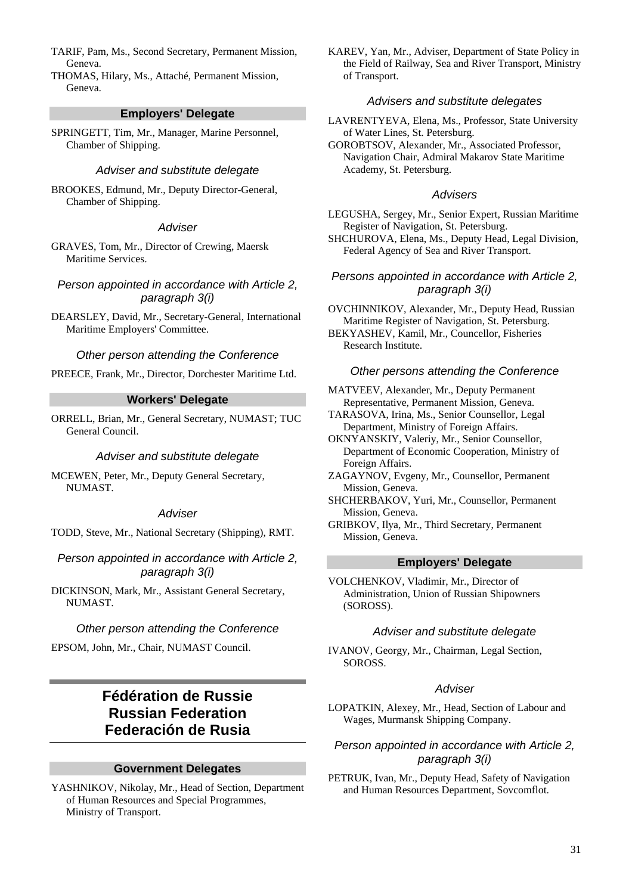TARIF, Pam, Ms., Second Secretary, Permanent Mission, Geneva.

THOMAS, Hilary, Ms., Attaché, Permanent Mission, Geneva.

### Employers' Delegate

SPRINGETT, Tim, Mr., Manager, Marine Personnel, Chamber of Shipping.

*Adviser and substitute delegate*

BROOKES, Edmund, Mr., Deputy Director-General, Chamber of Shipping.

*Adviser*

GRAVES, Tom, Mr., Director of Crewing, Maersk Maritime Services.

*Person appointed in accordance with Article 2, paragraph 3(i)*

DEARSLEY, David, Mr., Secretary-General, International Maritime Employers' Committee.

*Other person attending the Conference*

PREECE, Frank, Mr., Director, Dorchester Maritime Ltd.

### Workers' Delegate

ORRELL, Brian, Mr., General Secretary, NUMAST; TUC General Council.

*Adviser and substitute delegate*

MCEWEN, Peter, Mr., Deputy General Secretary, NUMAST.

*Adviser*

TODD, Steve, Mr., National Secretary (Shipping), RMT.

*Person appointed in accordance with Article 2, paragraph 3(i)*

DICKINSON, Mark, Mr., Assistant General Secretary, NUMAST.

*Other person attending the Conference*

EPSOM, John, Mr., Chair, NUMAST Council.

## Fédération de Russie
## Russian Federation
## Federación de Rusia

### Government Delegates

YASHNIKOV, Nikolay, Mr., Head of Section, Department of Human Resources and Special Programmes, Ministry of Transport.

KAREV, Yan, Mr., Adviser, Department of State Policy in the Field of Railway, Sea and River Transport, Ministry of Transport.

*Advisers and substitute delegates*

LAVRENTYEVA, Elena, Ms., Professor, State University of Water Lines, St. Petersburg.

GOROBTSOV, Alexander, Mr., Associated Professor, Navigation Chair, Admiral Makarov State Maritime Academy, St. Petersburg.

*Advisers*

LEGUSHA, Sergey, Mr., Senior Expert, Russian Maritime Register of Navigation, St. Petersburg.

SHCHUROVA, Elena, Ms., Deputy Head, Legal Division, Federal Agency of Sea and River Transport.

*Persons appointed in accordance with Article 2, paragraph 3(i)*

OVCHINNIKOV, Alexander, Mr., Deputy Head, Russian Maritime Register of Navigation, St. Petersburg.

BEKYASHEV, Kamil, Mr., Councellor, Fisheries Research Institute.

*Other persons attending the Conference*

MATVEEV, Alexander, Mr., Deputy Permanent Representative, Permanent Mission, Geneva.

TARASOVA, Irina, Ms., Senior Counsellor, Legal Department, Ministry of Foreign Affairs.

OKNYANSKIY, Valeriy, Mr., Senior Counsellor, Department of Economic Cooperation, Ministry of Foreign Affairs.

ZAGAYNOV, Evgeny, Mr., Counsellor, Permanent Mission, Geneva.

SHCHERBAKOV, Yuri, Mr., Counsellor, Permanent Mission, Geneva.

GRIBKOV, Ilya, Mr., Third Secretary, Permanent Mission, Geneva.

### Employers' Delegate

VOLCHENKOV, Vladimir, Mr., Director of Administration, Union of Russian Shipowners (SOROSS).

*Adviser and substitute delegate*

IVANOV, Georgy, Mr., Chairman, Legal Section, SOROSS.

*Adviser*

LOPATKIN, Alexey, Mr., Head, Section of Labour and Wages, Murmansk Shipping Company.

*Person appointed in accordance with Article 2, paragraph 3(i)*

PETRUK, Ivan, Mr., Deputy Head, Safety of Navigation and Human Resources Department, Sovcomflot.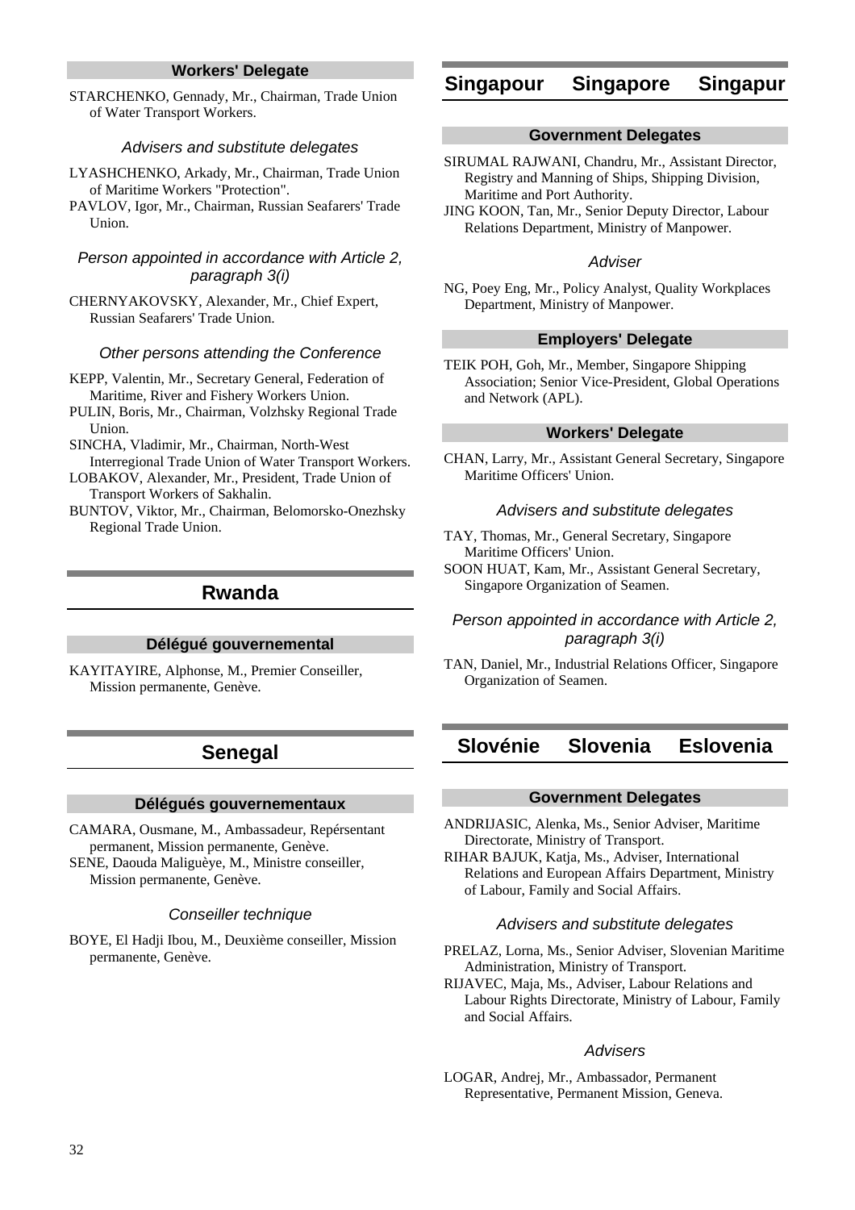#### Workers' Delegate

STARCHENKO, Gennady, Mr., Chairman, Trade Union of Water Transport Workers.

*Advisers and substitute delegates*

LYASHCHENKO, Arkady, Mr., Chairman, Trade Union of Maritime Workers "Protection".

PAVLOV, Igor, Mr., Chairman, Russian Seafarers' Trade Union.

*Person appointed in accordance with Article 2, paragraph 3(i)*

CHERNYAKOVSKY, Alexander, Mr., Chief Expert, Russian Seafarers' Trade Union.

*Other persons attending the Conference*

KEPP, Valentin, Mr., Secretary General, Federation of Maritime, River and Fishery Workers Union.

PULIN, Boris, Mr., Chairman, Volzhsky Regional Trade Union.

SINCHA, Vladimir, Mr., Chairman, North-West Interregional Trade Union of Water Transport Workers.

LOBAKOV, Alexander, Mr., President, Trade Union of Transport Workers of Sakhalin.

BUNTOV, Viktor, Mr., Chairman, Belomorsko-Onezhsky Regional Trade Union.

## Rwanda

#### Délégué gouvernemental

KAYITAYIRE, Alphonse, M., Premier Conseiller, Mission permanente, Genève.

## Senegal

#### Délégués gouvernementaux

CAMARA, Ousmane, M., Ambassadeur, Repérsentant permanent, Mission permanente, Genève.

SENE, Daouda Maliguèye, M., Ministre conseiller, Mission permanente, Genève.

*Conseiller technique*

BOYE, El Hadji Ibou, M., Deuxième conseiller, Mission permanente, Genève.

## Singapour Singapore Singapur

#### Government Delegates

SIRUMAL RAJWANI, Chandru, Mr., Assistant Director, Registry and Manning of Ships, Shipping Division, Maritime and Port Authority.

JING KOON, Tan, Mr., Senior Deputy Director, Labour Relations Department, Ministry of Manpower.

*Adviser*

NG, Poey Eng, Mr., Policy Analyst, Quality Workplaces Department, Ministry of Manpower.

#### Employers' Delegate

TEIK POH, Goh, Mr., Member, Singapore Shipping Association; Senior Vice-President, Global Operations and Network (APL).

#### Workers' Delegate

CHAN, Larry, Mr., Assistant General Secretary, Singapore Maritime Officers' Union.

*Advisers and substitute delegates*

TAY, Thomas, Mr., General Secretary, Singapore Maritime Officers' Union.

SOON HUAT, Kam, Mr., Assistant General Secretary, Singapore Organization of Seamen.

*Person appointed in accordance with Article 2, paragraph 3(i)*

TAN, Daniel, Mr., Industrial Relations Officer, Singapore Organization of Seamen.

## Slovénie Slovenia Eslovenia

#### Government Delegates

ANDRIJASIC, Alenka, Ms., Senior Adviser, Maritime Directorate, Ministry of Transport.

RIHAR BAJUK, Katja, Ms., Adviser, International Relations and European Affairs Department, Ministry of Labour, Family and Social Affairs.

*Advisers and substitute delegates*

PRELAZ, Lorna, Ms., Senior Adviser, Slovenian Maritime Administration, Ministry of Transport.

RIJAVEC, Maja, Ms., Adviser, Labour Relations and Labour Rights Directorate, Ministry of Labour, Family and Social Affairs.

*Advisers*

LOGAR, Andrej, Mr., Ambassador, Permanent Representative, Permanent Mission, Geneva.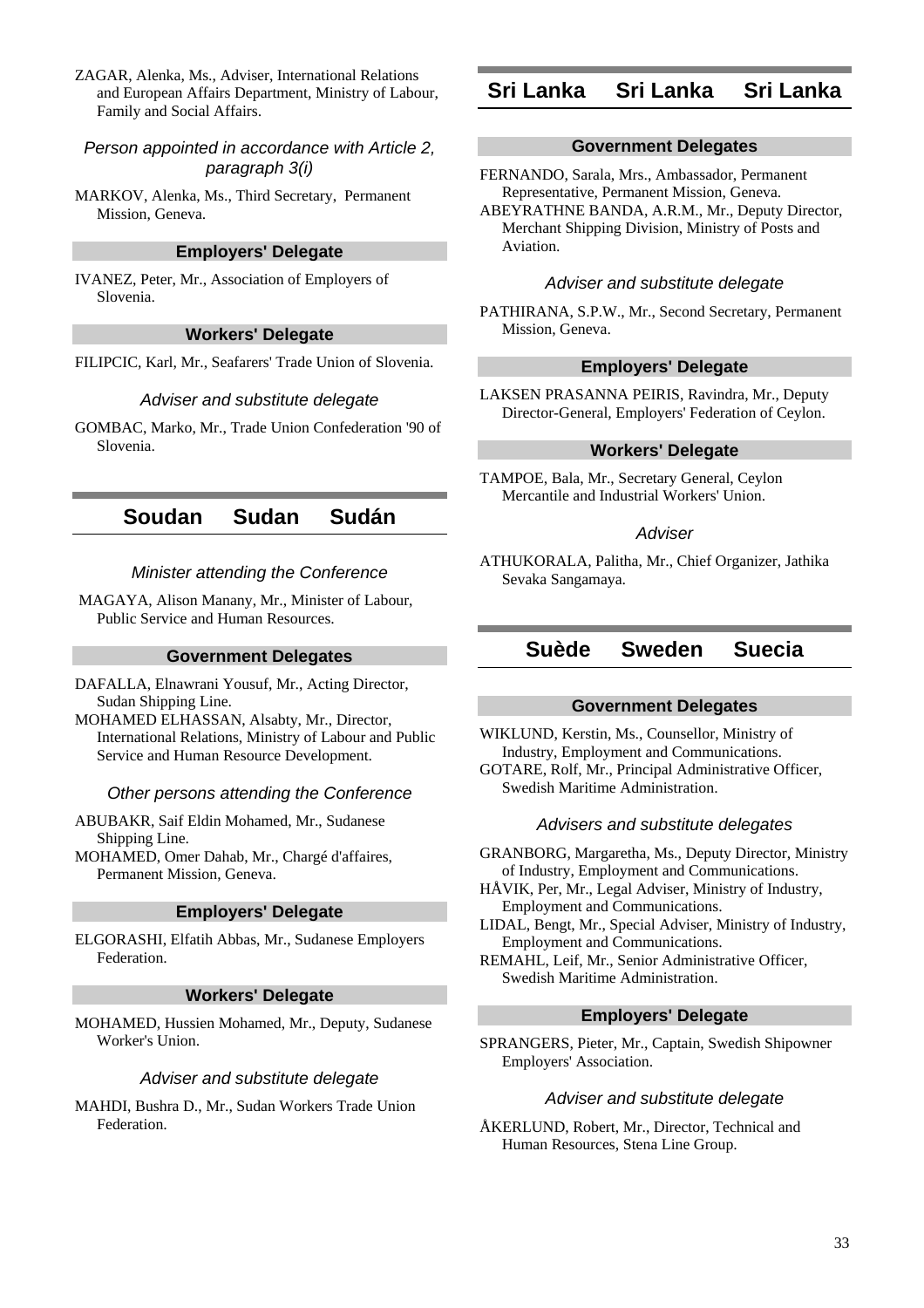ZAGAR, Alenka, Ms., Adviser, International Relations and European Affairs Department, Ministry of Labour, Family and Social Affairs.

*Person appointed in accordance with Article 2, paragraph 3(i)*

MARKOV, Alenka, Ms., Third Secretary, Permanent Mission, Geneva.

### Employers' Delegate

IVANEZ, Peter, Mr., Association of Employers of Slovenia.

### Workers' Delegate

FILIPCIC, Karl, Mr., Seafarers' Trade Union of Slovenia.

*Adviser and substitute delegate*

GOMBAC, Marko, Mr., Trade Union Confederation '90 of Slovenia.

## Soudan Sudan Sudán

*Minister attending the Conference*

MAGAYA, Alison Manany, Mr., Minister of Labour, Public Service and Human Resources.

### Government Delegates

DAFALLA, Elnawrani Yousuf, Mr., Acting Director, Sudan Shipping Line.

MOHAMED ELHASSAN, Alsabty, Mr., Director, International Relations, Ministry of Labour and Public Service and Human Resource Development.

*Other persons attending the Conference*

ABUBAKR, Saif Eldin Mohamed, Mr., Sudanese Shipping Line.

MOHAMED, Omer Dahab, Mr., Chargé d'affaires, Permanent Mission, Geneva.

### Employers' Delegate

ELGORASHI, Elfatih Abbas, Mr., Sudanese Employers Federation.

### Workers' Delegate

MOHAMED, Hussien Mohamed, Mr., Deputy, Sudanese Worker's Union.

*Adviser and substitute delegate*

MAHDI, Bushra D., Mr., Sudan Workers Trade Union Federation.

## Sri Lanka Sri Lanka Sri Lanka

### Government Delegates

FERNANDO, Sarala, Mrs., Ambassador, Permanent Representative, Permanent Mission, Geneva.

ABEYRATHNE BANDA, A.R.M., Mr., Deputy Director, Merchant Shipping Division, Ministry of Posts and Aviation.

*Adviser and substitute delegate*

PATHIRANA, S.P.W., Mr., Second Secretary, Permanent Mission, Geneva.

### Employers' Delegate

LAKSEN PRASANNA PEIRIS, Ravindra, Mr., Deputy Director-General, Employers' Federation of Ceylon.

### Workers' Delegate

TAMPOE, Bala, Mr., Secretary General, Ceylon Mercantile and Industrial Workers' Union.

*Adviser*

ATHUKORALA, Palitha, Mr., Chief Organizer, Jathika Sevaka Sangamaya.

## Suède Sweden Suecia

### Government Delegates

WIKLUND, Kerstin, Ms., Counsellor, Ministry of Industry, Employment and Communications.

GOTARE, Rolf, Mr., Principal Administrative Officer, Swedish Maritime Administration.

*Advisers and substitute delegates*

GRANBORG, Margaretha, Ms., Deputy Director, Ministry of Industry, Employment and Communications.

HÅVIK, Per, Mr., Legal Adviser, Ministry of Industry, Employment and Communications.

LIDAL, Bengt, Mr., Special Adviser, Ministry of Industry, Employment and Communications.

REMAHL, Leif, Mr., Senior Administrative Officer, Swedish Maritime Administration.

### Employers' Delegate

SPRANGERS, Pieter, Mr., Captain, Swedish Shipowner Employers' Association.

*Adviser and substitute delegate*

ÅKERLUND, Robert, Mr., Director, Technical and Human Resources, Stena Line Group.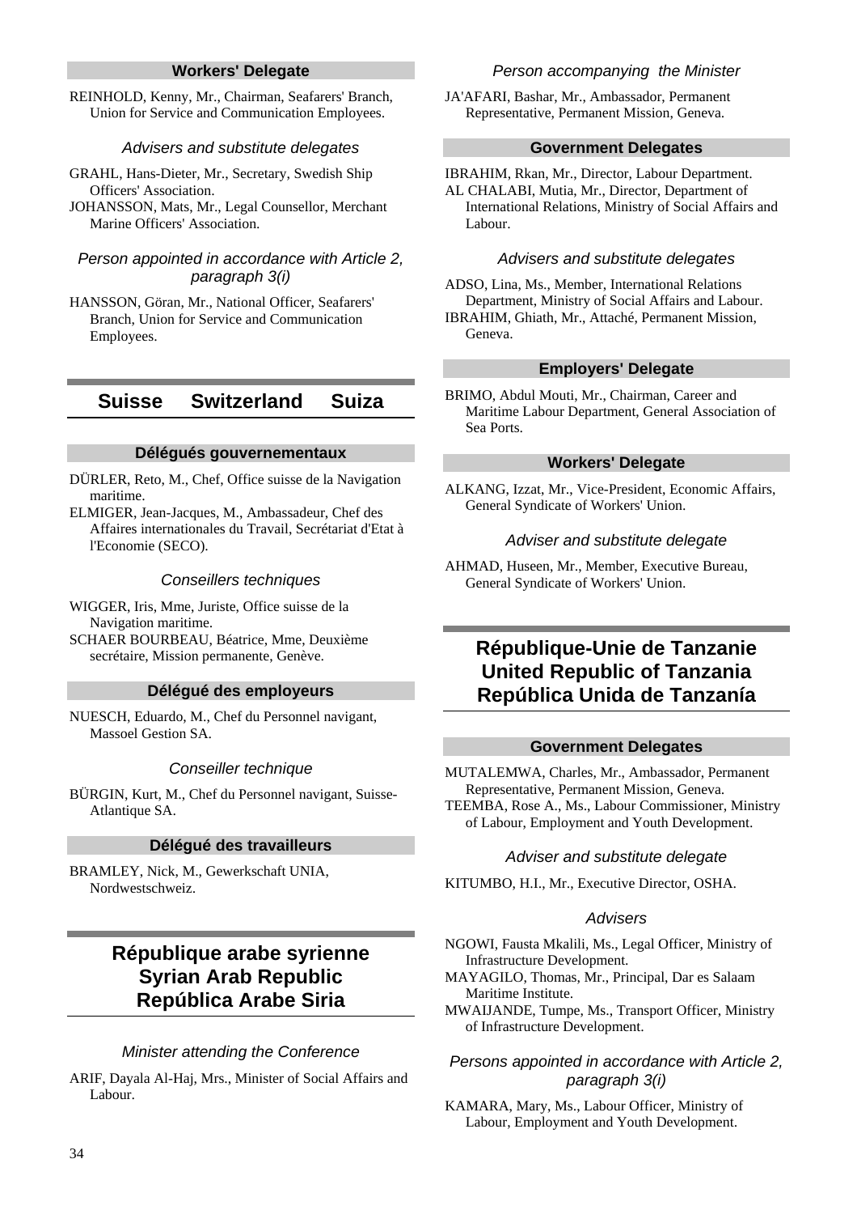#### Workers' Delegate

REINHOLD, Kenny, Mr., Chairman, Seafarers' Branch, Union for Service and Communication Employees.

*Advisers and substitute delegates*

GRAHL, Hans-Dieter, Mr., Secretary, Swedish Ship Officers' Association.

JOHANSSON, Mats, Mr., Legal Counsellor, Merchant Marine Officers' Association.

*Person appointed in accordance with Article 2, paragraph 3(i)*

HANSSON, Göran, Mr., National Officer, Seafarers' Branch, Union for Service and Communication Employees.

## Suisse Switzerland Suiza

#### Délégués gouvernementaux

DÜRLER, Reto, M., Chef, Office suisse de la Navigation maritime.

ELMIGER, Jean-Jacques, M., Ambassadeur, Chef des Affaires internationales du Travail, Secrétariat d'Etat à l'Economie (SECO).

*Conseillers techniques*

WIGGER, Iris, Mme, Juriste, Office suisse de la Navigation maritime.

SCHAER BOURBEAU, Béatrice, Mme, Deuxième secrétaire, Mission permanente, Genève.

#### Délégué des employeurs

NUESCH, Eduardo, M., Chef du Personnel navigant, Massoel Gestion SA.

*Conseiller technique*

BÜRGIN, Kurt, M., Chef du Personnel navigant, Suisse-Atlantique SA.

#### Délégué des travailleurs

BRAMLEY, Nick, M., Gewerkschaft UNIA, Nordwestschweiz.

## République arabe syrienne Syrian Arab Republic República Arabe Siria

*Minister attending the Conference*

ARIF, Dayala Al-Haj, Mrs., Minister of Social Affairs and Labour.

*Person accompanying the Minister*

JA'AFARI, Bashar, Mr., Ambassador, Permanent Representative, Permanent Mission, Geneva.

#### Government Delegates

IBRAHIM, Rkan, Mr., Director, Labour Department.

AL CHALABI, Mutia, Mr., Director, Department of International Relations, Ministry of Social Affairs and Labour.

*Advisers and substitute delegates*

ADSO, Lina, Ms., Member, International Relations Department, Ministry of Social Affairs and Labour.

IBRAHIM, Ghiath, Mr., Attaché, Permanent Mission, Geneva.

#### Employers' Delegate

BRIMO, Abdul Mouti, Mr., Chairman, Career and Maritime Labour Department, General Association of Sea Ports.

#### Workers' Delegate

ALKANG, Izzat, Mr., Vice-President, Economic Affairs, General Syndicate of Workers' Union.

*Adviser and substitute delegate*

AHMAD, Huseen, Mr., Member, Executive Bureau, General Syndicate of Workers' Union.

## République-Unie de Tanzanie United Republic of Tanzania República Unida de Tanzanía

#### Government Delegates

MUTALEMWA, Charles, Mr., Ambassador, Permanent Representative, Permanent Mission, Geneva.

TEEMBA, Rose A., Ms., Labour Commissioner, Ministry of Labour, Employment and Youth Development.

*Adviser and substitute delegate*

KITUMBO, H.I., Mr., Executive Director, OSHA.

*Advisers*

NGOWI, Fausta Mkalili, Ms., Legal Officer, Ministry of Infrastructure Development.

MAYAGILO, Thomas, Mr., Principal, Dar es Salaam Maritime Institute.

MWAIJANDE, Tumpe, Ms., Transport Officer, Ministry of Infrastructure Development.

*Persons appointed in accordance with Article 2, paragraph 3(i)*

KAMARA, Mary, Ms., Labour Officer, Ministry of Labour, Employment and Youth Development.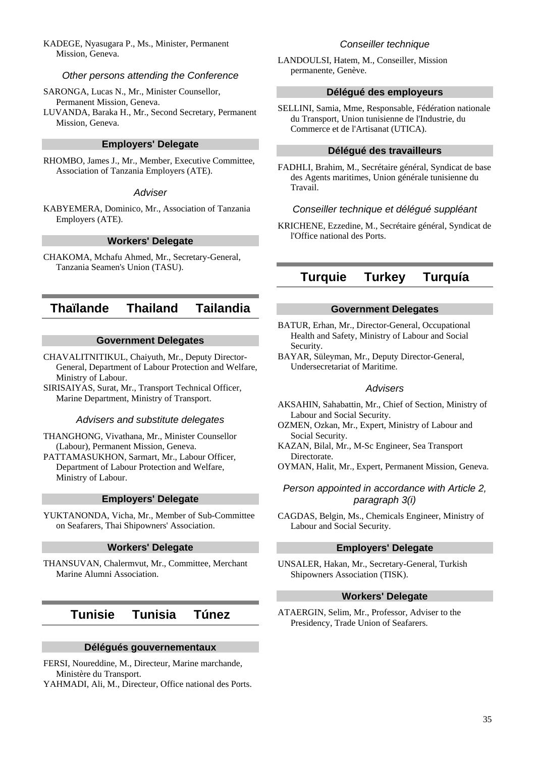KADEGE, Nyasugara P., Ms., Minister, Permanent Mission, Geneva.

*Other persons attending the Conference*

SARONGA, Lucas N., Mr., Minister Counsellor, Permanent Mission, Geneva.
LUVANDA, Baraka H., Mr., Second Secretary, Permanent Mission, Geneva.

**Employers' Delegate**

RHOMBO, James J., Mr., Member, Executive Committee, Association of Tanzania Employers (ATE).

*Adviser*

KABYEMERA, Dominico, Mr., Association of Tanzania Employers (ATE).

**Workers' Delegate**

CHAKOMA, Mchafu Ahmed, Mr., Secretary-General, Tanzania Seamen's Union (TASU).

## Thaïlande  Thailand  Tailandia

**Government Delegates**

CHAVALITNITIKUL, Chaiyuth, Mr., Deputy Director-General, Department of Labour Protection and Welfare, Ministry of Labour.
SIRISAIYAS, Surat, Mr., Transport Technical Officer, Marine Department, Ministry of Transport.

*Advisers and substitute delegates*

THANGHONG, Vivathana, Mr., Minister Counsellor (Labour), Permanent Mission, Geneva.
PATTAMASUKHON, Sarmart, Mr., Labour Officer, Department of Labour Protection and Welfare, Ministry of Labour.

**Employers' Delegate**

YUKTANONDA, Vicha, Mr., Member of Sub-Committee on Seafarers, Thai Shipowners' Association.

**Workers' Delegate**

THANSUVAN, Chalermvut, Mr., Committee, Merchant Marine Alumni Association.

## Tunisie  Tunisia  Túnez

**Délégués gouvernementaux**

FERSI, Noureddine, M., Directeur, Marine marchande, Ministère du Transport.
YAHMADI, Ali, M., Directeur, Office national des Ports.

*Conseiller technique*

LANDOULSI, Hatem, M., Conseiller, Mission permanente, Genève.

**Délégué des employeurs**

SELLINI, Samia, Mme, Responsable, Fédération nationale du Transport, Union tunisienne de l'Industrie, du Commerce et de l'Artisanat (UTICA).

**Délégué des travailleurs**

FADHLI, Brahim, M., Secrétaire général, Syndicat de base des Agents maritimes, Union générale tunisienne du Travail.

*Conseiller technique et délégué suppléant*

KRICHENE, Ezzedine, M., Secrétaire général, Syndicat de l'Office national des Ports.

## Turquie  Turkey  Turquía

**Government Delegates**

BATUR, Erhan, Mr., Director-General, Occupational Health and Safety, Ministry of Labour and Social Security.
BAYAR, Süleyman, Mr., Deputy Director-General, Undersecretariat of Maritime.

*Advisers*

AKSAHIN, Sahabattin, Mr., Chief of Section, Ministry of Labour and Social Security.
OZMEN, Ozkan, Mr., Expert, Ministry of Labour and Social Security.
KAZAN, Bilal, Mr., M-Sc Engineer, Sea Transport Directorate.
OYMAN, Halit, Mr., Expert, Permanent Mission, Geneva.

*Person appointed in accordance with Article 2, paragraph 3(i)*

CAGDAS, Belgin, Ms., Chemicals Engineer, Ministry of Labour and Social Security.

**Employers' Delegate**

UNSALER, Hakan, Mr., Secretary-General, Turkish Shipowners Association (TISK).

**Workers' Delegate**

ATAERGIN, Selim, Mr., Professor, Adviser to the Presidency, Trade Union of Seafarers.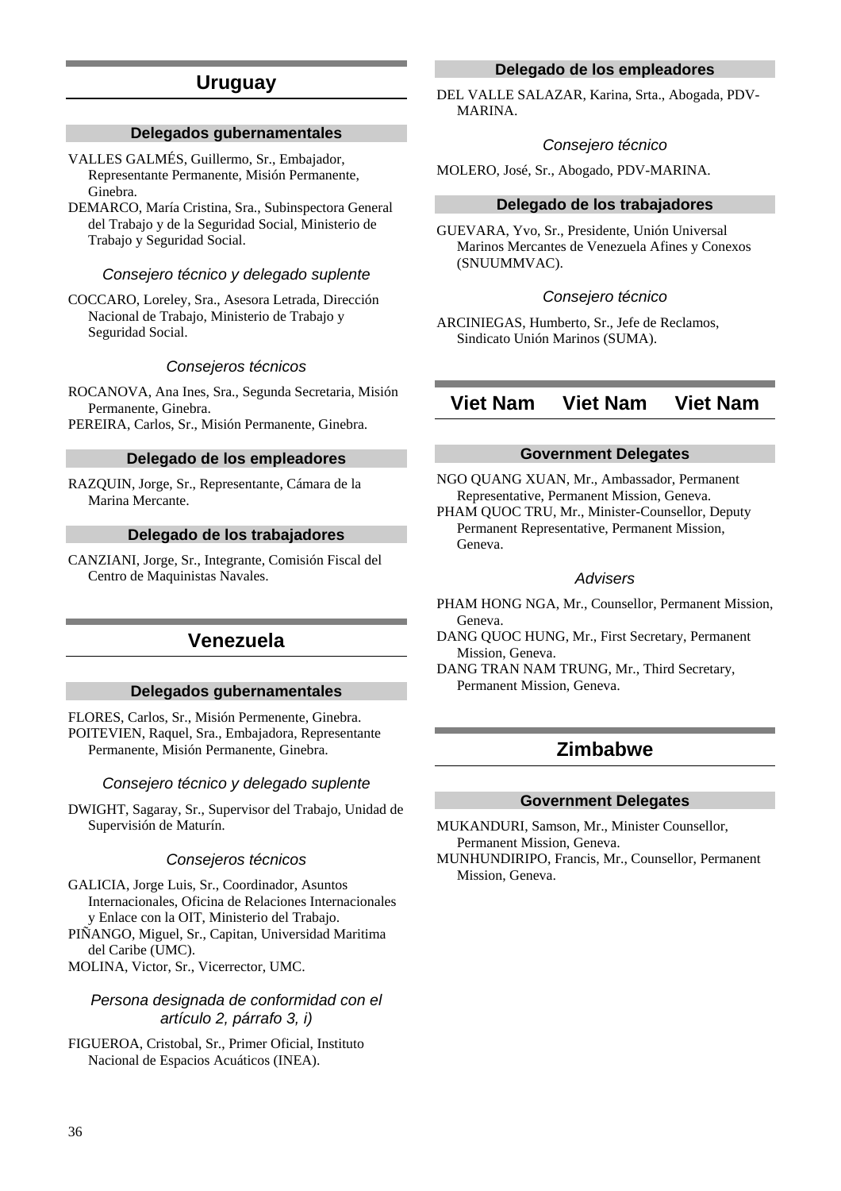## Uruguay

### Delegados gubernamentales

VALLES GALMÉS, Guillermo, Sr., Embajador, Representante Permanente, Misión Permanente, Ginebra.

DEMARCO, María Cristina, Sra., Subinspectora General del Trabajo y de la Seguridad Social, Ministerio de Trabajo y Seguridad Social.

*Consejero técnico y delegado suplente*

COCCARO, Loreley, Sra., Asesora Letrada, Dirección Nacional de Trabajo, Ministerio de Trabajo y Seguridad Social.

*Consejeros técnicos*

ROCANOVA, Ana Ines, Sra., Segunda Secretaria, Misión Permanente, Ginebra.

PEREIRA, Carlos, Sr., Misión Permanente, Ginebra.

### Delegado de los empleadores

RAZQUIN, Jorge, Sr., Representante, Cámara de la Marina Mercante.

### Delegado de los trabajadores

CANZIANI, Jorge, Sr., Integrante, Comisión Fiscal del Centro de Maquinistas Navales.

## Venezuela

### Delegados gubernamentales

FLORES, Carlos, Sr., Misión Permenente, Ginebra.

POITEVIEN, Raquel, Sra., Embajadora, Representante Permanente, Misión Permanente, Ginebra.

*Consejero técnico y delegado suplente*

DWIGHT, Sagaray, Sr., Supervisor del Trabajo, Unidad de Supervisión de Maturín.

*Consejeros técnicos*

GALICIA, Jorge Luis, Sr., Coordinador, Asuntos Internacionales, Oficina de Relaciones Internacionales y Enlace con la OIT, Ministerio del Trabajo.

PIÑANGO, Miguel, Sr., Capitan, Universidad Maritima del Caribe (UMC).

MOLINA, Victor, Sr., Vicerrector, UMC.

*Persona designada de conformidad con el artículo 2, párrafo 3, i)*

FIGUEROA, Cristobal, Sr., Primer Oficial, Instituto Nacional de Espacios Acuáticos (INEA).

### Delegado de los empleadores

DEL VALLE SALAZAR, Karina, Srta., Abogada, PDV-MARINA.

*Consejero técnico*

MOLERO, José, Sr., Abogado, PDV-MARINA.

### Delegado de los trabajadores

GUEVARA, Yvo, Sr., Presidente, Unión Universal Marinos Mercantes de Venezuela Afines y Conexos (SNUUMMVAC).

*Consejero técnico*

ARCINIEGAS, Humberto, Sr., Jefe de Reclamos, Sindicato Unión Marinos (SUMA).

## Viet Nam Viet Nam Viet Nam

### Government Delegates

NGO QUANG XUAN, Mr., Ambassador, Permanent Representative, Permanent Mission, Geneva.

PHAM QUOC TRU, Mr., Minister-Counsellor, Deputy Permanent Representative, Permanent Mission, Geneva.

*Advisers*

PHAM HONG NGA, Mr., Counsellor, Permanent Mission, Geneva.

DANG QUOC HUNG, Mr., First Secretary, Permanent Mission, Geneva.

DANG TRAN NAM TRUNG, Mr., Third Secretary, Permanent Mission, Geneva.

## Zimbabwe

### Government Delegates

MUKANDURI, Samson, Mr., Minister Counsellor, Permanent Mission, Geneva.

MUNHUNDIRIPO, Francis, Mr., Counsellor, Permanent Mission, Geneva.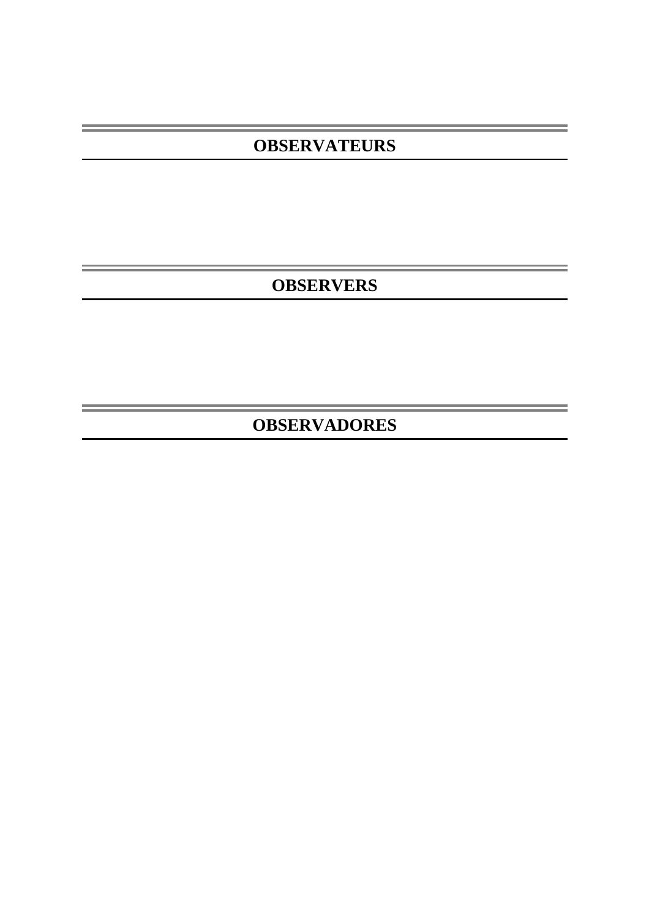# OBSERVATEURS

# OBSERVERS

# OBSERVADORES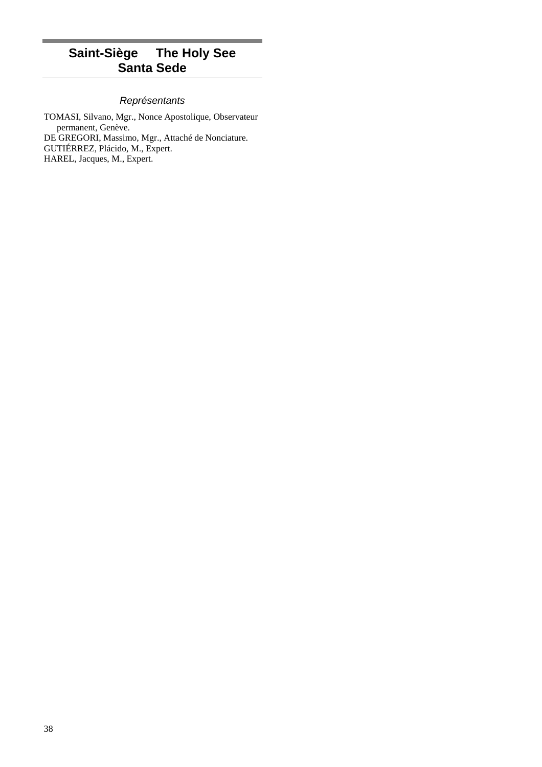## Saint-Siège The Holy See
## Santa Sede

*Représentants*

TOMASI, Silvano, Mgr., Nonce Apostolique, Observateur permanent, Genève.
DE GREGORI, Massimo, Mgr., Attaché de Nonciature.
GUTIÉRREZ, Plácido, M., Expert.
HAREL, Jacques, M., Expert.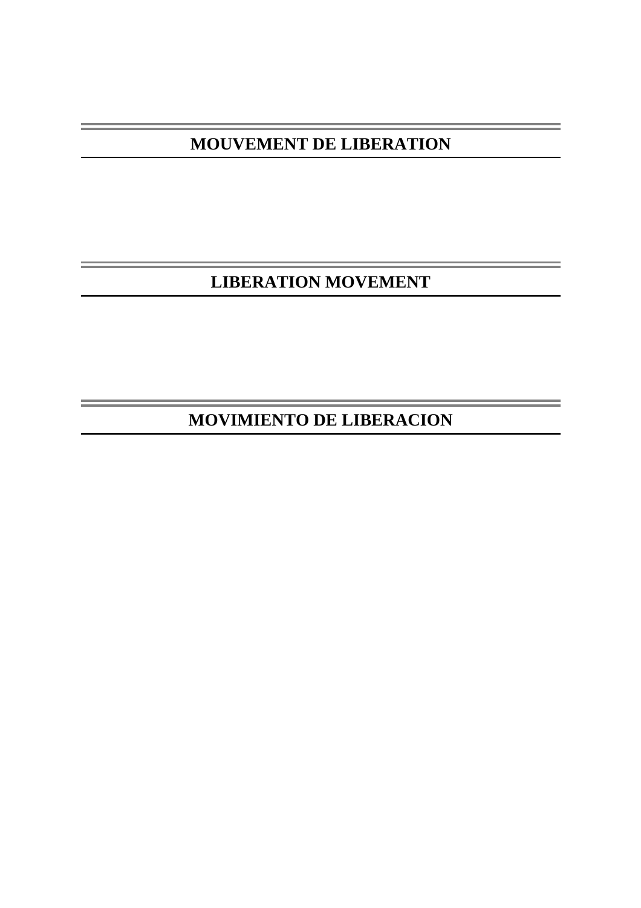# MOUVEMENT DE LIBERATION

# LIBERATION MOVEMENT

# MOVIMIENTO DE LIBERACION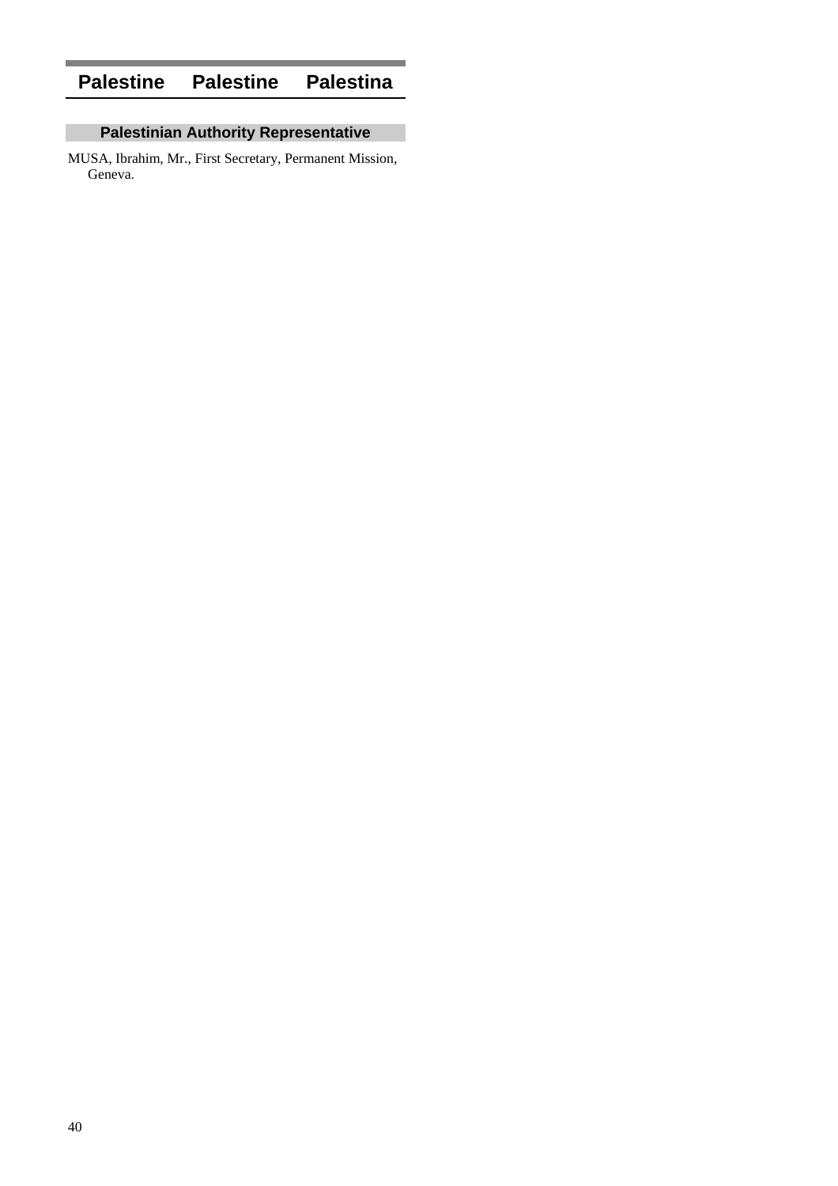## Palestine Palestine Palestina

### Palestinian Authority Representative

MUSA, Ibrahim, Mr., First Secretary, Permanent Mission, Geneva.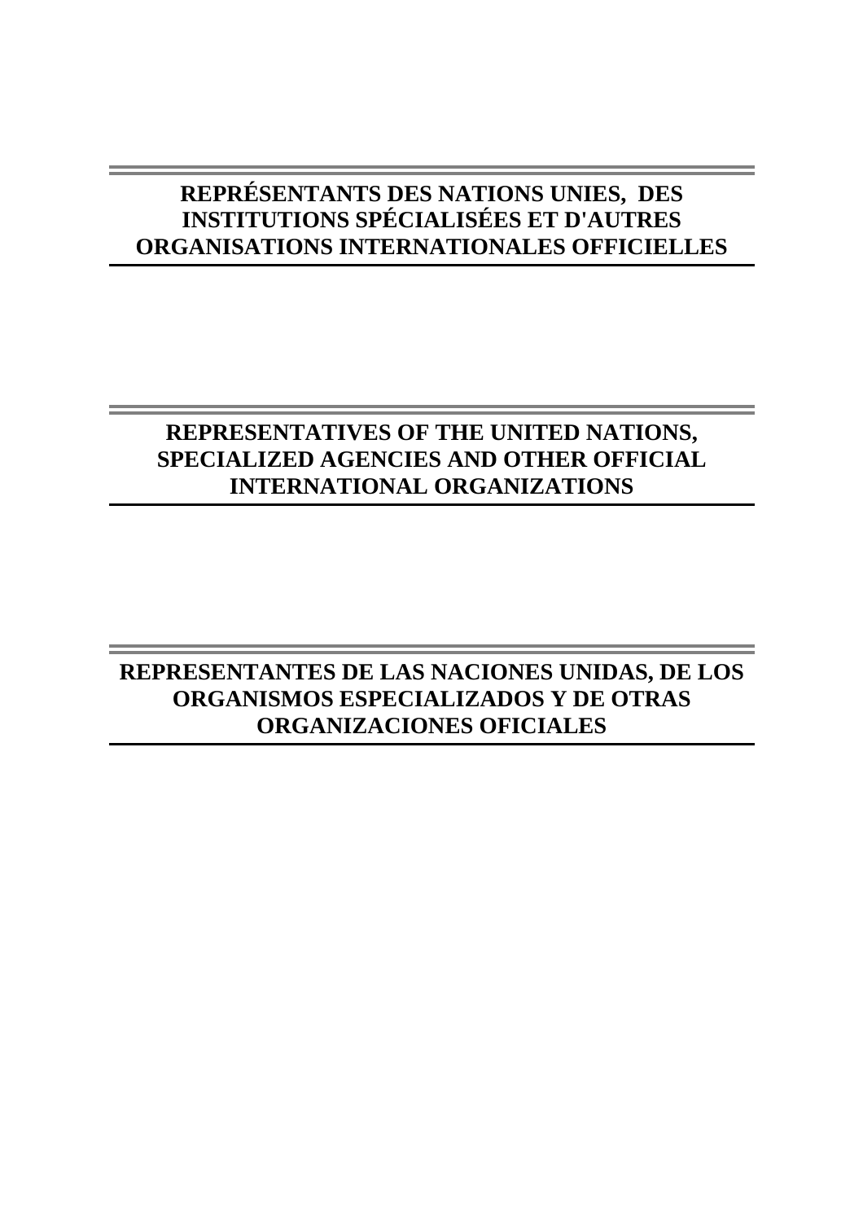# REPRÉSENTANTS DES NATIONS UNIES, DES INSTITUTIONS SPÉCIALISÉES ET D'AUTRES ORGANISATIONS INTERNATIONALES OFFICIELLES

# REPRESENTATIVES OF THE UNITED NATIONS, SPECIALIZED AGENCIES AND OTHER OFFICIAL INTERNATIONAL ORGANIZATIONS

# REPRESENTANTES DE LAS NACIONES UNIDAS, DE LOS ORGANISMOS ESPECIALIZADOS Y DE OTRAS ORGANIZACIONES OFICIALES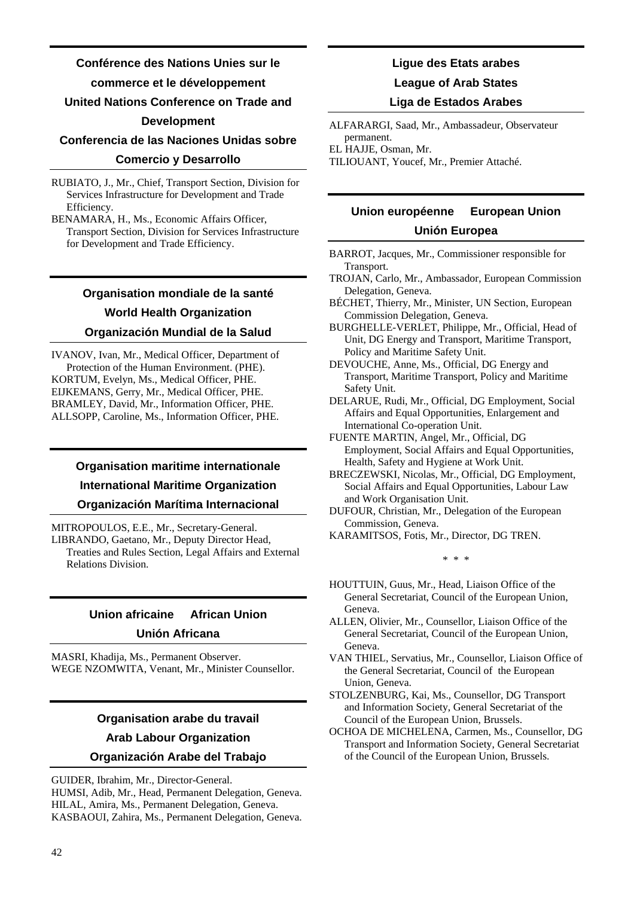## Conférence des Nations Unies sur le commerce et le développement
## United Nations Conference on Trade and Development
## Conferencia de las Naciones Unidas sobre Comercio y Desarrollo

RUBIATO, J., Mr., Chief, Transport Section, Division for Services Infrastructure for Development and Trade Efficiency.

BENAMARA, H., Ms., Economic Affairs Officer, Transport Section, Division for Services Infrastructure for Development and Trade Efficiency.

## Organisation mondiale de la santé
## World Health Organization
## Organización Mundial de la Salud

IVANOV, Ivan, Mr., Medical Officer, Department of Protection of the Human Environment. (PHE).

KORTUM, Evelyn, Ms., Medical Officer, PHE.

EIJKEMANS, Gerry, Mr., Medical Officer, PHE.

BRAMLEY, David, Mr., Information Officer, PHE.

ALLSOPP, Caroline, Ms., Information Officer, PHE.

## Organisation maritime internationale
## International Maritime Organization
## Organización Marítima Internacional

MITROPOULOS, E.E., Mr., Secretary-General.

LIBRANDO, Gaetano, Mr., Deputy Director Head, Treaties and Rules Section, Legal Affairs and External Relations Division.

## Union africaine African Union
## Unión Africana

MASRI, Khadija, Ms., Permanent Observer.

WEGE NZOMWITA, Venant, Mr., Minister Counsellor.

## Organisation arabe du travail
## Arab Labour Organization
## Organización Arabe del Trabajo

GUIDER, Ibrahim, Mr., Director-General.

HUMSI, Adib, Mr., Head, Permanent Delegation, Geneva.

HILAL, Amira, Ms., Permanent Delegation, Geneva.

KASBAOUI, Zahira, Ms., Permanent Delegation, Geneva.

## Ligue des Etats arabes
## League of Arab States
## Liga de Estados Arabes

ALFARARGI, Saad, Mr., Ambassadeur, Observateur permanent.

EL HAJJE, Osman, Mr.

TILIOUANT, Youcef, Mr., Premier Attaché.

## Union européenne European Union
## Unión Europea

BARROT, Jacques, Mr., Commissioner responsible for Transport.

TROJAN, Carlo, Mr., Ambassador, European Commission Delegation, Geneva.

BÉCHET, Thierry, Mr., Minister, UN Section, European Commission Delegation, Geneva.

BURGHELLE-VERLET, Philippe, Mr., Official, Head of Unit, DG Energy and Transport, Maritime Transport, Policy and Maritime Safety Unit.

DEVOUCHE, Anne, Ms., Official, DG Energy and Transport, Maritime Transport, Policy and Maritime Safety Unit.

DELARUE, Rudi, Mr., Official, DG Employment, Social Affairs and Equal Opportunities, Enlargement and International Co-operation Unit.

FUENTE MARTIN, Angel, Mr., Official, DG Employment, Social Affairs and Equal Opportunities, Health, Safety and Hygiene at Work Unit.

BRECZEWSKI, Nicolas, Mr., Official, DG Employment, Social Affairs and Equal Opportunities, Labour Law and Work Organisation Unit.

DUFOUR, Christian, Mr., Delegation of the European Commission, Geneva.

KARAMITSOS, Fotis, Mr., Director, DG TREN.

\* \* \*

HOUTTUIN, Guus, Mr., Head, Liaison Office of the General Secretariat, Council of the European Union, Geneva.

ALLEN, Olivier, Mr., Counsellor, Liaison Office of the General Secretariat, Council of the European Union, Geneva.

VAN THIEL, Servatius, Mr., Counsellor, Liaison Office of the General Secretariat, Council of the European Union, Geneva.

STOLZENBURG, Kai, Ms., Counsellor, DG Transport and Information Society, General Secretariat of the Council of the European Union, Brussels.

OCHOA DE MICHELENA, Carmen, Ms., Counsellor, DG Transport and Information Society, General Secretariat of the Council of the European Union, Brussels.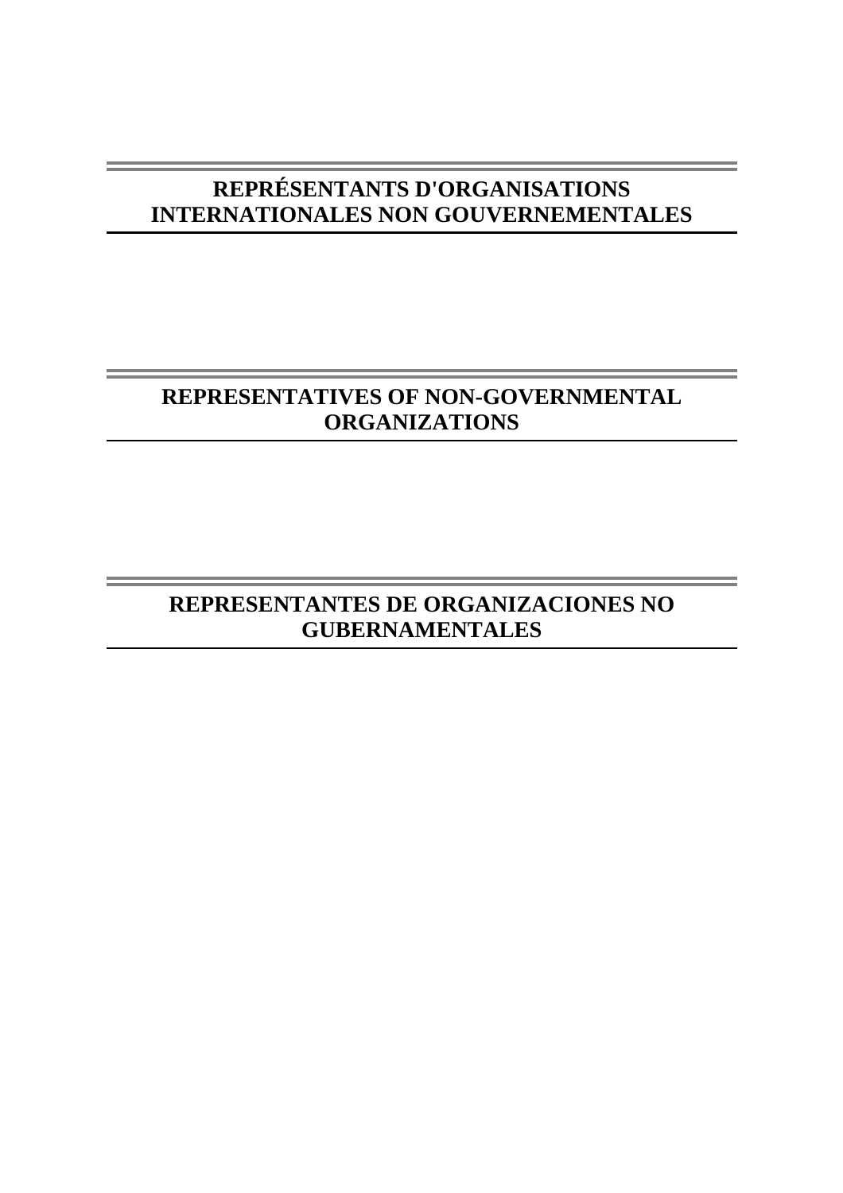## REPRÉSENTANTS D'ORGANISATIONS INTERNATIONALES NON GOUVERNEMENTALES

## REPRESENTATIVES OF NON-GOVERNMENTAL ORGANIZATIONS

## REPRESENTANTES DE ORGANIZACIONES NO GUBERNAMENTALES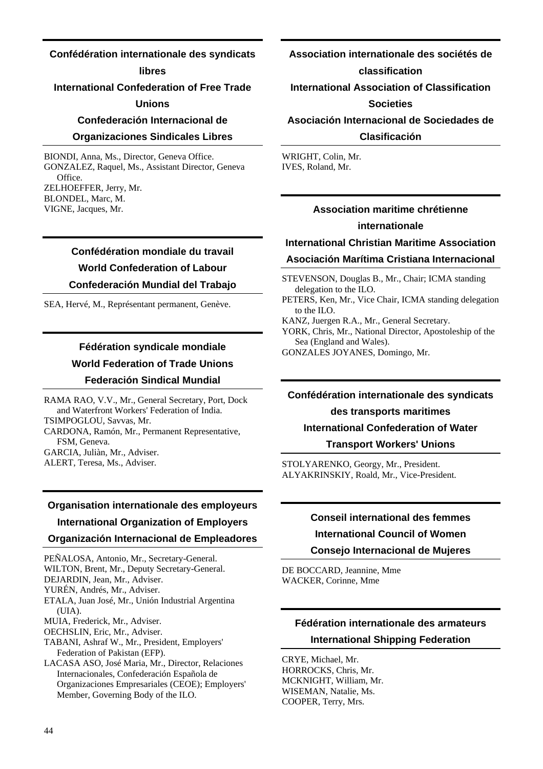## Confédération internationale des syndicats libres
## International Confederation of Free Trade Unions
## Confederación Internacional de Organizaciones Sindicales Libres

BIONDI, Anna, Ms., Director, Geneva Office.
GONZALEZ, Raquel, Ms., Assistant Director, Geneva Office.
ZELHOEFFER, Jerry, Mr.
BLONDEL, Marc, M.
VIGNE, Jacques, Mr.

## Confédération mondiale du travail
## World Confederation of Labour
## Confederación Mundial del Trabajo

SEA, Hervé, M., Représentant permanent, Genève.

## Fédération syndicale mondiale
## World Federation of Trade Unions
## Federación Sindical Mundial

RAMA RAO, V.V., Mr., General Secretary, Port, Dock and Waterfront Workers' Federation of India.
TSIMPOGLOU, Savvas, Mr.
CARDONA, Ramón, Mr., Permanent Representative, FSM, Geneva.
GARCIA, Juliàn, Mr., Adviser.
ALERT, Teresa, Ms., Adviser.

## Organisation internationale des employeurs
## International Organization of Employers
## Organización Internacional de Empleadores

PEÑALOSA, Antonio, Mr., Secretary-General.
WILTON, Brent, Mr., Deputy Secretary-General.
DEJARDIN, Jean, Mr., Adviser.
YURÉN, Andrés, Mr., Adviser.
ETALA, Juan José, Mr., Unión Industrial Argentina (UIA).
MUIA, Frederick, Mr., Adviser.
OECHSLIN, Eric, Mr., Adviser.
TABANI, Ashraf W., Mr., President, Employers' Federation of Pakistan (EFP).
LACASA ASO, José Maria, Mr., Director, Relaciones Internacionales, Confederación Española de Organizaciones Empresariales (CEOE); Employers' Member, Governing Body of the ILO.

## Association internationale des sociétés de classification
## International Association of Classification Societies
## Asociación Internacional de Sociedades de Clasificación

WRIGHT, Colin, Mr.
IVES, Roland, Mr.

## Association maritime chrétienne internationale
## International Christian Maritime Association
## Asociación Marítima Cristiana Internacional

STEVENSON, Douglas B., Mr., Chair; ICMA standing delegation to the ILO.
PETERS, Ken, Mr., Vice Chair, ICMA standing delegation to the ILO.
KANZ, Juergen R.A., Mr., General Secretary.
YORK, Chris, Mr., National Director, Apostoleship of the Sea (England and Wales).
GONZALES JOYANES, Domingo, Mr.

## Confédération internationale des syndicats des transports maritimes
## International Confederation of Water Transport Workers' Unions

STOLYARENKO, Georgy, Mr., President.
ALYAKRINSKIY, Roald, Mr., Vice-President.

## Conseil international des femmes
## International Council of Women
## Consejo Internacional de Mujeres

DE BOCCARD, Jeannine, Mme
WACKER, Corinne, Mme

## Fédération internationale des armateurs
## International Shipping Federation

CRYE, Michael, Mr.
HORROCKS, Chris, Mr.
MCKNIGHT, William, Mr.
WISEMAN, Natalie, Ms.
COOPER, Terry, Mrs.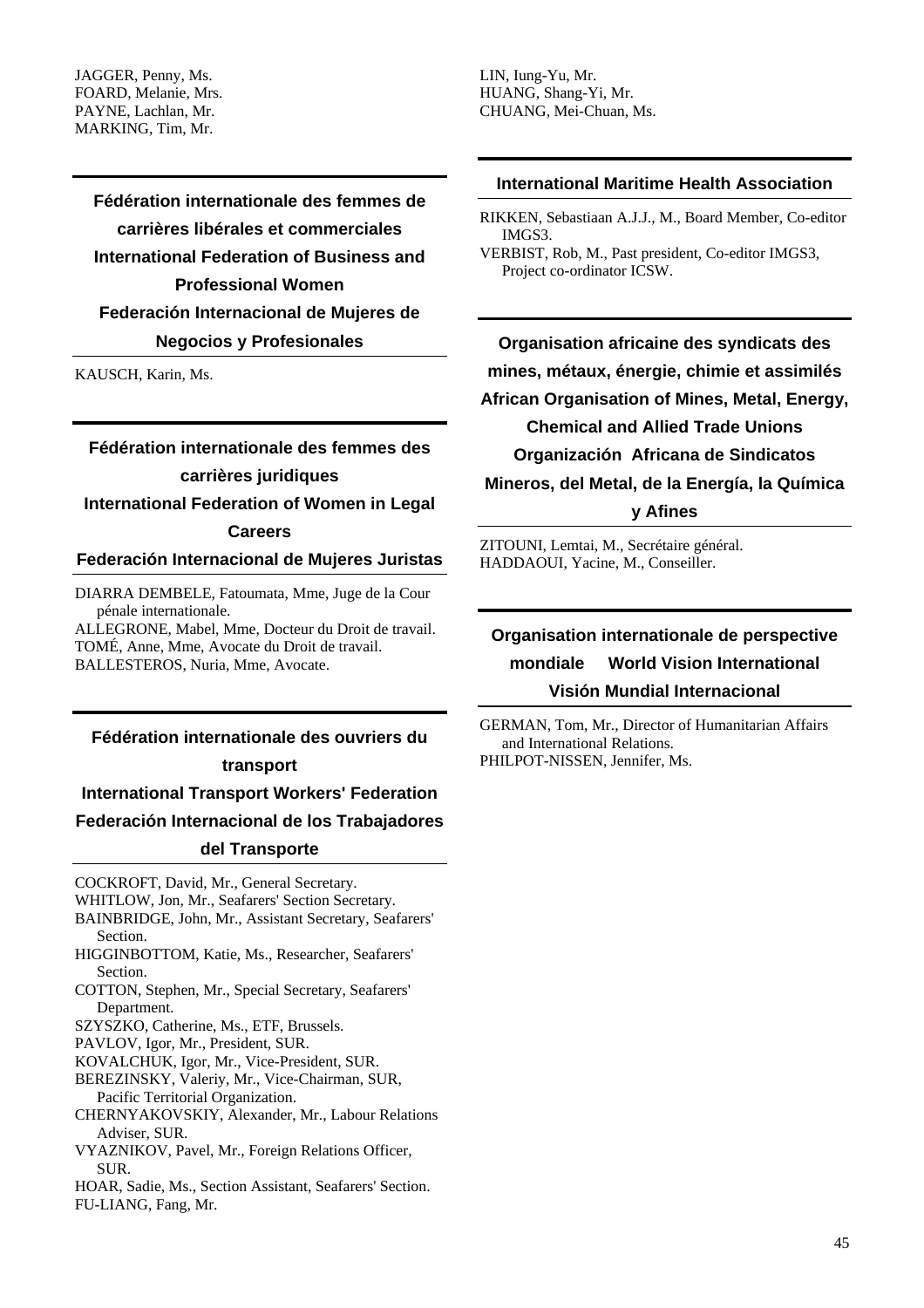JAGGER, Penny, Ms.
FOARD, Melanie, Mrs.
PAYNE, Lachlan, Mr.
MARKING, Tim, Mr.

## Fédération internationale des femmes de carrières libérales et commerciales
## International Federation of Business and Professional Women
## Federación Internacional de Mujeres de Negocios y Profesionales

KAUSCH, Karin, Ms.

## Fédération internationale des femmes des carrières juridiques
## International Federation of Women in Legal Careers
## Federación Internacional de Mujeres Juristas

DIARRA DEMBELE, Fatoumata, Mme, Juge de la Cour pénale internationale.
ALLEGRONE, Mabel, Mme, Docteur du Droit de travail.
TOMÉ, Anne, Mme, Avocate du Droit de travail.
BALLESTEROS, Nuria, Mme, Avocate.

## Fédération internationale des ouvriers du transport
## International Transport Workers' Federation
## Federación Internacional de los Trabajadores del Transporte

COCKROFT, David, Mr., General Secretary.
WHITLOW, Jon, Mr., Seafarers' Section Secretary.
BAINBRIDGE, John, Mr., Assistant Secretary, Seafarers' Section.
HIGGINBOTTOM, Katie, Ms., Researcher, Seafarers' Section.
COTTON, Stephen, Mr., Special Secretary, Seafarers' Department.
SZYSZKO, Catherine, Ms., ETF, Brussels.
PAVLOV, Igor, Mr., President, SUR.
KOVALCHUK, Igor, Mr., Vice-President, SUR.
BEREZINSKY, Valeriy, Mr., Vice-Chairman, SUR, Pacific Territorial Organization.
CHERNYAKOVSKIY, Alexander, Mr., Labour Relations Adviser, SUR.
VYAZNIKOV, Pavel, Mr., Foreign Relations Officer, SUR.
HOAR, Sadie, Ms., Section Assistant, Seafarers' Section.
FU-LIANG, Fang, Mr.
LIN, Iung-Yu, Mr.
HUANG, Shang-Yi, Mr.
CHUANG, Mei-Chuan, Ms.

## International Maritime Health Association

RIKKEN, Sebastiaan A.J.J., M., Board Member, Co-editor IMGS3.
VERBIST, Rob, M., Past president, Co-editor IMGS3, Project co-ordinator ICSW.

## Organisation africaine des syndicats des mines, métaux, énergie, chimie et assimilés
## African Organisation of Mines, Metal, Energy, Chemical and Allied Trade Unions
## Organización Africana de Sindicatos Mineros, del Metal, de la Energía, la Química y Afines

ZITOUNI, Lemtai, M., Secrétaire général.
HADDAOUI, Yacine, M., Conseiller.

## Organisation internationale de perspective mondiale World Vision International
## Visión Mundial Internacional

GERMAN, Tom, Mr., Director of Humanitarian Affairs and International Relations.
PHILPOT-NISSEN, Jennifer, Ms.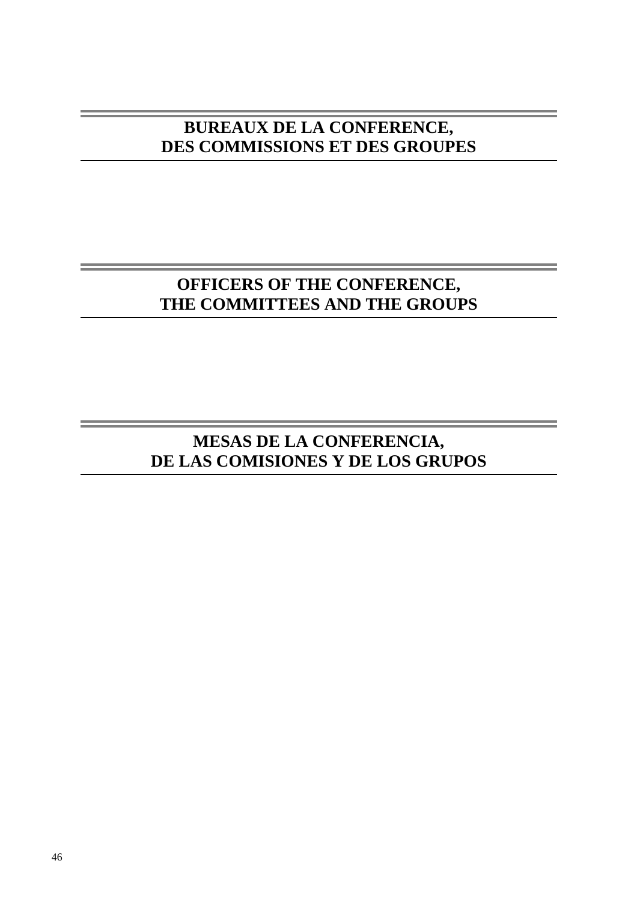# BUREAUX DE LA CONFERENCE, DES COMMISSIONS ET DES GROUPES

# OFFICERS OF THE CONFERENCE, THE COMMITTEES AND THE GROUPS

# MESAS DE LA CONFERENCIA, DE LAS COMISIONES Y DE LOS GRUPOS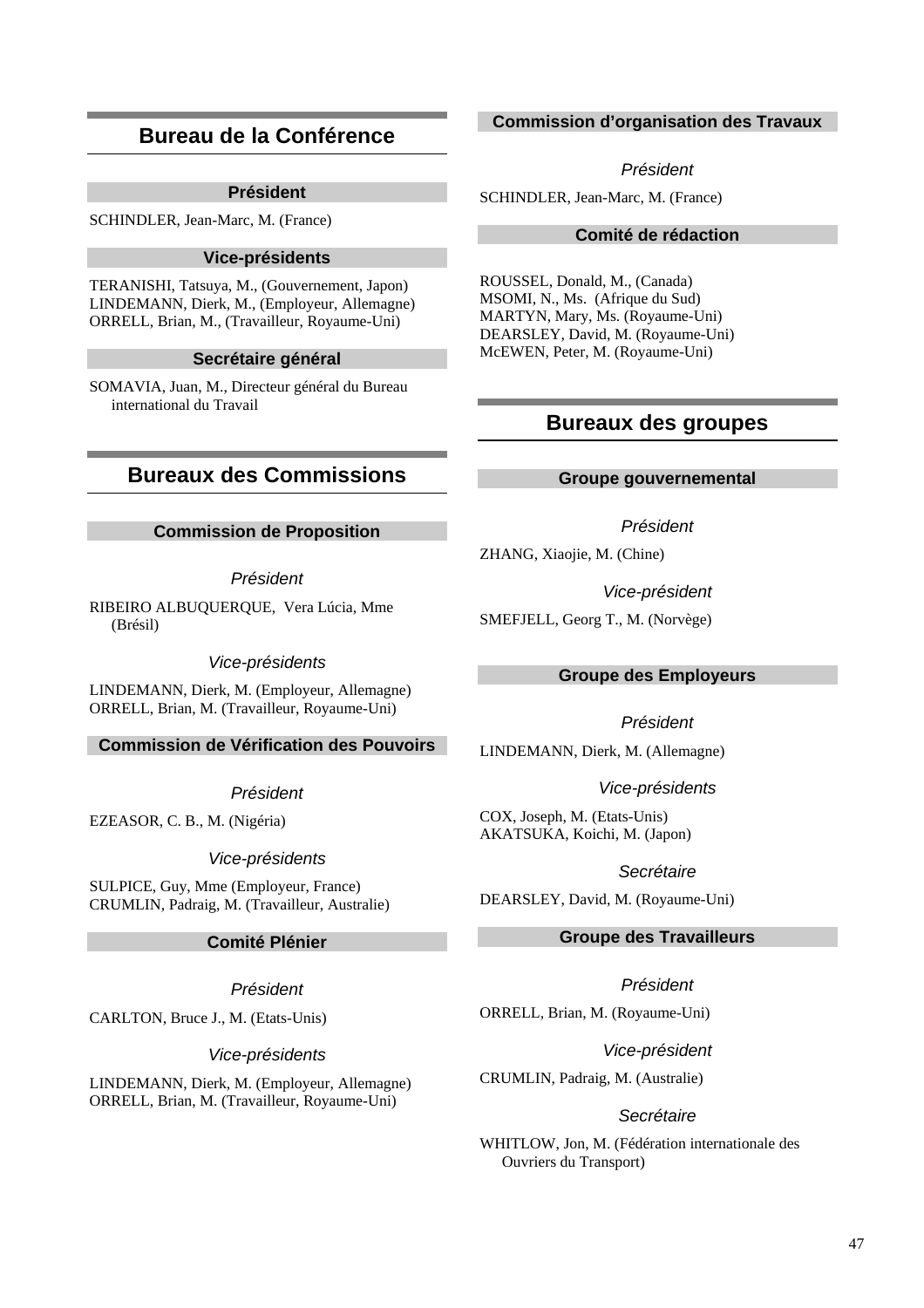## Bureau de la Conférence

### Président

SCHINDLER, Jean-Marc, M. (France)

### Vice-présidents

TERANISHI, Tatsuya, M., (Gouvernement, Japon)
LINDEMANN, Dierk, M., (Employeur, Allemagne)
ORRELL, Brian, M., (Travailleur, Royaume-Uni)

### Secrétaire général

SOMAVIA, Juan, M., Directeur général du Bureau international du Travail

## Bureaux des Commissions

### Commission de Proposition

*Président*

RIBEIRO ALBUQUERQUE, Vera Lúcia, Mme (Brésil)

*Vice-présidents*

LINDEMANN, Dierk, M. (Employeur, Allemagne)
ORRELL, Brian, M. (Travailleur, Royaume-Uni)

### Commission de Vérification des Pouvoirs

*Président*

EZEASOR, C. B., M. (Nigéria)

*Vice-présidents*

SULPICE, Guy, Mme (Employeur, France)
CRUMLIN, Padraig, M. (Travailleur, Australie)

### Comité Plénier

*Président*

CARLTON, Bruce J., M. (Etats-Unis)

*Vice-présidents*

LINDEMANN, Dierk, M. (Employeur, Allemagne)
ORRELL, Brian, M. (Travailleur, Royaume-Uni)

### Commission d'organisation des Travaux

*Président*

SCHINDLER, Jean-Marc, M. (France)

### Comité de rédaction

ROUSSEL, Donald, M., (Canada)
MSOMI, N., Ms. (Afrique du Sud)
MARTYN, Mary, Ms. (Royaume-Uni)
DEARSLEY, David, M. (Royaume-Uni)
McEWEN, Peter, M. (Royaume-Uni)

## Bureaux des groupes

### Groupe gouvernemental

*Président*

ZHANG, Xiaojie, M. (Chine)

*Vice-président*

SMEFJELL, Georg T., M. (Norvège)

### Groupe des Employeurs

*Président*

LINDEMANN, Dierk, M. (Allemagne)

*Vice-présidents*

COX, Joseph, M. (Etats-Unis)
AKATSUKA, Koichi, M. (Japon)

*Secrétaire*

DEARSLEY, David, M. (Royaume-Uni)

### Groupe des Travailleurs

*Président*

ORRELL, Brian, M. (Royaume-Uni)

*Vice-président*

CRUMLIN, Padraig, M. (Australie)

*Secrétaire*

WHITLOW, Jon, M. (Fédération internationale des Ouvriers du Transport)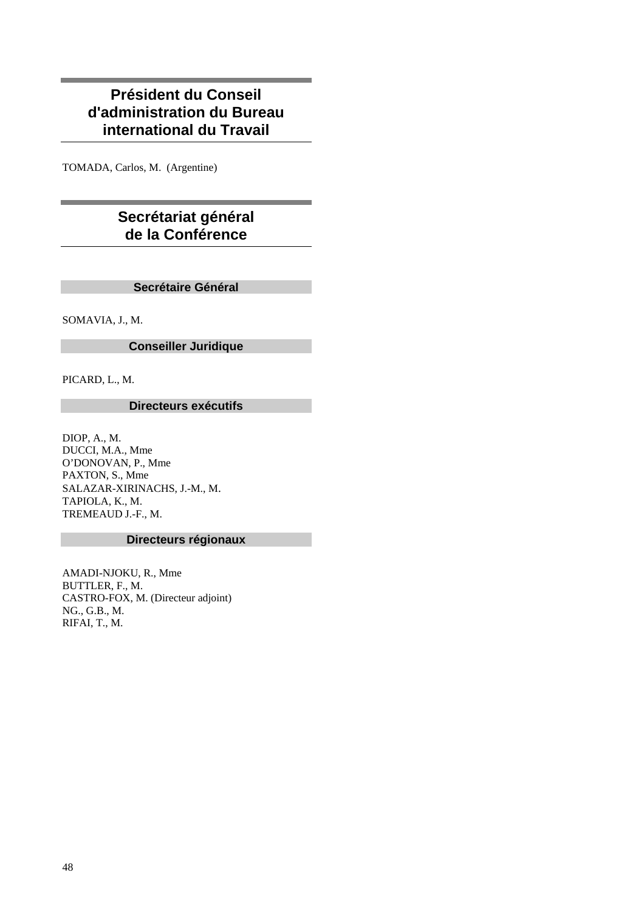## Président du Conseil d'administration du Bureau international du Travail

TOMADA, Carlos, M. (Argentine)

## Secrétariat général de la Conférence

### Secrétaire Général

SOMAVIA, J., M.

### Conseiller Juridique

PICARD, L., M.

### Directeurs exécutifs

DIOP, A., M.
DUCCI, M.A., Mme
O'DONOVAN, P., Mme
PAXTON, S., Mme
SALAZAR-XIRINACHS, J.-M., M.
TAPIOLA, K., M.
TREMEAUD J.-F., M.

### Directeurs régionaux

AMADI-NJOKU, R., Mme
BUTTLER, F., M.
CASTRO-FOX, M. (Directeur adjoint)
NG., G.B., M.
RIFAI, T., M.